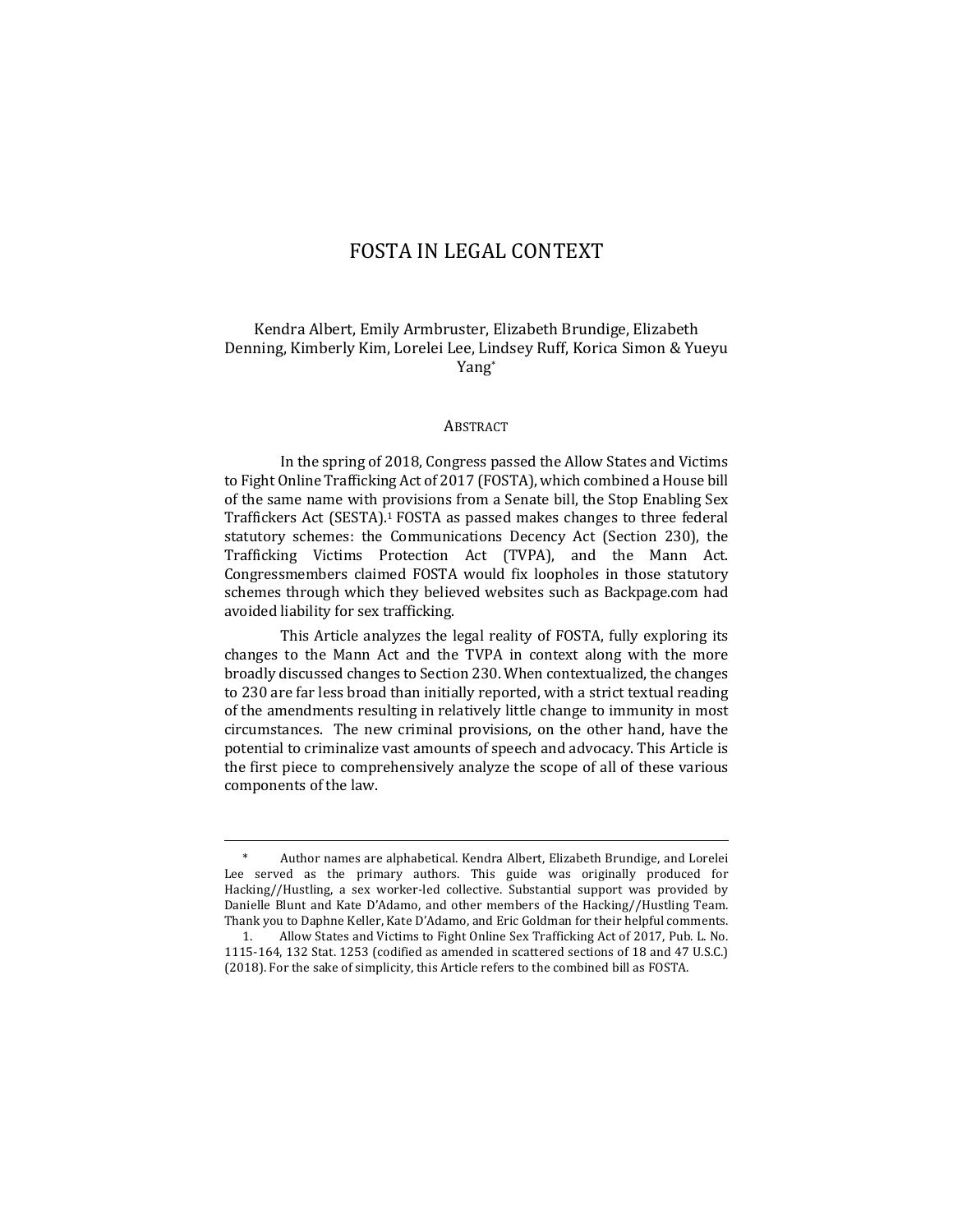# FOSTA IN LEGAL CONTEXT

Kendra Albert, Emily Armbruster, Elizabeth Brundige, Elizabeth Denning, Kimberly Kim, Lorelei Lee, Lindsey Ruff, Korica Simon & Yueyu Yang[*]

## ABSTRACT

In the spring of 2018, Congress passed the Allow States and Victims to Fight Online Trafficking Act of 2017 (FOSTA), which combined a House bill of the same name with provisions from a Senate bill, the Stop Enabling Sex Traffickers Act (SESTA).[1] FOSTA as passed makes changes to three federal statutory schemes: the Communications Decency Act (Section 230), the Trafficking Victims Protection Act (TVPA), and the Mann Act. Congressmembers claimed FOSTA would fix loopholes in those statutory schemes through which they believed websites such as Backpage.com had avoided liability for sex trafficking.

This Article analyzes the legal reality of FOSTA, fully exploring its changes to the Mann Act and the TVPA in context along with the more broadly discussed changes to Section 230. When contextualized, the changes to 230 are far less broad than initially reported, with a strict textual reading of the amendments resulting in relatively little change to immunity in most circumstances. The new criminal provisions, on the other hand, have the potential to criminalize vast amounts of speech and advocacy. This Article is the first piece to comprehensively analyze the scope of all of these various components of the law.

---

[*] Author names are alphabetical. Kendra Albert, Elizabeth Brundige, and Lorelei Lee served as the primary authors. This guide was originally produced for Hacking//Hustling, a sex worker-led collective. Substantial support was provided by Danielle Blunt and Kate D'Adamo, and other members of the Hacking//Hustling Team. Thank you to Daphne Keller, Kate D'Adamo, and Eric Goldman for their helpful comments.

1. Allow States and Victims to Fight Online Sex Trafficking Act of 2017, Pub. L. No. 1115-164, 132 Stat. 1253 (codified as amended in scattered sections of 18 and 47 U.S.C.) (2018). For the sake of simplicity, this Article refers to the combined bill as FOSTA.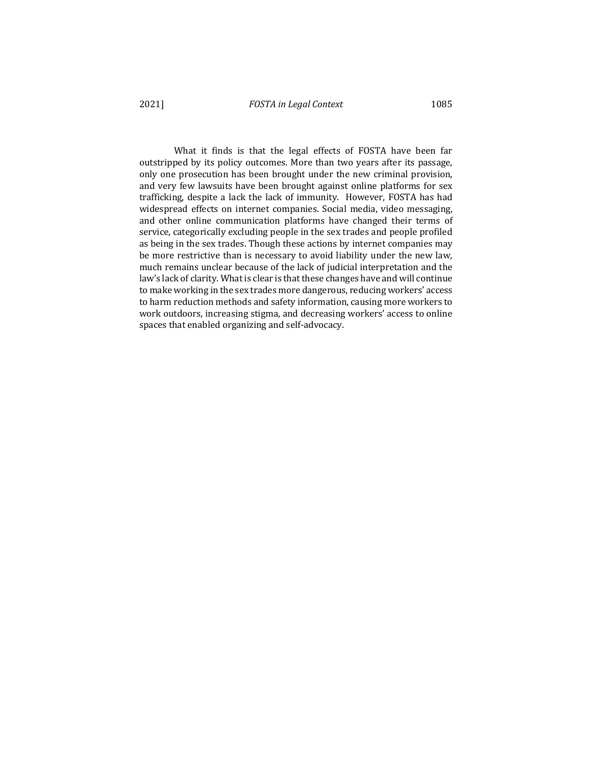What it finds is that the legal effects of FOSTA have been far outstripped by its policy outcomes. More than two years after its passage, only one prosecution has been brought under the new criminal provision, and very few lawsuits have been brought against online platforms for sex trafficking, despite a lack the lack of immunity. However, FOSTA has had widespread effects on internet companies. Social media, video messaging, and other online communication platforms have changed their terms of service, categorically excluding people in the sex trades and people profiled as being in the sex trades. Though these actions by internet companies may be more restrictive than is necessary to avoid liability under the new law, much remains unclear because of the lack of judicial interpretation and the law's lack of clarity. What is clear is that these changes have and will continue to make working in the sex trades more dangerous, reducing workers' access to harm reduction methods and safety information, causing more workers to work outdoors, increasing stigma, and decreasing workers' access to online spaces that enabled organizing and self-advocacy.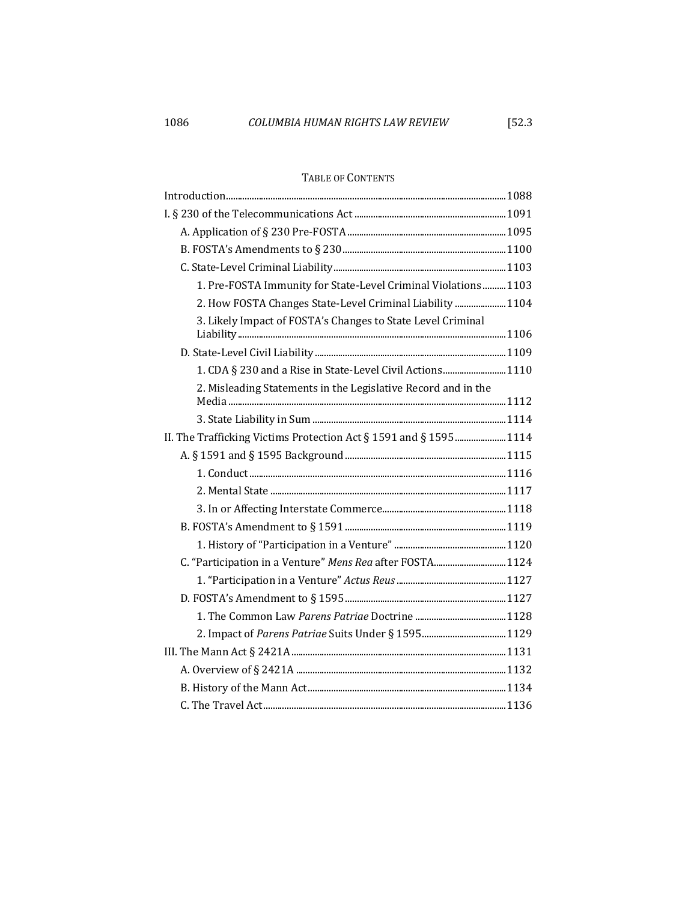TABLE OF CONTENTS

- Introduction....1088
- I. § 230 of the Telecommunications Act....1091
  - A. Application of § 230 Pre-FOSTA....1095
  - B. FOSTA's Amendments to § 230....1100
  - C. State-Level Criminal Liability....1103
    - 1. Pre-FOSTA Immunity for State-Level Criminal Violations....1103
    - 2. How FOSTA Changes State-Level Criminal Liability....1104
    - 3. Likely Impact of FOSTA's Changes to State Level Criminal Liability....1106
  - D. State-Level Civil Liability....1109
    - 1. CDA § 230 and a Rise in State-Level Civil Actions....1110
    - 2. Misleading Statements in the Legislative Record and in the Media....1112
    - 3. State Liability in Sum....1114
- II. The Trafficking Victims Protection Act § 1591 and § 1595....1114
  - A. § 1591 and § 1595 Background....1115
    - 1. Conduct....1116
    - 2. Mental State....1117
    - 3. In or Affecting Interstate Commerce....1118
  - B. FOSTA's Amendment to § 1591....1119
    - 1. History of "Participation in a Venture"....1120
  - C. "Participation in a Venture" *Mens Rea* after FOSTA....1124
    - 1. "Participation in a Venture" *Actus Reus*....1127
  - D. FOSTA's Amendment to § 1595....1127
    - 1. The Common Law *Parens Patriae* Doctrine....1128
    - 2. Impact of *Parens Patriae* Suits Under § 1595....1129
- III. The Mann Act § 2421A....1131
  - A. Overview of § 2421A....1132
  - B. History of the Mann Act....1134
  - C. The Travel Act....1136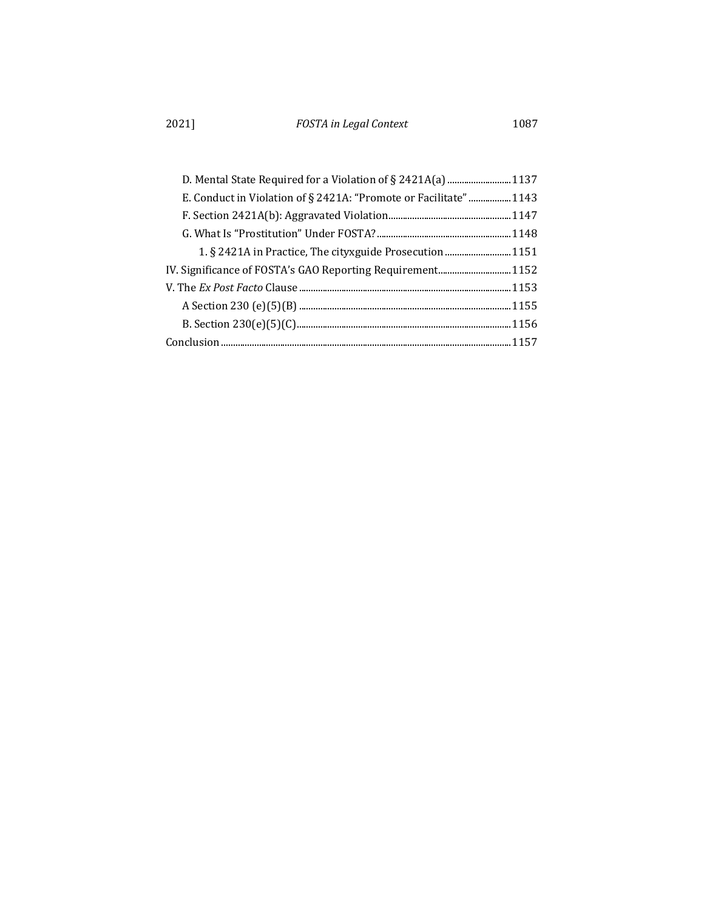D. Mental State Required for a Violation of § 2421A(a) .......... 1137

E. Conduct in Violation of § 2421A: "Promote or Facilitate" .......... 1143

F. Section 2421A(b): Aggravated Violation .......... 1147

G. What Is "Prostitution" Under FOSTA? .......... 1148

1. § 2421A in Practice, The cityxguide Prosecution .......... 1151

IV. Significance of FOSTA's GAO Reporting Requirement .......... 1152

V. The *Ex Post Facto* Clause .......... 1153

A Section 230 (e)(5)(B) .......... 1155

B. Section 230(e)(5)(C) .......... 1156

Conclusion .......... 1157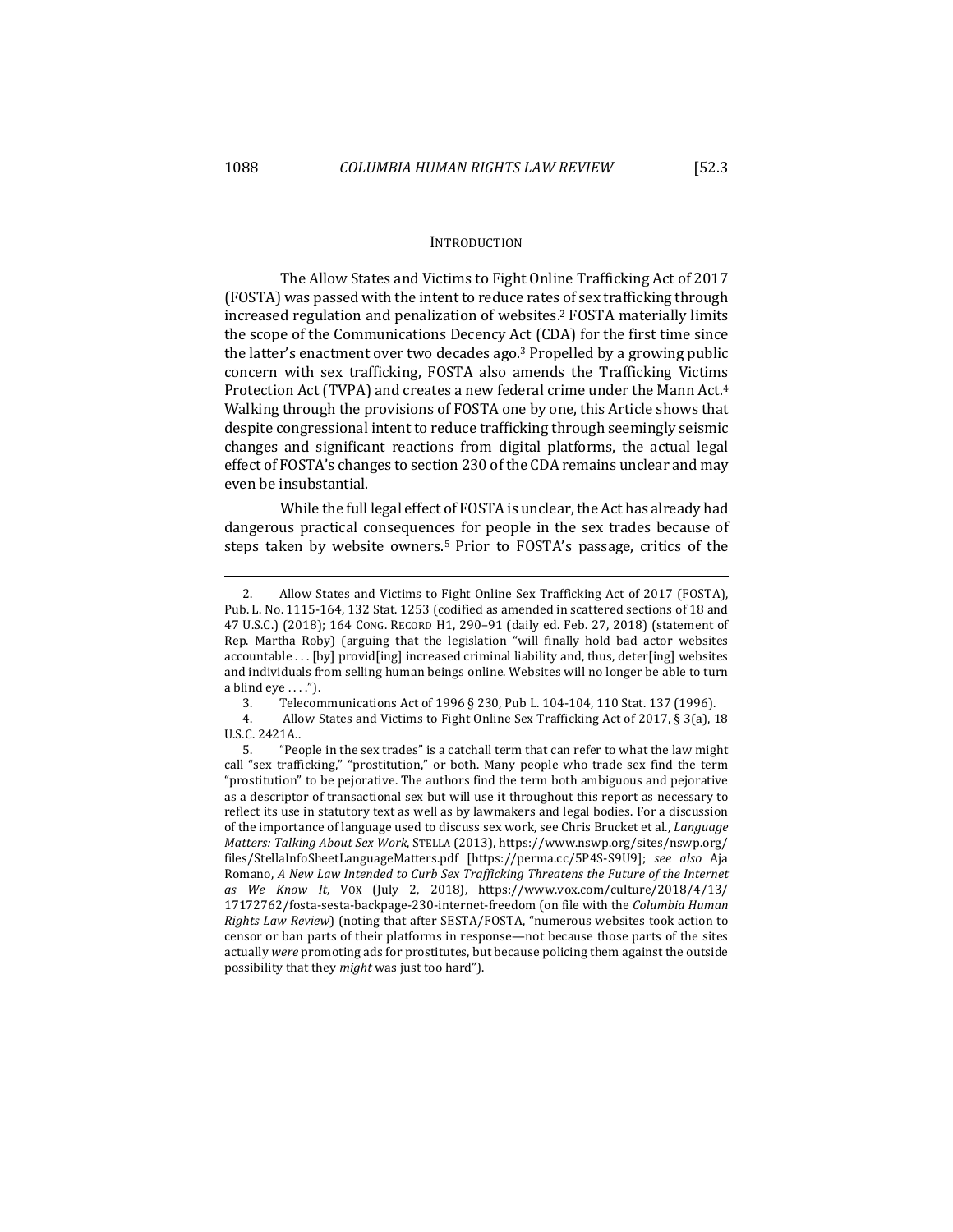## INTRODUCTION

The Allow States and Victims to Fight Online Trafficking Act of 2017 (FOSTA) was passed with the intent to reduce rates of sex trafficking through increased regulation and penalization of websites.[2] FOSTA materially limits the scope of the Communications Decency Act (CDA) for the first time since the latter's enactment over two decades ago.[3] Propelled by a growing public concern with sex trafficking, FOSTA also amends the Trafficking Victims Protection Act (TVPA) and creates a new federal crime under the Mann Act.[4] Walking through the provisions of FOSTA one by one, this Article shows that despite congressional intent to reduce trafficking through seemingly seismic changes and significant reactions from digital platforms, the actual legal effect of FOSTA's changes to section 230 of the CDA remains unclear and may even be insubstantial.

While the full legal effect of FOSTA is unclear, the Act has already had dangerous practical consequences for people in the sex trades because of steps taken by website owners.[5] Prior to FOSTA's passage, critics of the

---

2. Allow States and Victims to Fight Online Sex Trafficking Act of 2017 (FOSTA), Pub. L. No. 1115-164, 132 Stat. 1253 (codified as amended in scattered sections of 18 and 47 U.S.C.) (2018); 164 CONG. RECORD H1, 290–91 (daily ed. Feb. 27, 2018) (statement of Rep. Martha Roby) (arguing that the legislation "will finally hold bad actor websites accountable . . . [by] provid[ing] increased criminal liability and, thus, deter[ing] websites and individuals from selling human beings online. Websites will no longer be able to turn a blind eye . . . .").

3. Telecommunications Act of 1996 § 230, Pub L. 104-104, 110 Stat. 137 (1996).

4. Allow States and Victims to Fight Online Sex Trafficking Act of 2017, § 3(a), 18 U.S.C. 2421A..

5. "People in the sex trades" is a catchall term that can refer to what the law might call "sex trafficking," "prostitution," or both. Many people who trade sex find the term "prostitution" to be pejorative. The authors find the term both ambiguous and pejorative as a descriptor of transactional sex but will use it throughout this report as necessary to reflect its use in statutory text as well as by lawmakers and legal bodies. For a discussion of the importance of language used to discuss sex work, see Chris Brucket et al., *Language Matters: Talking About Sex Work*, STELLA (2013), https://www.nswp.org/sites/nswp.org/files/StellaInfoSheetLanguageMatters.pdf [https://perma.cc/5P4S-S9U9]; *see also* Aja Romano, *A New Law Intended to Curb Sex Trafficking Threatens the Future of the Internet as We Know It*, VOX (July 2, 2018), https://www.vox.com/culture/2018/4/13/17172762/fosta-sesta-backpage-230-internet-freedom (on file with the *Columbia Human Rights Law Review*) (noting that after SESTA/FOSTA, "numerous websites took action to censor or ban parts of their platforms in response—not because those parts of the sites actually *were* promoting ads for prostitutes, but because policing them against the outside possibility that they *might* was just too hard").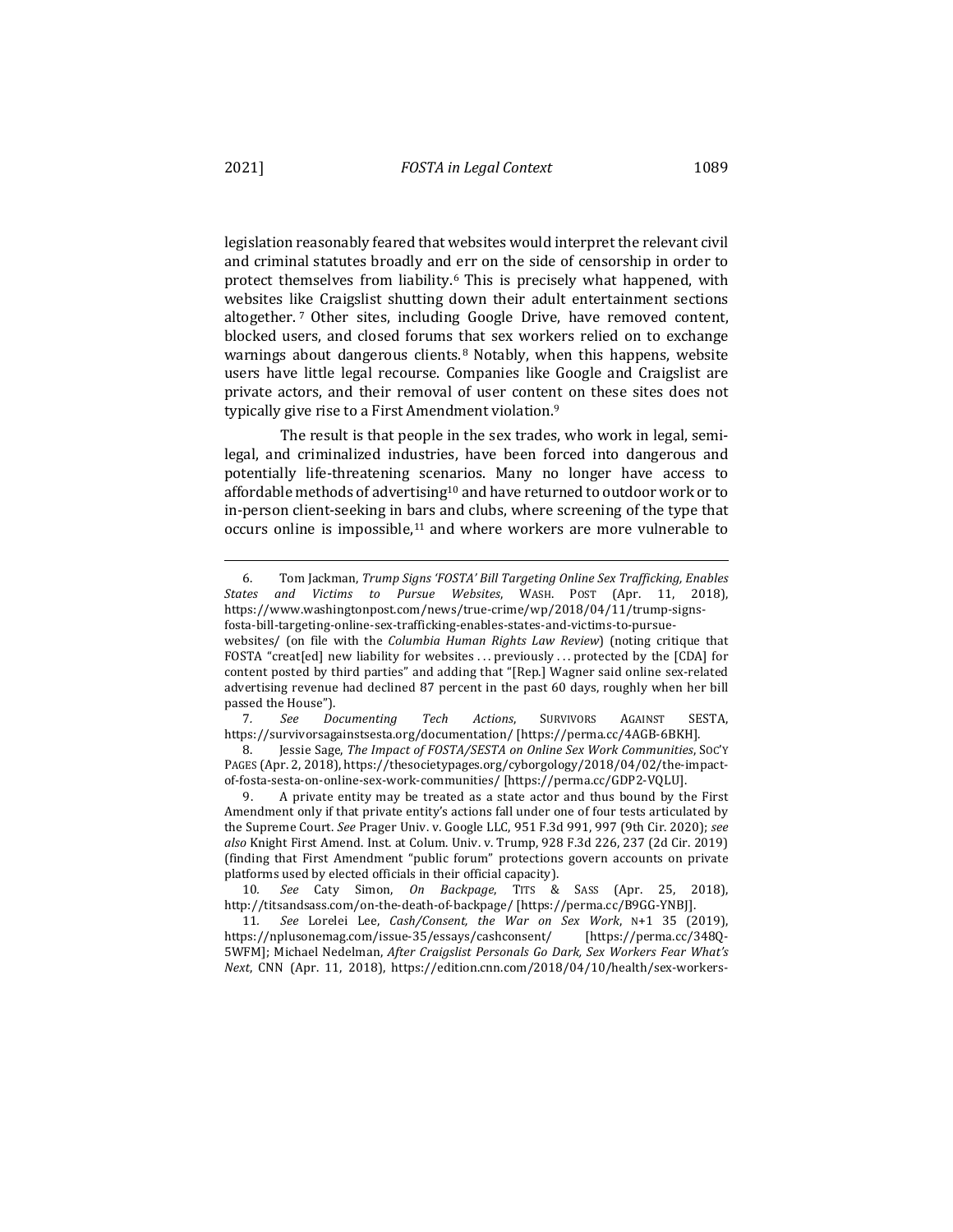legislation reasonably feared that websites would interpret the relevant civil and criminal statutes broadly and err on the side of censorship in order to protect themselves from liability.[6] This is precisely what happened, with websites like Craigslist shutting down their adult entertainment sections altogether.[7] Other sites, including Google Drive, have removed content, blocked users, and closed forums that sex workers relied on to exchange warnings about dangerous clients.[8] Notably, when this happens, website users have little legal recourse. Companies like Google and Craigslist are private actors, and their removal of user content on these sites does not typically give rise to a First Amendment violation.[9]

The result is that people in the sex trades, who work in legal, semi-legal, and criminalized industries, have been forced into dangerous and potentially life-threatening scenarios. Many no longer have access to affordable methods of advertising[10] and have returned to outdoor work or to in-person client-seeking in bars and clubs, where screening of the type that occurs online is impossible,[11] and where workers are more vulnerable to

---

6. Tom Jackman, *Trump Signs 'FOSTA' Bill Targeting Online Sex Trafficking, Enables States and Victims to Pursue Websites*, WASH. POST (Apr. 11, 2018), https://www.washingtonpost.com/news/true-crime/wp/2018/04/11/trump-signs-fosta-bill-targeting-online-sex-trafficking-enables-states-and-victims-to-pursue-websites/ (on file with the *Columbia Human Rights Law Review*) (noting critique that FOSTA "creat[ed] new liability for websites . . . previously . . . protected by the [CDA] for content posted by third parties" and adding that "[Rep.] Wagner said online sex-related advertising revenue had declined 87 percent in the past 60 days, roughly when her bill passed the House").

7. *See Documenting Tech Actions*, SURVIVORS AGAINST SESTA, https://survivorsagainstsesta.org/documentation/ [https://perma.cc/4AGB-6BKH].

8. Jessie Sage, *The Impact of FOSTA/SESTA on Online Sex Work Communities*, SOC'Y PAGES (Apr. 2, 2018), https://thesocietypages.org/cyborgology/2018/04/02/the-impact-of-fosta-sesta-on-online-sex-work-communities/ [https://perma.cc/GDP2-VQLU].

9. A private entity may be treated as a state actor and thus bound by the First Amendment only if that private entity's actions fall under one of four tests articulated by the Supreme Court. *See* Prager Univ. v. Google LLC, 951 F.3d 991, 997 (9th Cir. 2020); *see also* Knight First Amend. Inst. at Colum. Univ. v. Trump, 928 F.3d 226, 237 (2d Cir. 2019) (finding that First Amendment "public forum" protections govern accounts on private platforms used by elected officials in their official capacity).

10. *See* Caty Simon, *On Backpage*, TITS & SASS (Apr. 25, 2018), http://titsandsass.com/on-the-death-of-backpage/ [https://perma.cc/B9GG-YNBJ].

11. *See* Lorelei Lee, *Cash/Consent, the War on Sex Work*, N+1 35 (2019), https://nplusonemag.com/issue-35/essays/cashconsent/ [https://perma.cc/348Q-5WFM]; Michael Nedelman, *After Craigslist Personals Go Dark, Sex Workers Fear What's Next*, CNN (Apr. 11, 2018), https://edition.cnn.com/2018/04/10/health/sex-workers-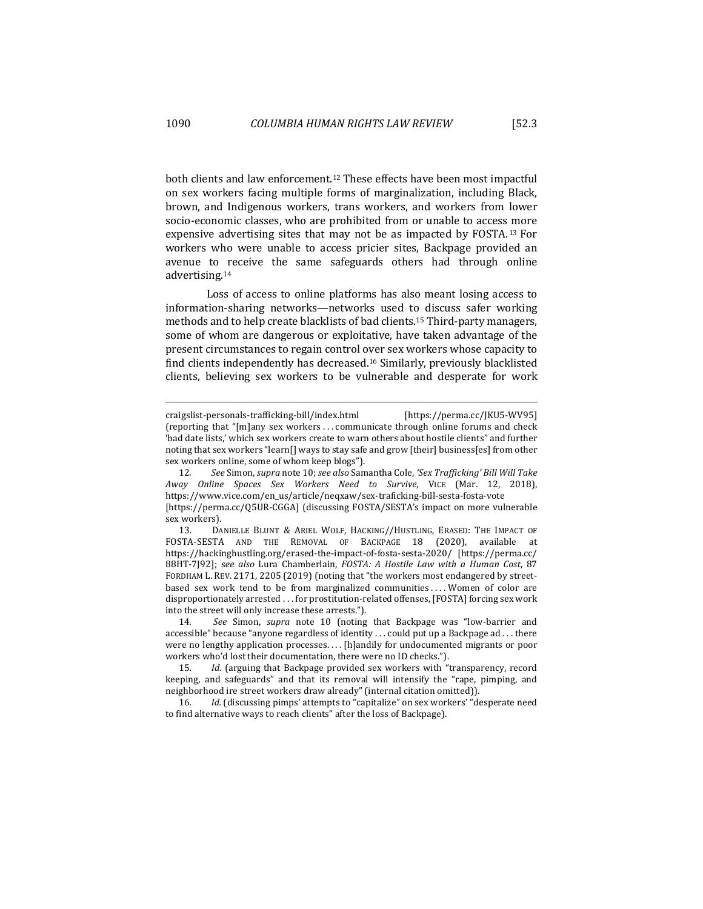both clients and law enforcement.[12] These effects have been most impactful on sex workers facing multiple forms of marginalization, including Black, brown, and Indigenous workers, trans workers, and workers from lower socio-economic classes, who are prohibited from or unable to access more expensive advertising sites that may not be as impacted by FOSTA.[13] For workers who were unable to access pricier sites, Backpage provided an avenue to receive the same safeguards others had through online advertising.[14]

Loss of access to online platforms has also meant losing access to information-sharing networks—networks used to discuss safer working methods and to help create blacklists of bad clients.[15] Third-party managers, some of whom are dangerous or exploitative, have taken advantage of the present circumstances to regain control over sex workers whose capacity to find clients independently has decreased.[16] Similarly, previously blacklisted clients, believing sex workers to be vulnerable and desperate for work

---

craigslist-personals-trafficking-bill/index.html [https://perma.cc/JKU5-WV95] (reporting that "[m]any sex workers . . . communicate through online forums and check 'bad date lists,' which sex workers create to warn others about hostile clients" and further noting that sex workers "learn[] ways to stay safe and grow [their] business[es] from other sex workers online, some of whom keep blogs").

12. *See* Simon, *supra* note 10; *see also* Samantha Cole, *'Sex Trafficking' Bill Will Take Away Online Spaces Sex Workers Need to Survive*, VICE (Mar. 12, 2018), https://www.vice.com/en_us/article/neqxaw/sex-traficking-bill-sesta-fosta-vote [https://perma.cc/Q5UR-CGGA] (discussing FOSTA/SESTA's impact on more vulnerable sex workers).

13. DANIELLE BLUNT & ARIEL WOLF, HACKING//HUSTLING, ERASED: THE IMPACT OF FOSTA-SESTA AND THE REMOVAL OF BACKPAGE 18 (2020), available at https://hackinghustling.org/erased-the-impact-of-fosta-sesta-2020/ [https://perma.cc/88HT-7J92]; *see also* Lura Chamberlain, *FOSTA: A Hostile Law with a Human Cost*, 87 FORDHAM L. REV. 2171, 2205 (2019) (noting that "the workers most endangered by street-based sex work tend to be from marginalized communities . . . . Women of color are disproportionately arrested . . . for prostitution-related offenses, [FOSTA] forcing sex work into the street will only increase these arrests.").

14. *See* Simon, *supra* note 10 (noting that Backpage was "low-barrier and accessible" because "anyone regardless of identity . . . could put up a Backpage ad . . . there were no lengthy application processes. . . . [h]andily for undocumented migrants or poor workers who'd lost their documentation, there were no ID checks.").

15. *Id.* (arguing that Backpage provided sex workers with "transparency, record keeping, and safeguards" and that its removal will intensify the "rape, pimping, and neighborhood ire street workers draw already" (internal citation omitted)).

16. *Id.* (discussing pimps' attempts to "capitalize" on sex workers' "desperate need to find alternative ways to reach clients" after the loss of Backpage).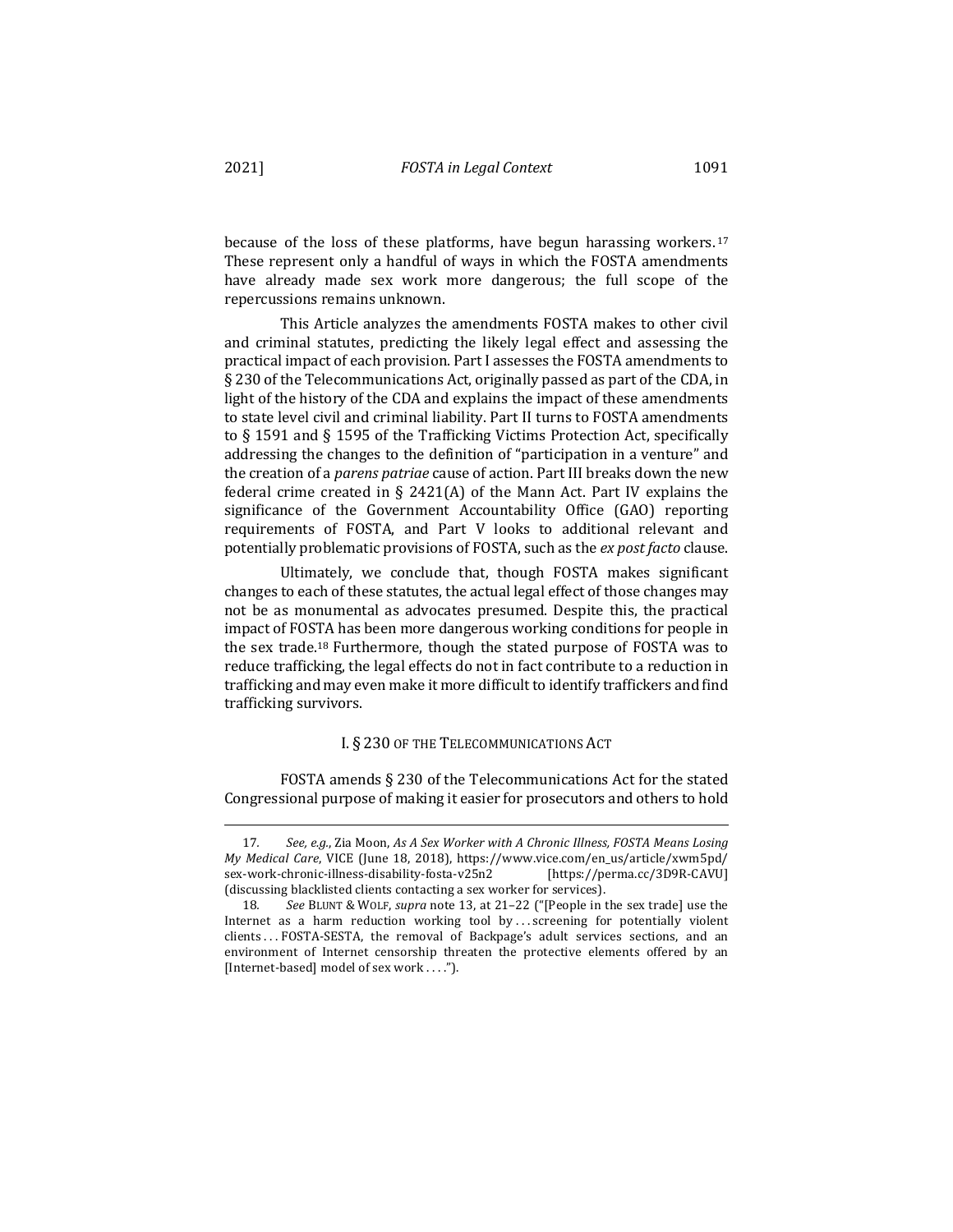because of the loss of these platforms, have begun harassing workers.[17] These represent only a handful of ways in which the FOSTA amendments have already made sex work more dangerous; the full scope of the repercussions remains unknown.

This Article analyzes the amendments FOSTA makes to other civil and criminal statutes, predicting the likely legal effect and assessing the practical impact of each provision. Part I assesses the FOSTA amendments to § 230 of the Telecommunications Act, originally passed as part of the CDA, in light of the history of the CDA and explains the impact of these amendments to state level civil and criminal liability. Part II turns to FOSTA amendments to § 1591 and § 1595 of the Trafficking Victims Protection Act, specifically addressing the changes to the definition of "participation in a venture" and the creation of a *parens patriae* cause of action. Part III breaks down the new federal crime created in § 2421(A) of the Mann Act. Part IV explains the significance of the Government Accountability Office (GAO) reporting requirements of FOSTA, and Part V looks to additional relevant and potentially problematic provisions of FOSTA, such as the *ex post facto* clause.

Ultimately, we conclude that, though FOSTA makes significant changes to each of these statutes, the actual legal effect of those changes may not be as monumental as advocates presumed. Despite this, the practical impact of FOSTA has been more dangerous working conditions for people in the sex trade.[18] Furthermore, though the stated purpose of FOSTA was to reduce trafficking, the legal effects do not in fact contribute to a reduction in trafficking and may even make it more difficult to identify traffickers and find trafficking survivors.

## I. § 230 OF THE TELECOMMUNICATIONS ACT

FOSTA amends § 230 of the Telecommunications Act for the stated Congressional purpose of making it easier for prosecutors and others to hold

---

17. *See, e.g.*, Zia Moon, *As A Sex Worker with A Chronic Illness, FOSTA Means Losing My Medical Care*, VICE (June 18, 2018), https://www.vice.com/en_us/article/xwm5pd/sex-work-chronic-illness-disability-fosta-v25n2 [https://perma.cc/3D9R-CAVU] (discussing blacklisted clients contacting a sex worker for services).

18. *See* BLUNT & WOLF, *supra* note 13, at 21–22 ("[People in the sex trade] use the Internet as a harm reduction working tool by . . . screening for potentially violent clients . . . FOSTA-SESTA, the removal of Backpage's adult services sections, and an environment of Internet censorship threaten the protective elements offered by an [Internet-based] model of sex work . . . .").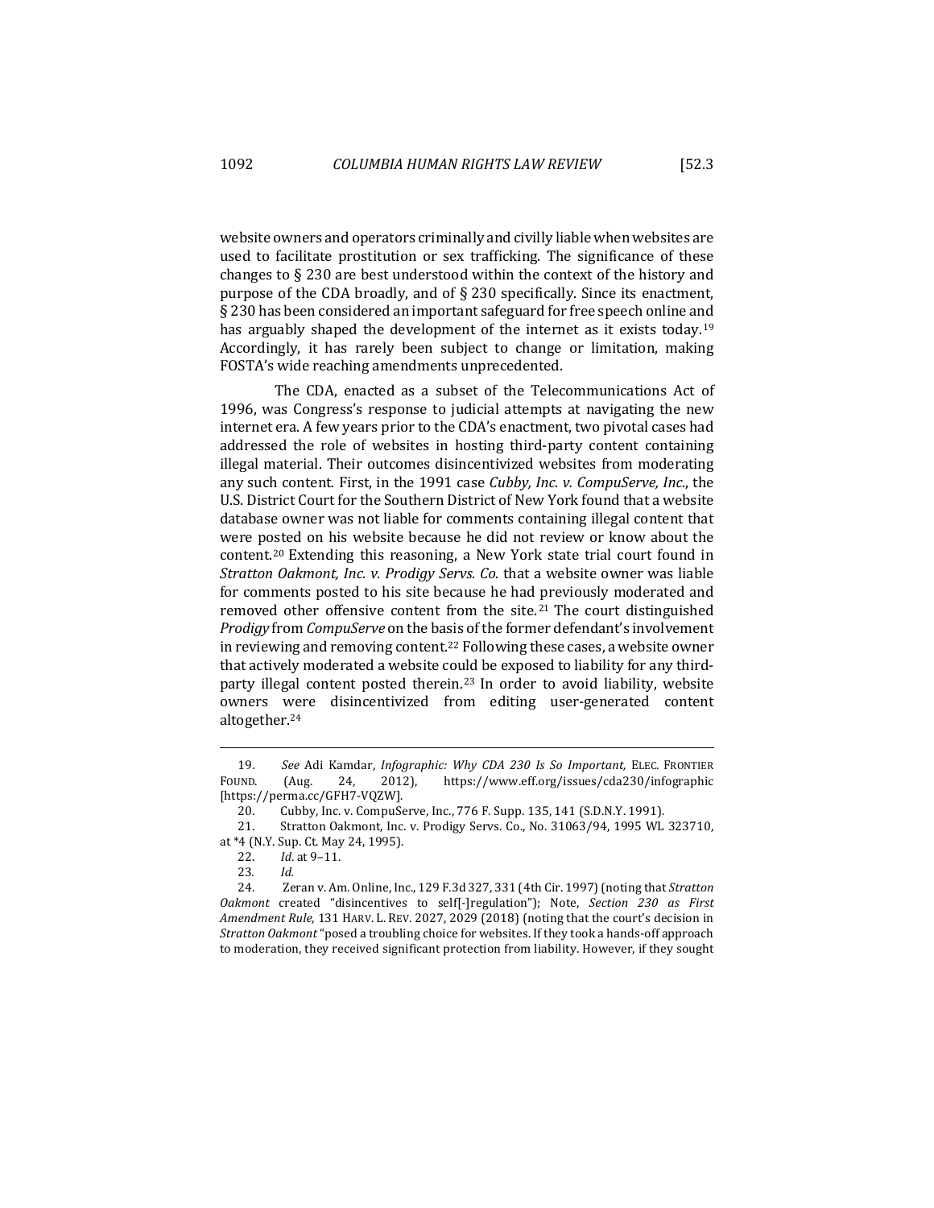website owners and operators criminally and civilly liable when websites are used to facilitate prostitution or sex trafficking. The significance of these changes to § 230 are best understood within the context of the history and purpose of the CDA broadly, and of § 230 specifically. Since its enactment, § 230 has been considered an important safeguard for free speech online and has arguably shaped the development of the internet as it exists today.[19] Accordingly, it has rarely been subject to change or limitation, making FOSTA's wide reaching amendments unprecedented.

The CDA, enacted as a subset of the Telecommunications Act of 1996, was Congress's response to judicial attempts at navigating the new internet era. A few years prior to the CDA's enactment, two pivotal cases had addressed the role of websites in hosting third-party content containing illegal material. Their outcomes disincentivized websites from moderating any such content. First, in the 1991 case *Cubby, Inc. v. CompuServe, Inc.*, the U.S. District Court for the Southern District of New York found that a website database owner was not liable for comments containing illegal content that were posted on his website because he did not review or know about the content.[20] Extending this reasoning, a New York state trial court found in *Stratton Oakmont, Inc. v. Prodigy Servs. Co.* that a website owner was liable for comments posted to his site because he had previously moderated and removed other offensive content from the site.[21] The court distinguished *Prodigy* from *CompuServe* on the basis of the former defendant's involvement in reviewing and removing content.[22] Following these cases, a website owner that actively moderated a website could be exposed to liability for any third-party illegal content posted therein.[23] In order to avoid liability, website owners were disincentivized from editing user-generated content altogether.[24]

---

19. *See* Adi Kamdar, *Infographic: Why CDA 230 Is So Important,* ELEC. FRONTIER FOUND. (Aug. 24, 2012), https://www.eff.org/issues/cda230/infographic [https://perma.cc/GFH7-VQZW].

20. Cubby, Inc. v. CompuServe, Inc., 776 F. Supp. 135, 141 (S.D.N.Y. 1991).

21. Stratton Oakmont, Inc. v. Prodigy Servs. Co., No. 31063/94, 1995 WL 323710, at *4 (N.Y. Sup. Ct. May 24, 1995).

22. *Id.* at 9–11.

23. *Id.*

24. Zeran v. Am. Online, Inc., 129 F.3d 327, 331 (4th Cir. 1997) (noting that *Stratton Oakmont* created "disincentives to self[-]regulation"); Note, *Section 230 as First Amendment Rule*, 131 HARV. L. REV. 2027, 2029 (2018) (noting that the court's decision in *Stratton Oakmont* "posed a troubling choice for websites. If they took a hands-off approach to moderation, they received significant protection from liability. However, if they sought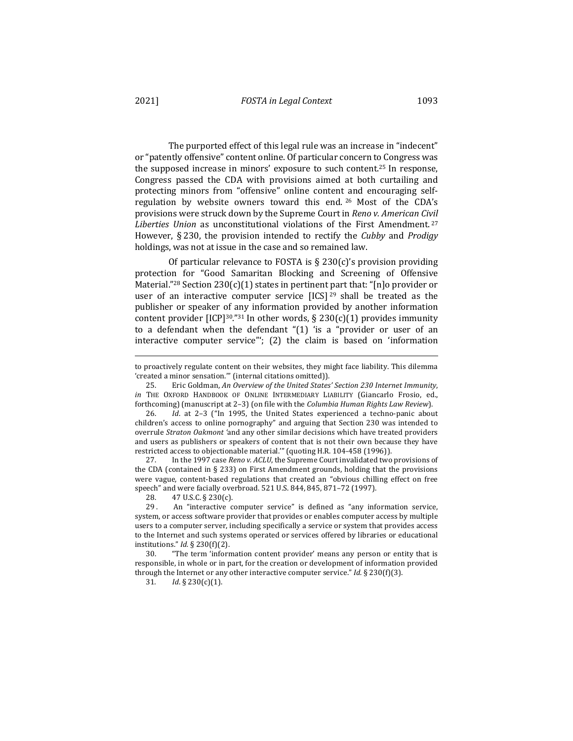The purported effect of this legal rule was an increase in "indecent" or "patently offensive" content online. Of particular concern to Congress was the supposed increase in minors' exposure to such content.[25] In response, Congress passed the CDA with provisions aimed at both curtailing and protecting minors from "offensive" online content and encouraging self-regulation by website owners toward this end.[26] Most of the CDA's provisions were struck down by the Supreme Court in *Reno v. American Civil Liberties Union* as unconstitutional violations of the First Amendment.[27] However, § 230, the provision intended to rectify the *Cubby* and *Prodigy* holdings, was not at issue in the case and so remained law.

Of particular relevance to FOSTA is § 230(c)'s provision providing protection for "Good Samaritan Blocking and Screening of Offensive Material."[28] Section 230(c)(1) states in pertinent part that: "[n]o provider or user of an interactive computer service [ICS][29] shall be treated as the publisher or speaker of any information provided by another information content provider [ICP][30]."[31] In other words, § 230(c)(1) provides immunity to a defendant when the defendant "(1) 'is a "provider or user of an interactive computer service"'; (2) the claim is based on 'information

---

to proactively regulate content on their websites, they might face liability. This dilemma 'created a minor sensation.'" (internal citations omitted)).

25. Eric Goldman, *An Overview of the United States' Section 230 Internet Immunity*, *in* THE OXFORD HANDBOOK OF ONLINE INTERMEDIARY LIABILITY (Giancarlo Frosio, ed., forthcoming) (manuscript at 2–3) (on file with the *Columbia Human Rights Law Review*).

26. *Id*. at 2–3 ("In 1995, the United States experienced a techno-panic about children's access to online pornography" and arguing that Section 230 was intended to overrule *Straton Oakmont* 'and any other similar decisions which have treated providers and users as publishers or speakers of content that is not their own because they have restricted access to objectionable material.'" (quoting H.R. 104-458 (1996)).

27. In the 1997 case *Reno v. ACLU*, the Supreme Court invalidated two provisions of the CDA (contained in § 233) on First Amendment grounds, holding that the provisions were vague, content-based regulations that created an "obvious chilling effect on free speech" and were facially overbroad. 521 U.S. 844, 845, 871–72 (1997).

28. 47 U.S.C. § 230(c).

29. An "interactive computer service" is defined as "any information service, system, or access software provider that provides or enables computer access by multiple users to a computer server, including specifically a service or system that provides access to the Internet and such systems operated or services offered by libraries or educational institutions." *Id.* § 230(f)(2).

30. "The term 'information content provider' means any person or entity that is responsible, in whole or in part, for the creation or development of information provided through the Internet or any other interactive computer service." *Id.* § 230(f)(3).

31. *Id.* § 230(c)(1).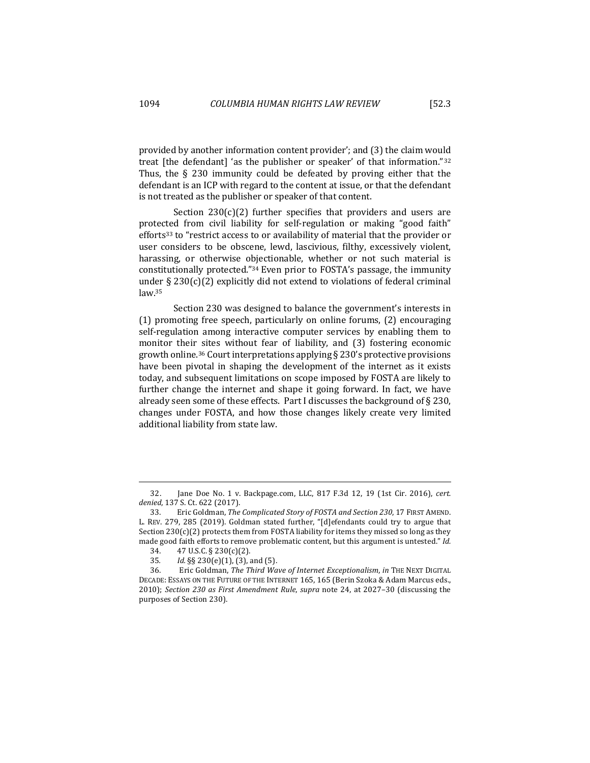provided by another information content provider'; and (3) the claim would treat [the defendant] 'as the publisher or speaker' of that information."[32] Thus, the § 230 immunity could be defeated by proving either that the defendant is an ICP with regard to the content at issue, or that the defendant is not treated as the publisher or speaker of that content.

Section 230(c)(2) further specifies that providers and users are protected from civil liability for self-regulation or making "good faith" efforts[33] to "restrict access to or availability of material that the provider or user considers to be obscene, lewd, lascivious, filthy, excessively violent, harassing, or otherwise objectionable, whether or not such material is constitutionally protected."[34] Even prior to FOSTA's passage, the immunity under § 230(c)(2) explicitly did not extend to violations of federal criminal law.[35]

Section 230 was designed to balance the government's interests in (1) promoting free speech, particularly on online forums, (2) encouraging self-regulation among interactive computer services by enabling them to monitor their sites without fear of liability, and (3) fostering economic growth online.[36] Court interpretations applying § 230's protective provisions have been pivotal in shaping the development of the internet as it exists today, and subsequent limitations on scope imposed by FOSTA are likely to further change the internet and shape it going forward. In fact, we have already seen some of these effects. Part I discusses the background of § 230, changes under FOSTA, and how those changes likely create very limited additional liability from state law.

---

32. Jane Doe No. 1 v. Backpage.com, LLC, 817 F.3d 12, 19 (1st Cir. 2016), *cert. denied*, 137 S. Ct. 622 (2017).

33. Eric Goldman, *The Complicated Story of FOSTA and Section 230*, 17 FIRST AMEND. L. REV. 279, 285 (2019). Goldman stated further, "[d]efendants could try to argue that Section 230(c)(2) protects them from FOSTA liability for items they missed so long as they made good faith efforts to remove problematic content, but this argument is untested." *Id.*

34. 47 U.S.C. § 230(c)(2).

35. *Id.* §§ 230(e)(1), (3), and (5).

36. Eric Goldman, *The Third Wave of Internet Exceptionalism*, *in* THE NEXT DIGITAL DECADE: ESSAYS ON THE FUTURE OF THE INTERNET 165, 165 (Berin Szoka & Adam Marcus eds., 2010); *Section 230 as First Amendment Rule*, *supra* note 24, at 2027–30 (discussing the purposes of Section 230).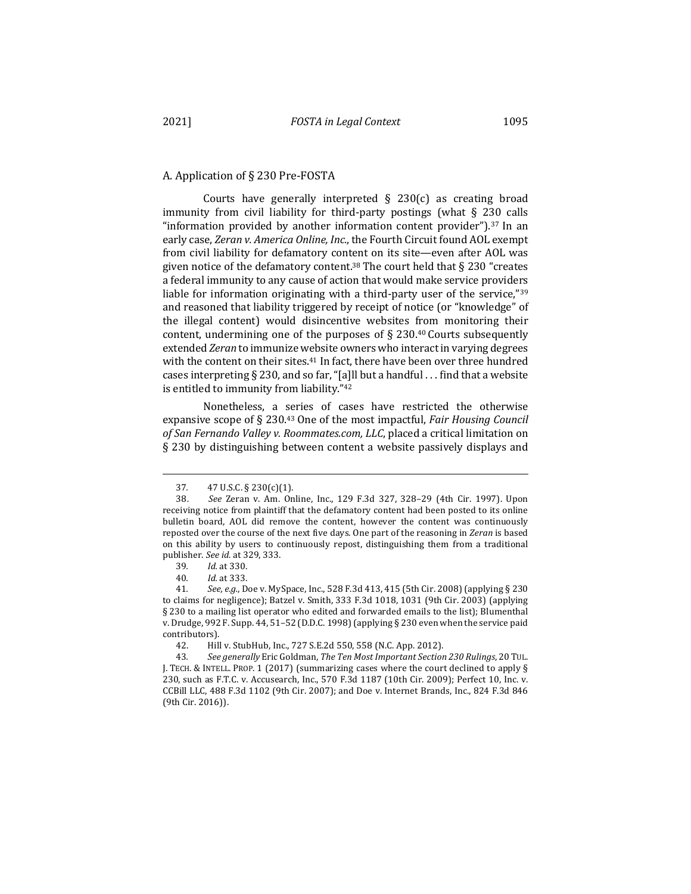### A. Application of § 230 Pre-FOSTA

Courts have generally interpreted § 230(c) as creating broad immunity from civil liability for third-party postings (what § 230 calls "information provided by another information content provider").[37] In an early case, *Zeran v. America Online, Inc.*, the Fourth Circuit found AOL exempt from civil liability for defamatory content on its site—even after AOL was given notice of the defamatory content.[38] The court held that § 230 "creates a federal immunity to any cause of action that would make service providers liable for information originating with a third-party user of the service,"[39] and reasoned that liability triggered by receipt of notice (or "knowledge" of the illegal content) would disincentive websites from monitoring their content, undermining one of the purposes of § 230.[40] Courts subsequently extended *Zeran* to immunize website owners who interact in varying degrees with the content on their sites.[41] In fact, there have been over three hundred cases interpreting § 230, and so far, "[a]ll but a handful . . . find that a website is entitled to immunity from liability."[42]

Nonetheless, a series of cases have restricted the otherwise expansive scope of § 230.[43] One of the most impactful, *Fair Housing Council of San Fernando Valley v. Roommates.com, LLC*, placed a critical limitation on § 230 by distinguishing between content a website passively displays and

---

37. 47 U.S.C. § 230(c)(1).

38. *See* Zeran v. Am. Online, Inc., 129 F.3d 327, 328–29 (4th Cir. 1997). Upon receiving notice from plaintiff that the defamatory content had been posted to its online bulletin board, AOL did remove the content, however the content was continuously reposted over the course of the next five days. One part of the reasoning in *Zeran* is based on this ability by users to continuously repost, distinguishing them from a traditional publisher. *See id.* at 329, 333.

39. *Id.* at 330.

40. *Id.* at 333.

41. *See, e.g.*, Doe v. MySpace, Inc., 528 F.3d 413, 415 (5th Cir. 2008) (applying § 230 to claims for negligence); Batzel v. Smith, 333 F.3d 1018, 1031 (9th Cir. 2003) (applying § 230 to a mailing list operator who edited and forwarded emails to the list); Blumenthal v. Drudge, 992 F. Supp. 44, 51–52 (D.D.C. 1998) (applying § 230 even when the service paid contributors).

42. Hill v. StubHub, Inc., 727 S.E.2d 550, 558 (N.C. App. 2012).

43. *See generally* Eric Goldman, *The Ten Most Important Section 230 Rulings*, 20 TUL. J. TECH. & INTELL. PROP. 1 (2017) (summarizing cases where the court declined to apply § 230, such as F.T.C. v. Accusearch, Inc., 570 F.3d 1187 (10th Cir. 2009); Perfect 10, Inc. v. CCBill LLC, 488 F.3d 1102 (9th Cir. 2007); and Doe v. Internet Brands, Inc., 824 F.3d 846 (9th Cir. 2016)).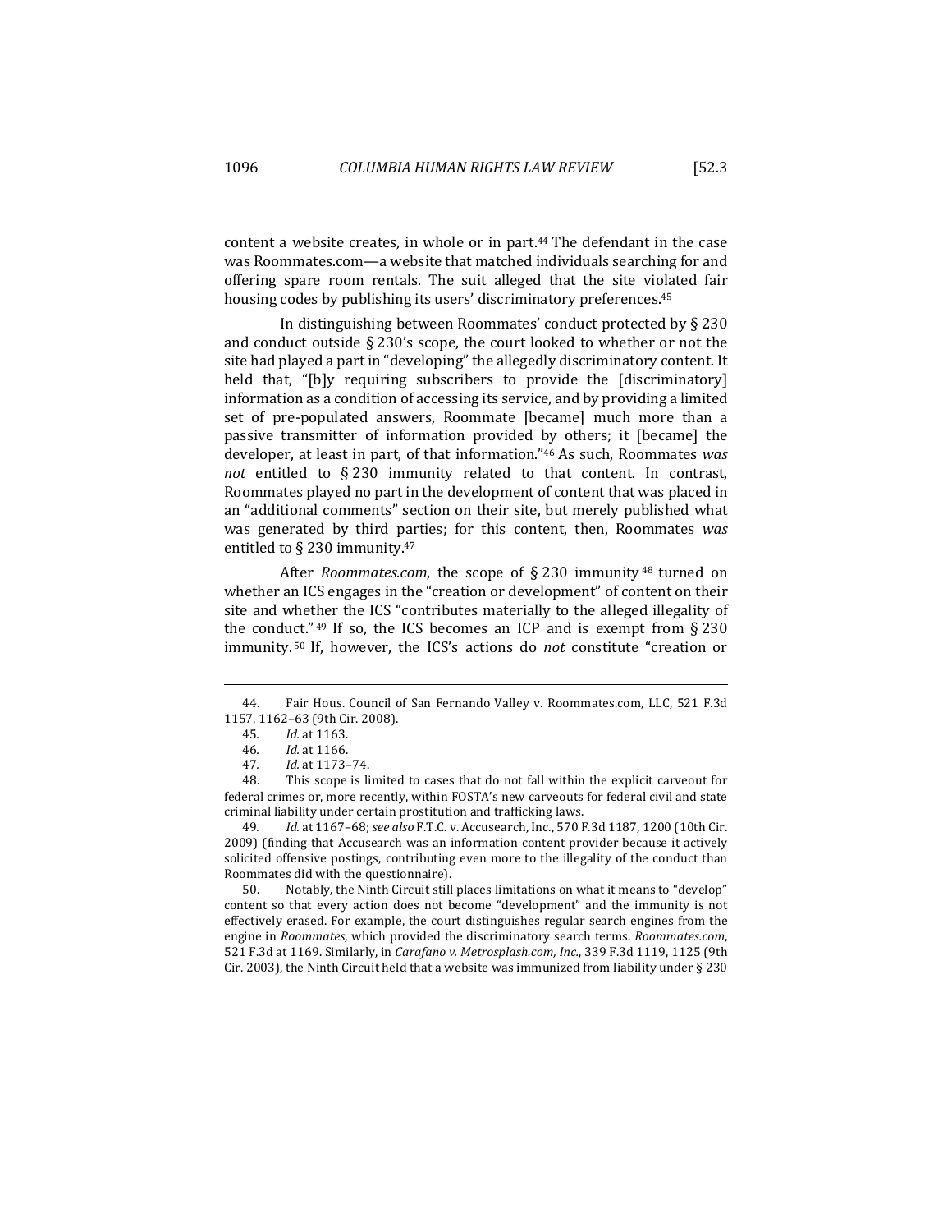content a website creates, in whole or in part.[44] The defendant in the case was Roommates.com—a website that matched individuals searching for and offering spare room rentals. The suit alleged that the site violated fair housing codes by publishing its users' discriminatory preferences.[45]

In distinguishing between Roommates' conduct protected by § 230 and conduct outside § 230's scope, the court looked to whether or not the site had played a part in "developing" the allegedly discriminatory content. It held that, "[b]y requiring subscribers to provide the [discriminatory] information as a condition of accessing its service, and by providing a limited set of pre-populated answers, Roommate [became] much more than a passive transmitter of information provided by others; it [became] the developer, at least in part, of that information."[46] As such, Roommates *was not* entitled to § 230 immunity related to that content. In contrast, Roommates played no part in the development of content that was placed in an "additional comments" section on their site, but merely published what was generated by third parties; for this content, then, Roommates *was* entitled to § 230 immunity.[47]

After *Roommates.com*, the scope of § 230 immunity[48] turned on whether an ICS engages in the "creation or development" of content on their site and whether the ICS "contributes materially to the alleged illegality of the conduct."[49] If so, the ICS becomes an ICP and is exempt from § 230 immunity.[50] If, however, the ICS's actions do *not* constitute "creation or

---

44. Fair Hous. Council of San Fernando Valley v. Roommates.com, LLC, 521 F.3d 1157, 1162–63 (9th Cir. 2008).

45. *Id.* at 1163.

46. *Id.* at 1166.

47. *Id.* at 1173–74.

48. This scope is limited to cases that do not fall within the explicit carveout for federal crimes or, more recently, within FOSTA's new carveouts for federal civil and state criminal liability under certain prostitution and trafficking laws.

49. *Id.* at 1167–68; *see also* F.T.C. v. Accusearch, Inc., 570 F.3d 1187, 1200 (10th Cir. 2009) (finding that Accusearch was an information content provider because it actively solicited offensive postings, contributing even more to the illegality of the conduct than Roommates did with the questionnaire).

50. Notably, the Ninth Circuit still places limitations on what it means to "develop" content so that every action does not become "development" and the immunity is not effectively erased. For example, the court distinguishes regular search engines from the engine in *Roommates*, which provided the discriminatory search terms. *Roommates.com*, 521 F.3d at 1169. Similarly, in *Carafano v. Metrosplash.com, Inc.*, 339 F.3d 1119, 1125 (9th Cir. 2003), the Ninth Circuit held that a website was immunized from liability under § 230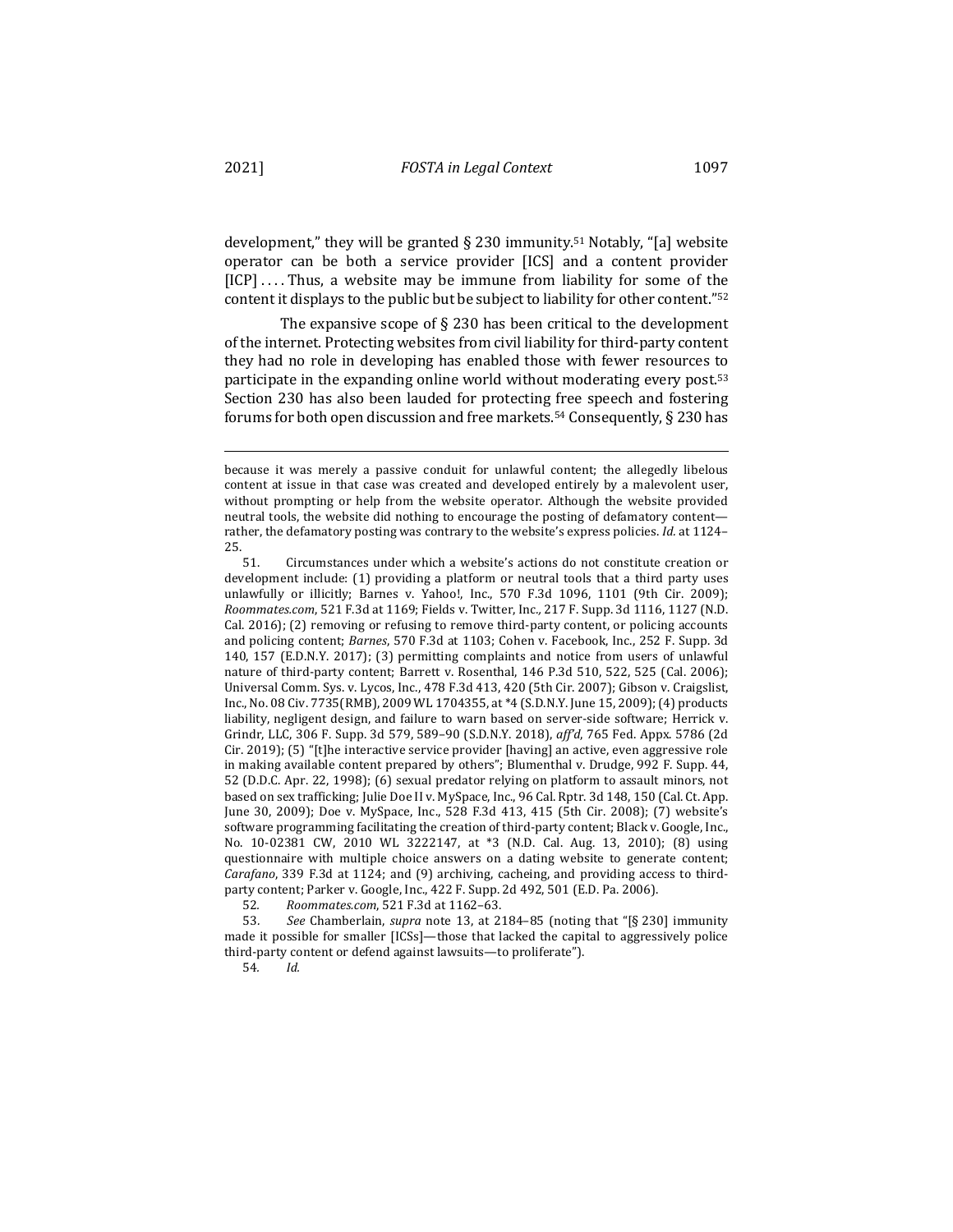development," they will be granted § 230 immunity.[51] Notably, "[a] website operator can be both a service provider [ICS] and a content provider [ICP] . . . . Thus, a website may be immune from liability for some of the content it displays to the public but be subject to liability for other content."[52]

The expansive scope of § 230 has been critical to the development of the internet. Protecting websites from civil liability for third-party content they had no role in developing has enabled those with fewer resources to participate in the expanding online world without moderating every post.[53] Section 230 has also been lauded for protecting free speech and fostering forums for both open discussion and free markets.[54] Consequently, § 230 has

---

because it was merely a passive conduit for unlawful content; the allegedly libelous content at issue in that case was created and developed entirely by a malevolent user, without prompting or help from the website operator. Although the website provided neutral tools, the website did nothing to encourage the posting of defamatory content—rather, the defamatory posting was contrary to the website's express policies. *Id.* at 1124–25.

51. Circumstances under which a website's actions do not constitute creation or development include: (1) providing a platform or neutral tools that a third party uses unlawfully or illicitly; Barnes v. Yahoo!, Inc., 570 F.3d 1096, 1101 (9th Cir. 2009); *Roommates.com*, 521 F.3d at 1169; Fields v. Twitter, Inc., 217 F. Supp. 3d 1116, 1127 (N.D. Cal. 2016); (2) removing or refusing to remove third-party content, or policing accounts and policing content; *Barnes*, 570 F.3d at 1103; Cohen v. Facebook, Inc., 252 F. Supp. 3d 140, 157 (E.D.N.Y. 2017); (3) permitting complaints and notice from users of unlawful nature of third-party content; Barrett v. Rosenthal, 146 P.3d 510, 522, 525 (Cal. 2006); Universal Comm. Sys. v. Lycos, Inc., 478 F.3d 413, 420 (5th Cir. 2007); Gibson v. Craigslist, Inc., No. 08 Civ. 7735(RMB), 2009 WL 1704355, at *4 (S.D.N.Y. June 15, 2009); (4) products liability, negligent design, and failure to warn based on server-side software; Herrick v. Grindr, LLC, 306 F. Supp. 3d 579, 589–90 (S.D.N.Y. 2018), *aff'd*, 765 Fed. Appx. 5786 (2d Cir. 2019); (5) "[t]he interactive service provider [having] an active, even aggressive role in making available content prepared by others"; Blumenthal v. Drudge, 992 F. Supp. 44, 52 (D.D.C. Apr. 22, 1998); (6) sexual predator relying on platform to assault minors, not based on sex trafficking; Julie Doe II v. MySpace, Inc., 96 Cal. Rptr. 3d 148, 150 (Cal. Ct. App. June 30, 2009); Doe v. MySpace, Inc., 528 F.3d 413, 415 (5th Cir. 2008); (7) website's software programming facilitating the creation of third-party content; Black v. Google, Inc., No. 10-02381 CW, 2010 WL 3222147, at *3 (N.D. Cal. Aug. 13, 2010); (8) using questionnaire with multiple choice answers on a dating website to generate content; *Carafano*, 339 F.3d at 1124; and (9) archiving, cacheing, and providing access to third-party content; Parker v. Google, Inc., 422 F. Supp. 2d 492, 501 (E.D. Pa. 2006).

52. *Roommates.com*, 521 F.3d at 1162–63.

53. *See* Chamberlain, *supra* note 13, at 2184–85 (noting that "[§ 230] immunity made it possible for smaller [ICSs]—those that lacked the capital to aggressively police third-party content or defend against lawsuits—to proliferate").

54. *Id.*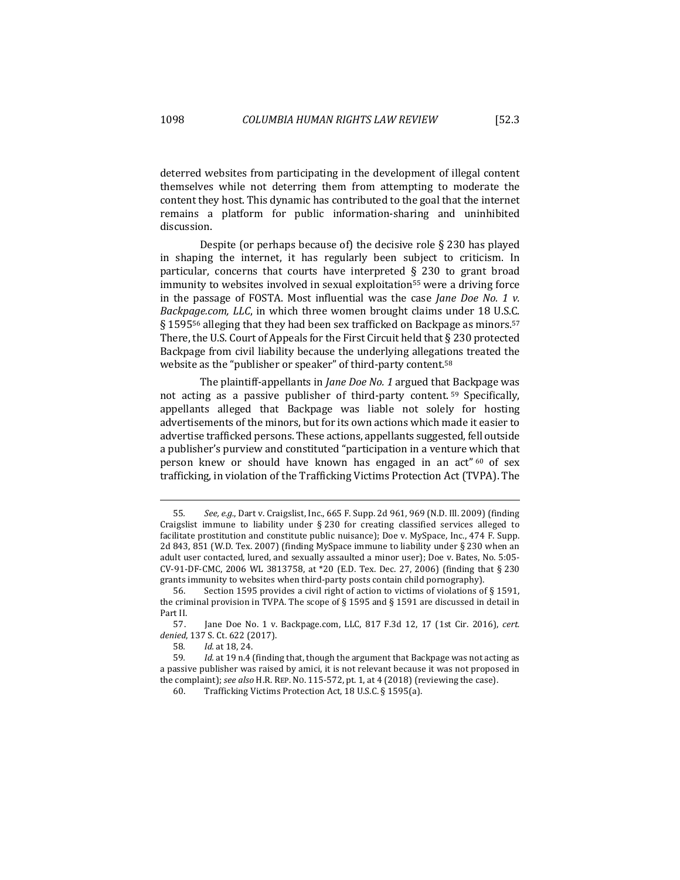deterred websites from participating in the development of illegal content themselves while not deterring them from attempting to moderate the content they host. This dynamic has contributed to the goal that the internet remains a platform for public information-sharing and uninhibited discussion.

Despite (or perhaps because of) the decisive role § 230 has played in shaping the internet, it has regularly been subject to criticism. In particular, concerns that courts have interpreted § 230 to grant broad immunity to websites involved in sexual exploitation[55] were a driving force in the passage of FOSTA. Most influential was the case *Jane Doe No. 1 v. Backpage.com, LLC*, in which three women brought claims under 18 U.S.C. § 1595[56] alleging that they had been sex trafficked on Backpage as minors.[57] There, the U.S. Court of Appeals for the First Circuit held that § 230 protected Backpage from civil liability because the underlying allegations treated the website as the "publisher or speaker" of third-party content.[58]

The plaintiff-appellants in *Jane Doe No. 1* argued that Backpage was not acting as a passive publisher of third-party content.[59] Specifically, appellants alleged that Backpage was liable not solely for hosting advertisements of the minors, but for its own actions which made it easier to advertise trafficked persons. These actions, appellants suggested, fell outside a publisher's purview and constituted "participation in a venture which that person knew or should have known has engaged in an act"[60] of sex trafficking, in violation of the Trafficking Victims Protection Act (TVPA). The

---

55. *See, e.g.*, Dart v. Craigslist, Inc., 665 F. Supp. 2d 961, 969 (N.D. Ill. 2009) (finding Craigslist immune to liability under § 230 for creating classified services alleged to facilitate prostitution and constitute public nuisance); Doe v. MySpace, Inc., 474 F. Supp. 2d 843, 851 (W.D. Tex. 2007) (finding MySpace immune to liability under § 230 when an adult user contacted, lured, and sexually assaulted a minor user); Doe v. Bates, No. 5:05-CV-91-DF-CMC, 2006 WL 3813758, at *20 (E.D. Tex. Dec. 27, 2006) (finding that § 230 grants immunity to websites when third-party posts contain child pornography).

56. Section 1595 provides a civil right of action to victims of violations of § 1591, the criminal provision in TVPA. The scope of § 1595 and § 1591 are discussed in detail in Part II.

57. Jane Doe No. 1 v. Backpage.com, LLC, 817 F.3d 12, 17 (1st Cir. 2016), *cert. denied*, 137 S. Ct. 622 (2017).

58. *Id.* at 18, 24.

59. *Id.* at 19 n.4 (finding that, though the argument that Backpage was not acting as a passive publisher was raised by amici, it is not relevant because it was not proposed in the complaint); *see also* H.R. REP. NO. 115-572, pt. 1, at 4 (2018) (reviewing the case).

60. Trafficking Victims Protection Act, 18 U.S.C. § 1595(a).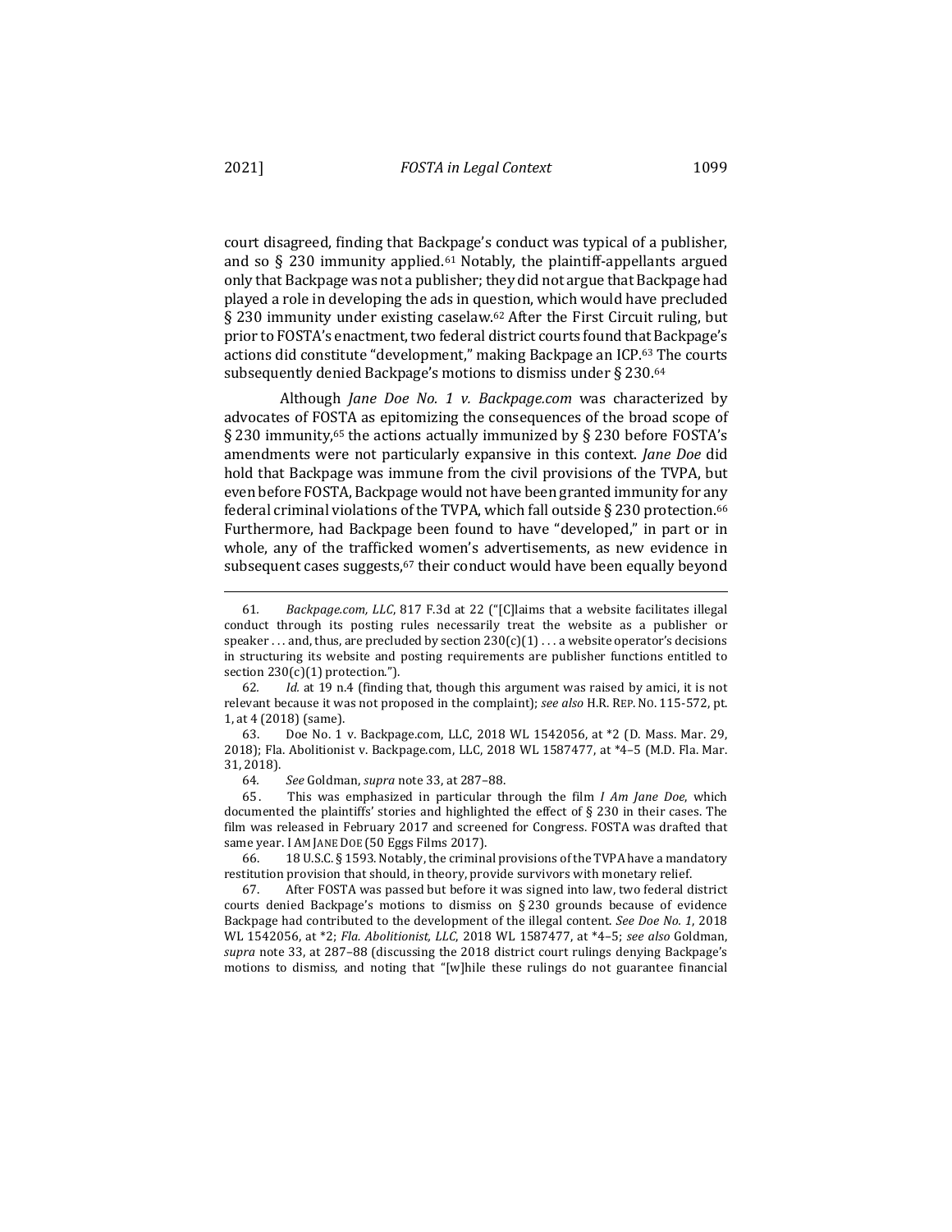court disagreed, finding that Backpage's conduct was typical of a publisher, and so § 230 immunity applied.[61] Notably, the plaintiff-appellants argued only that Backpage was not a publisher; they did not argue that Backpage had played a role in developing the ads in question, which would have precluded § 230 immunity under existing caselaw.[62] After the First Circuit ruling, but prior to FOSTA's enactment, two federal district courts found that Backpage's actions did constitute "development," making Backpage an ICP.[63] The courts subsequently denied Backpage's motions to dismiss under § 230.[64]

Although *Jane Doe No. 1 v. Backpage.com* was characterized by advocates of FOSTA as epitomizing the consequences of the broad scope of § 230 immunity,[65] the actions actually immunized by § 230 before FOSTA's amendments were not particularly expansive in this context. *Jane Doe* did hold that Backpage was immune from the civil provisions of the TVPA, but even before FOSTA, Backpage would not have been granted immunity for any federal criminal violations of the TVPA, which fall outside § 230 protection.[66] Furthermore, had Backpage been found to have "developed," in part or in whole, any of the trafficked women's advertisements, as new evidence in subsequent cases suggests,[67] their conduct would have been equally beyond

---

61. *Backpage.com, LLC*, 817 F.3d at 22 ("[C]laims that a website facilitates illegal conduct through its posting rules necessarily treat the website as a publisher or speaker . . . and, thus, are precluded by section 230(c)(1) . . . a website operator's decisions in structuring its website and posting requirements are publisher functions entitled to section 230(c)(1) protection.").

62. *Id.* at 19 n.4 (finding that, though this argument was raised by amici, it is not relevant because it was not proposed in the complaint); *see also* H.R. REP. NO. 115-572, pt. 1, at 4 (2018) (same).

63. Doe No. 1 v. Backpage.com, LLC, 2018 WL 1542056, at *2 (D. Mass. Mar. 29, 2018); Fla. Abolitionist v. Backpage.com, LLC, 2018 WL 1587477, at *4–5 (M.D. Fla. Mar. 31, 2018).

64. *See* Goldman, *supra* note 33, at 287–88.

65. This was emphasized in particular through the film *I Am Jane Doe*, which documented the plaintiffs' stories and highlighted the effect of § 230 in their cases. The film was released in February 2017 and screened for Congress. FOSTA was drafted that same year. I AM JANE DOE (50 Eggs Films 2017).

66. 18 U.S.C. § 1593. Notably, the criminal provisions of the TVPA have a mandatory restitution provision that should, in theory, provide survivors with monetary relief.

67. After FOSTA was passed but before it was signed into law, two federal district courts denied Backpage's motions to dismiss on § 230 grounds because of evidence Backpage had contributed to the development of the illegal content. *See Doe No. 1*, 2018 WL 1542056, at *2; *Fla. Abolitionist, LLC*, 2018 WL 1587477, at *4–5; *see also* Goldman, *supra* note 33, at 287–88 (discussing the 2018 district court rulings denying Backpage's motions to dismiss, and noting that "[w]hile these rulings do not guarantee financial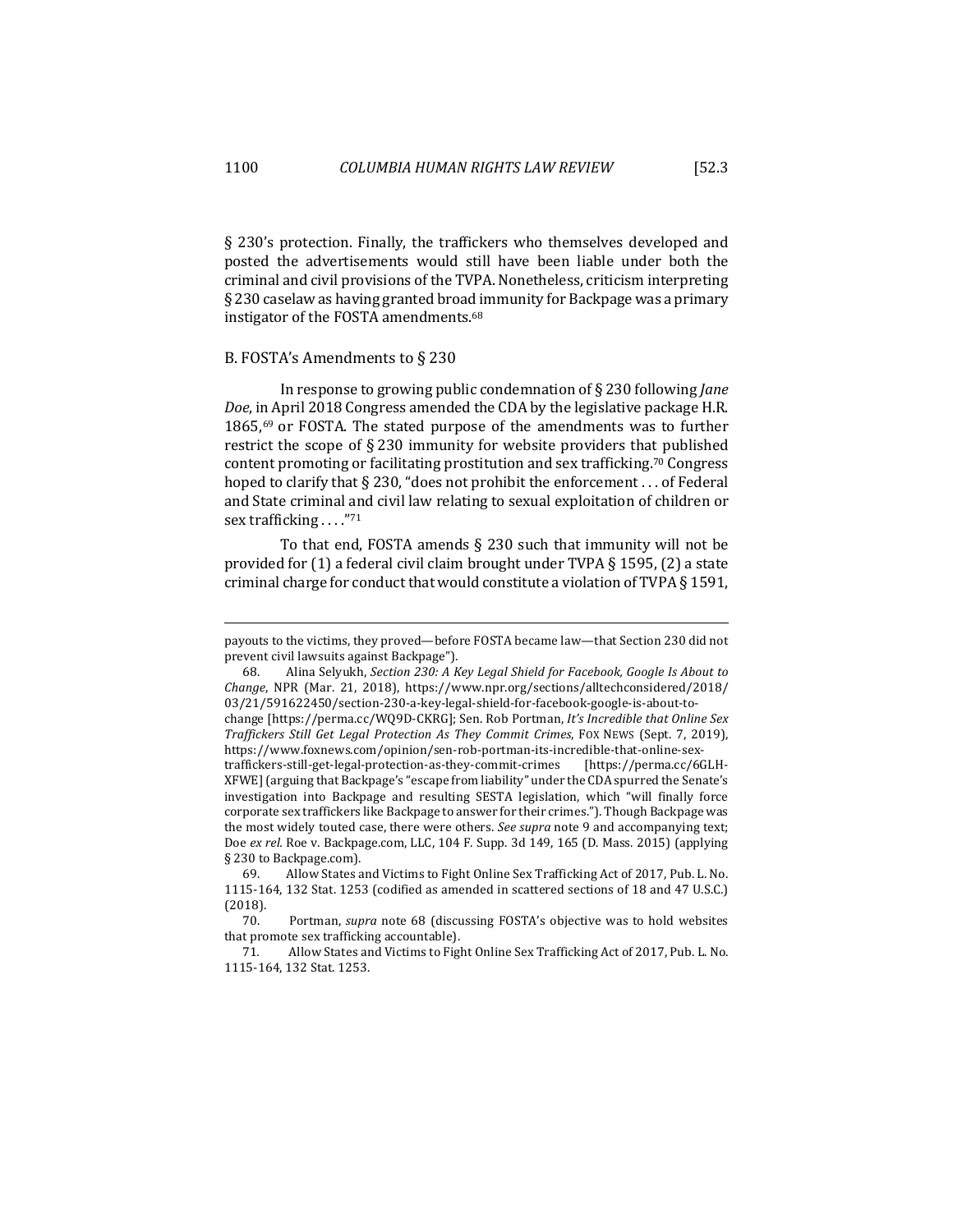§ 230's protection. Finally, the traffickers who themselves developed and posted the advertisements would still have been liable under both the criminal and civil provisions of the TVPA. Nonetheless, criticism interpreting § 230 caselaw as having granted broad immunity for Backpage was a primary instigator of the FOSTA amendments.[68]

## B. FOSTA's Amendments to § 230

In response to growing public condemnation of § 230 following *Jane Doe*, in April 2018 Congress amended the CDA by the legislative package H.R. 1865,[69] or FOSTA. The stated purpose of the amendments was to further restrict the scope of § 230 immunity for website providers that published content promoting or facilitating prostitution and sex trafficking.[70] Congress hoped to clarify that § 230, "does not prohibit the enforcement . . . of Federal and State criminal and civil law relating to sexual exploitation of children or sex trafficking . . . ."[71]

To that end, FOSTA amends § 230 such that immunity will not be provided for (1) a federal civil claim brought under TVPA § 1595, (2) a state criminal charge for conduct that would constitute a violation of TVPA § 1591,

---

payouts to the victims, they proved—before FOSTA became law—that Section 230 did not prevent civil lawsuits against Backpage").

68. Alina Selyukh, *Section 230: A Key Legal Shield for Facebook, Google Is About to Change*, NPR (Mar. 21, 2018), https://www.npr.org/sections/alltechconsidered/2018/03/21/591622450/section-230-a-key-legal-shield-for-facebook-google-is-about-to-change [https://perma.cc/WQ9D-CKRG]; Sen. Rob Portman, *It's Incredible that Online Sex Traffickers Still Get Legal Protection As They Commit Crimes*, FOX NEWS (Sept. 7, 2019), https://www.foxnews.com/opinion/sen-rob-portman-its-incredible-that-online-sex-traffickers-still-get-legal-protection-as-they-commit-crimes [https://perma.cc/6GLH-XFWE] (arguing that Backpage's "escape from liability" under the CDA spurred the Senate's investigation into Backpage and resulting SESTA legislation, which "will finally force corporate sex traffickers like Backpage to answer for their crimes."). Though Backpage was the most widely touted case, there were others. *See supra* note 9 and accompanying text; Doe *ex rel.* Roe v. Backpage.com, LLC, 104 F. Supp. 3d 149, 165 (D. Mass. 2015) (applying § 230 to Backpage.com).

69. Allow States and Victims to Fight Online Sex Trafficking Act of 2017, Pub. L. No. 1115-164, 132 Stat. 1253 (codified as amended in scattered sections of 18 and 47 U.S.C.) (2018).

70. Portman, *supra* note 68 (discussing FOSTA's objective was to hold websites that promote sex trafficking accountable).

71. Allow States and Victims to Fight Online Sex Trafficking Act of 2017, Pub. L. No. 1115-164, 132 Stat. 1253.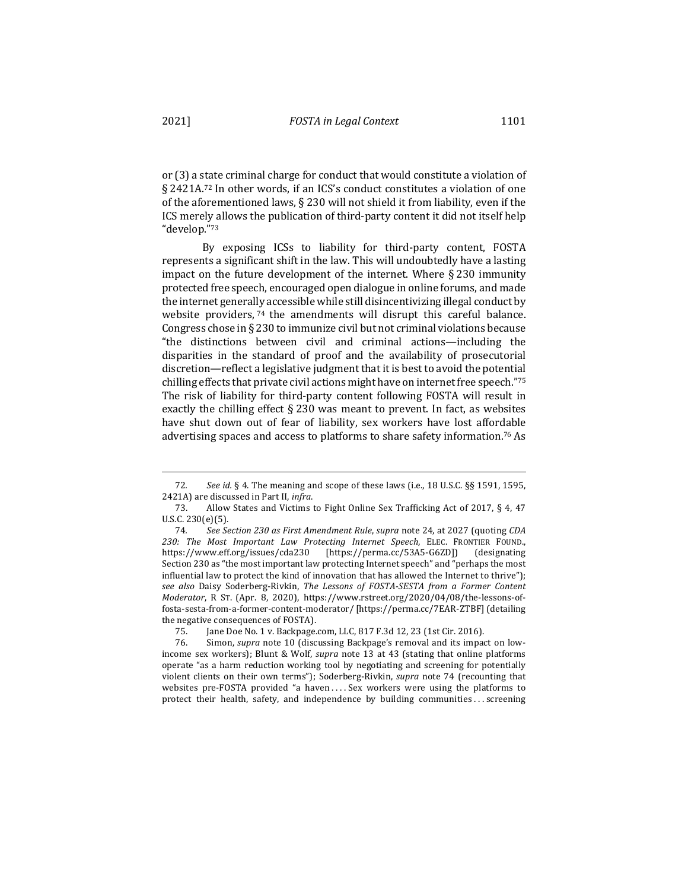or (3) a state criminal charge for conduct that would constitute a violation of § 2421A.[72] In other words, if an ICS's conduct constitutes a violation of one of the aforementioned laws, § 230 will not shield it from liability, even if the ICS merely allows the publication of third-party content it did not itself help "develop."[73]

By exposing ICSs to liability for third-party content, FOSTA represents a significant shift in the law. This will undoubtedly have a lasting impact on the future development of the internet. Where § 230 immunity protected free speech, encouraged open dialogue in online forums, and made the internet generally accessible while still disincentivizing illegal conduct by website providers,[74] the amendments will disrupt this careful balance. Congress chose in § 230 to immunize civil but not criminal violations because "the distinctions between civil and criminal actions—including the disparities in the standard of proof and the availability of prosecutorial discretion—reflect a legislative judgment that it is best to avoid the potential chilling effects that private civil actions might have on internet free speech."[75] The risk of liability for third-party content following FOSTA will result in exactly the chilling effect § 230 was meant to prevent. In fact, as websites have shut down out of fear of liability, sex workers have lost affordable advertising spaces and access to platforms to share safety information.[76] As

---

72. *See id.* § 4. The meaning and scope of these laws (i.e., 18 U.S.C. §§ 1591, 1595, 2421A) are discussed in Part II, *infra*.

73. Allow States and Victims to Fight Online Sex Trafficking Act of 2017, § 4, 47 U.S.C. 230(e)(5).

74. *See Section 230 as First Amendment Rule*, *supra* note 24, at 2027 (quoting *CDA 230: The Most Important Law Protecting Internet Speech*, ELEC. FRONTIER FOUND., https://www.eff.org/issues/cda230 [https://perma.cc/53A5-G6ZD]) (designating Section 230 as "the most important law protecting Internet speech" and "perhaps the most influential law to protect the kind of innovation that has allowed the Internet to thrive"); *see also* Daisy Soderberg-Rivkin, *The Lessons of FOSTA-SESTA from a Former Content Moderator*, R ST. (Apr. 8, 2020), https://www.rstreet.org/2020/04/08/the-lessons-of-fosta-sesta-from-a-former-content-moderator/ [https://perma.cc/7EAR-ZTBF] (detailing the negative consequences of FOSTA).

75. Jane Doe No. 1 v. Backpage.com, LLC, 817 F.3d 12, 23 (1st Cir. 2016).

76. Simon, *supra* note 10 (discussing Backpage's removal and its impact on low-income sex workers); Blunt & Wolf, *supra* note 13 at 43 (stating that online platforms operate "as a harm reduction working tool by negotiating and screening for potentially violent clients on their own terms"); Soderberg-Rivkin, *supra* note 74 (recounting that websites pre-FOSTA provided "a haven . . . . Sex workers were using the platforms to protect their health, safety, and independence by building communities . . . screening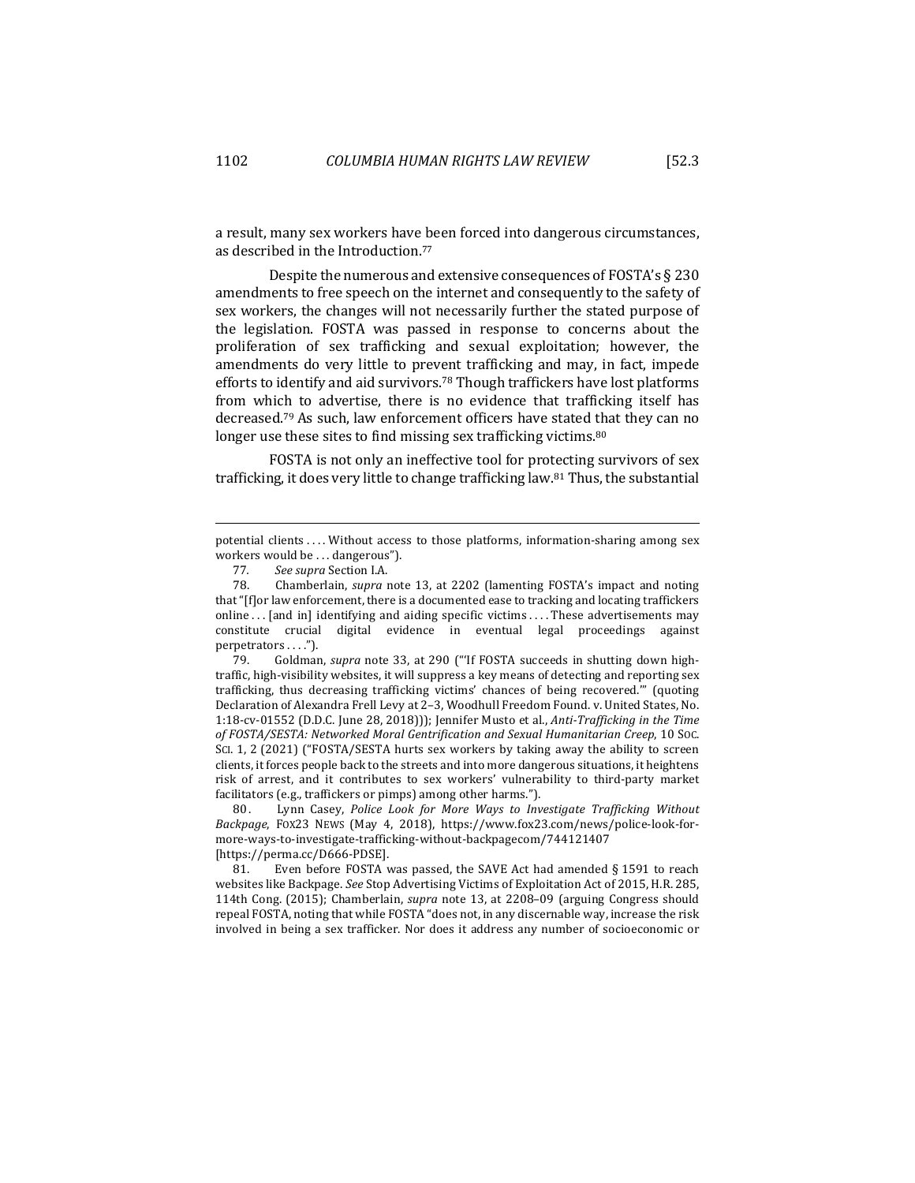a result, many sex workers have been forced into dangerous circumstances, as described in the Introduction.[77]

Despite the numerous and extensive consequences of FOSTA's § 230 amendments to free speech on the internet and consequently to the safety of sex workers, the changes will not necessarily further the stated purpose of the legislation. FOSTA was passed in response to concerns about the proliferation of sex trafficking and sexual exploitation; however, the amendments do very little to prevent trafficking and may, in fact, impede efforts to identify and aid survivors.[78] Though traffickers have lost platforms from which to advertise, there is no evidence that trafficking itself has decreased.[79] As such, law enforcement officers have stated that they can no longer use these sites to find missing sex trafficking victims.[80]

FOSTA is not only an ineffective tool for protecting survivors of sex trafficking, it does very little to change trafficking law.[81] Thus, the substantial

---

potential clients . . . . Without access to those platforms, information-sharing among sex workers would be . . . dangerous").

77. *See supra* Section I.A.

78. Chamberlain, *supra* note 13, at 2202 (lamenting FOSTA's impact and noting that "[f]or law enforcement, there is a documented ease to tracking and locating traffickers online . . . [and in] identifying and aiding specific victims . . . . These advertisements may constitute crucial digital evidence in eventual legal proceedings against perpetrators . . . .").

79. Goldman, *supra* note 33, at 290 ("'If FOSTA succeeds in shutting down high-traffic, high-visibility websites, it will suppress a key means of detecting and reporting sex trafficking, thus decreasing trafficking victims' chances of being recovered.'" (quoting Declaration of Alexandra Frell Levy at 2–3, Woodhull Freedom Found. v. United States, No. 1:18-cv-01552 (D.D.C. June 28, 2018))); Jennifer Musto et al., *Anti-Trafficking in the Time of FOSTA/SESTA: Networked Moral Gentrification and Sexual Humanitarian Creep*, 10 SOC. SCI. 1, 2 (2021) ("FOSTA/SESTA hurts sex workers by taking away the ability to screen clients, it forces people back to the streets and into more dangerous situations, it heightens risk of arrest, and it contributes to sex workers' vulnerability to third-party market facilitators (e.g., traffickers or pimps) among other harms.").

80. Lynn Casey, *Police Look for More Ways to Investigate Trafficking Without Backpage*, FOX23 NEWS (May 4, 2018), https://www.fox23.com/news/police-look-for-more-ways-to-investigate-trafficking-without-backpagecom/744121407 [https://perma.cc/D666-PDSE].

81. Even before FOSTA was passed, the SAVE Act had amended § 1591 to reach websites like Backpage. *See* Stop Advertising Victims of Exploitation Act of 2015, H.R. 285, 114th Cong. (2015); Chamberlain, *supra* note 13, at 2208–09 (arguing Congress should repeal FOSTA, noting that while FOSTA "does not, in any discernable way, increase the risk involved in being a sex trafficker. Nor does it address any number of socioeconomic or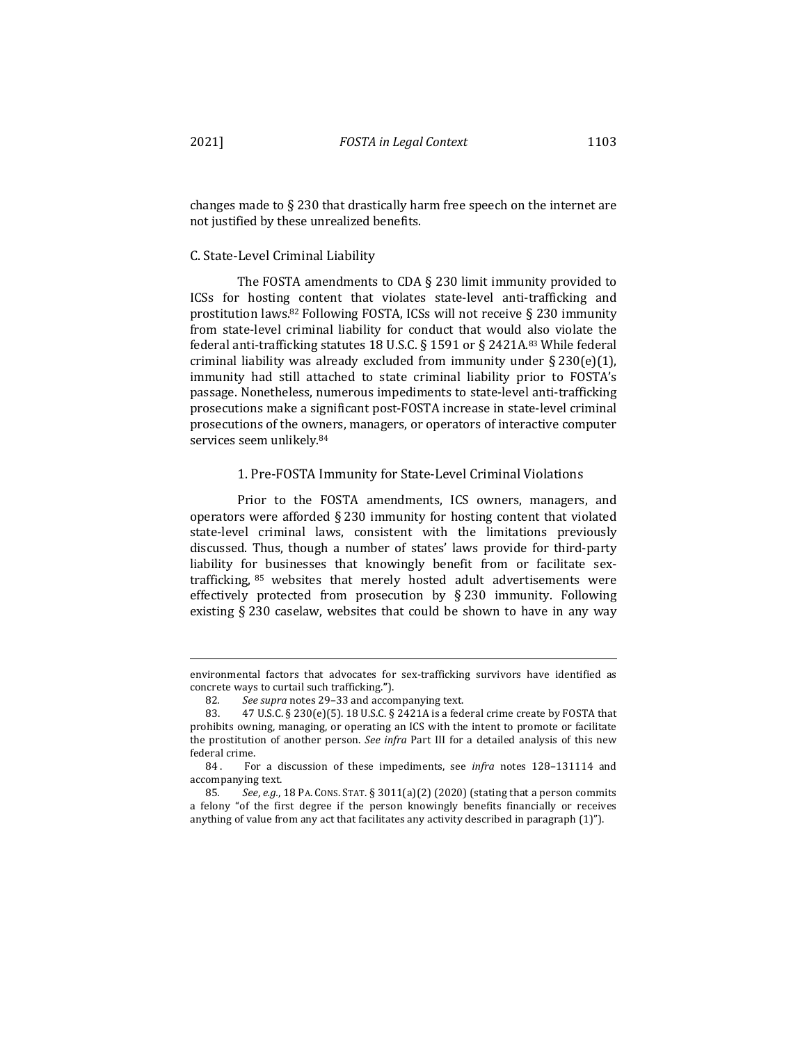changes made to § 230 that drastically harm free speech on the internet are not justified by these unrealized benefits.

### C. State-Level Criminal Liability

The FOSTA amendments to CDA § 230 limit immunity provided to ICSs for hosting content that violates state-level anti-trafficking and prostitution laws.[82] Following FOSTA, ICSs will not receive § 230 immunity from state-level criminal liability for conduct that would also violate the federal anti-trafficking statutes 18 U.S.C. § 1591 or § 2421A.[83] While federal criminal liability was already excluded from immunity under § 230(e)(1), immunity had still attached to state criminal liability prior to FOSTA's passage. Nonetheless, numerous impediments to state-level anti-trafficking prosecutions make a significant post-FOSTA increase in state-level criminal prosecutions of the owners, managers, or operators of interactive computer services seem unlikely.[84]

#### 1. Pre-FOSTA Immunity for State-Level Criminal Violations

Prior to the FOSTA amendments, ICS owners, managers, and operators were afforded § 230 immunity for hosting content that violated state-level criminal laws, consistent with the limitations previously discussed. Thus, though a number of states' laws provide for third-party liability for businesses that knowingly benefit from or facilitate sex-trafficking,[85] websites that merely hosted adult advertisements were effectively protected from prosecution by § 230 immunity. Following existing § 230 caselaw, websites that could be shown to have in any way

---

environmental factors that advocates for sex-trafficking survivors have identified as concrete ways to curtail such trafficking.").

82. *See supra* notes 29–33 and accompanying text.

83. 47 U.S.C. § 230(e)(5). 18 U.S.C. § 2421A is a federal crime create by FOSTA that prohibits owning, managing, or operating an ICS with the intent to promote or facilitate the prostitution of another person. *See infra* Part III for a detailed analysis of this new federal crime.

84. For a discussion of these impediments, see *infra* notes 128–131114 and accompanying text.

85. *See, e.g.*, 18 PA. CONS. STAT. § 3011(a)(2) (2020) (stating that a person commits a felony "of the first degree if the person knowingly benefits financially or receives anything of value from any act that facilitates any activity described in paragraph (1)").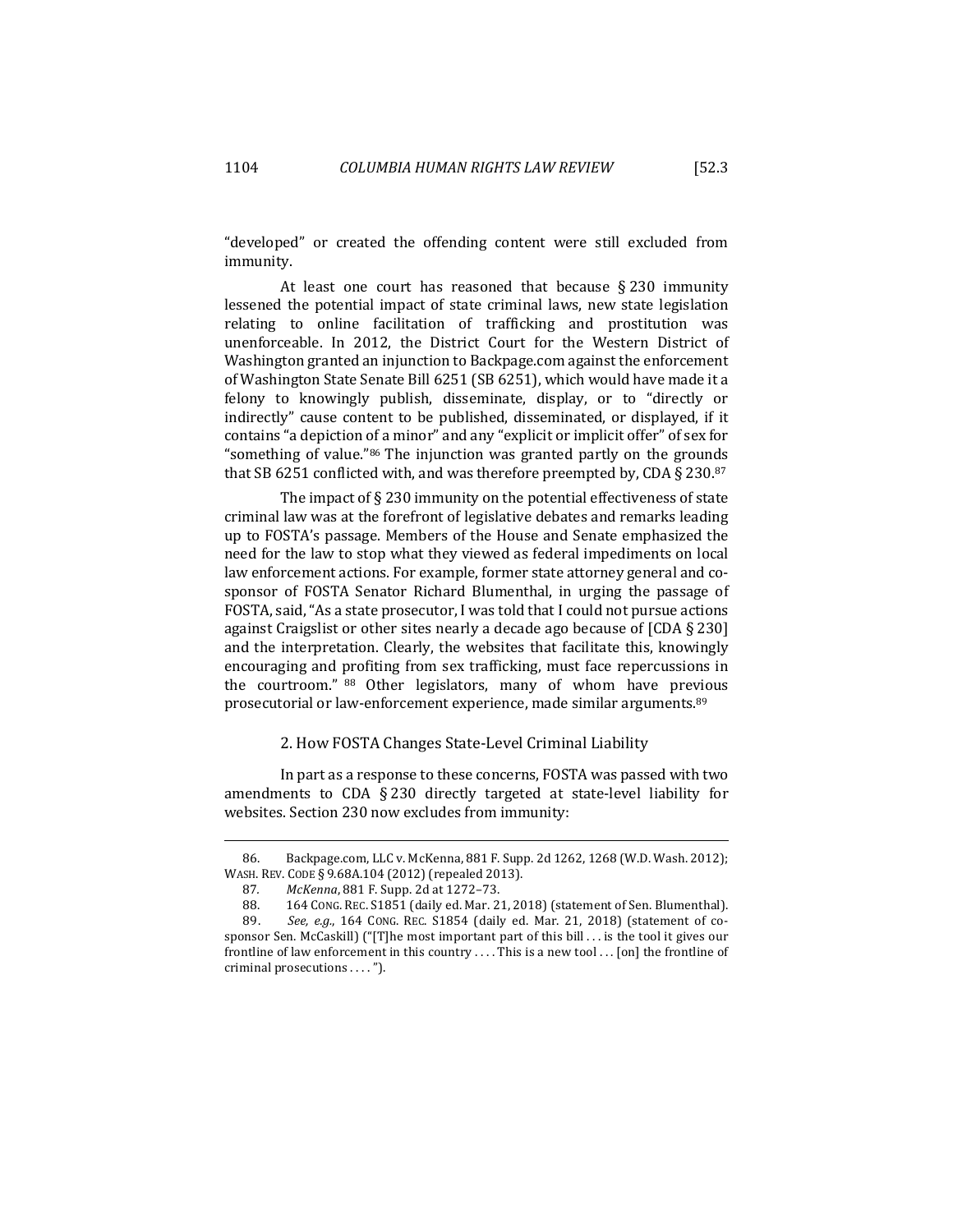"developed" or created the offending content were still excluded from immunity.

At least one court has reasoned that because § 230 immunity lessened the potential impact of state criminal laws, new state legislation relating to online facilitation of trafficking and prostitution was unenforceable. In 2012, the District Court for the Western District of Washington granted an injunction to Backpage.com against the enforcement of Washington State Senate Bill 6251 (SB 6251), which would have made it a felony to knowingly publish, disseminate, display, or to "directly or indirectly" cause content to be published, disseminated, or displayed, if it contains "a depiction of a minor" and any "explicit or implicit offer" of sex for "something of value."[86] The injunction was granted partly on the grounds that SB 6251 conflicted with, and was therefore preempted by, CDA § 230.[87]

The impact of § 230 immunity on the potential effectiveness of state criminal law was at the forefront of legislative debates and remarks leading up to FOSTA's passage. Members of the House and Senate emphasized the need for the law to stop what they viewed as federal impediments on local law enforcement actions. For example, former state attorney general and co-sponsor of FOSTA Senator Richard Blumenthal, in urging the passage of FOSTA, said, "As a state prosecutor, I was told that I could not pursue actions against Craigslist or other sites nearly a decade ago because of [CDA § 230] and the interpretation. Clearly, the websites that facilitate this, knowingly encouraging and profiting from sex trafficking, must face repercussions in the courtroom." [88] Other legislators, many of whom have previous prosecutorial or law-enforcement experience, made similar arguments.[89]

### 2. How FOSTA Changes State-Level Criminal Liability

In part as a response to these concerns, FOSTA was passed with two amendments to CDA § 230 directly targeted at state-level liability for websites. Section 230 now excludes from immunity:

---

86. Backpage.com, LLC v. McKenna, 881 F. Supp. 2d 1262, 1268 (W.D. Wash. 2012); WASH. REV. CODE § 9.68A.104 (2012) (repealed 2013).

87. *McKenna*, 881 F. Supp. 2d at 1272–73.

88. 164 CONG. REC. S1851 (daily ed. Mar. 21, 2018) (statement of Sen. Blumenthal).

89. *See, e.g.*, 164 CONG. REC. S1854 (daily ed. Mar. 21, 2018) (statement of co-sponsor Sen. McCaskill) ("[T]he most important part of this bill . . . is the tool it gives our frontline of law enforcement in this country . . . . This is a new tool . . . [on] the frontline of criminal prosecutions . . . .").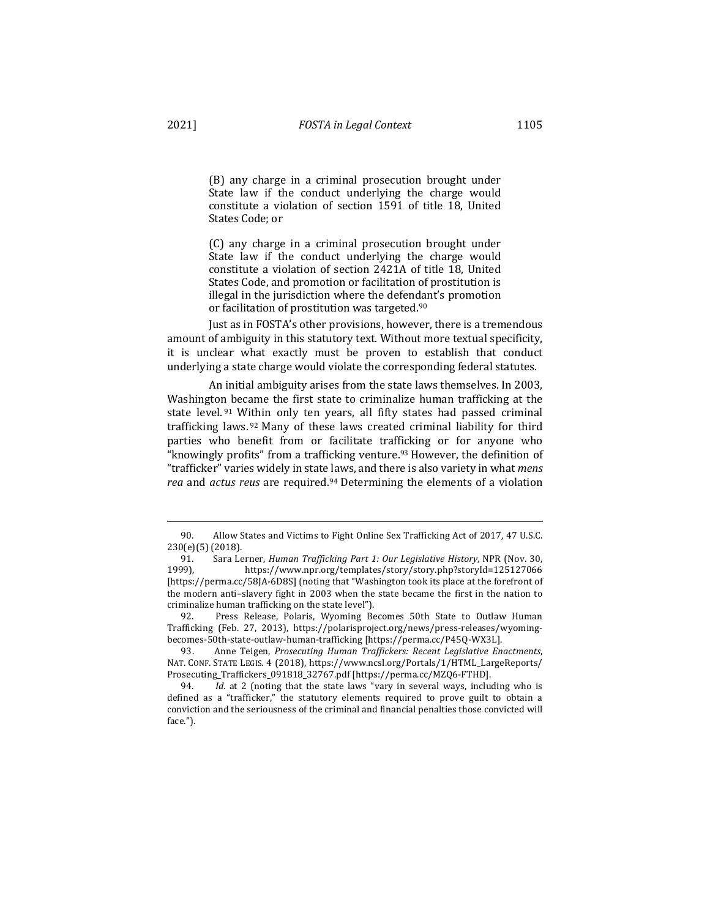> (B) any charge in a criminal prosecution brought under State law if the conduct underlying the charge would constitute a violation of section 1591 of title 18, United States Code; or
>
> (C) any charge in a criminal prosecution brought under State law if the conduct underlying the charge would constitute a violation of section 2421A of title 18, United States Code, and promotion or facilitation of prostitution is illegal in the jurisdiction where the defendant's promotion or facilitation of prostitution was targeted.[90]

Just as in FOSTA's other provisions, however, there is a tremendous amount of ambiguity in this statutory text. Without more textual specificity, it is unclear what exactly must be proven to establish that conduct underlying a state charge would violate the corresponding federal statutes.

An initial ambiguity arises from the state laws themselves. In 2003, Washington became the first state to criminalize human trafficking at the state level.[91] Within only ten years, all fifty states had passed criminal trafficking laws.[92] Many of these laws created criminal liability for third parties who benefit from or facilitate trafficking or for anyone who "knowingly profits" from a trafficking venture.[93] However, the definition of "trafficker" varies widely in state laws, and there is also variety in what *mens rea* and *actus reus* are required.[94] Determining the elements of a violation

---

90. Allow States and Victims to Fight Online Sex Trafficking Act of 2017, 47 U.S.C. 230(e)(5) (2018).

91. Sara Lerner, *Human Trafficking Part 1: Our Legislative History*, NPR (Nov. 30, 1999), https://www.npr.org/templates/story/story.php?storyId=125127066 [https://perma.cc/58JA-6D8S] (noting that "Washington took its place at the forefront of the modern anti–slavery fight in 2003 when the state became the first in the nation to criminalize human trafficking on the state level").

92. Press Release, Polaris, Wyoming Becomes 50th State to Outlaw Human Trafficking (Feb. 27, 2013), https://polarisproject.org/news/press-releases/wyoming-becomes-50th-state-outlaw-human-trafficking [https://perma.cc/P45Q-WX3L].

93. Anne Teigen, *Prosecuting Human Traffickers: Recent Legislative Enactments*, NAT. CONF. STATE LEGIS. 4 (2018), https://www.ncsl.org/Portals/1/HTML_LargeReports/Prosecuting_Traffickers_091818_32767.pdf [https://perma.cc/MZQ6-FTHD].

94. *Id.* at 2 (noting that the state laws "vary in several ways, including who is defined as a "trafficker," the statutory elements required to prove guilt to obtain a conviction and the seriousness of the criminal and financial penalties those convicted will face.").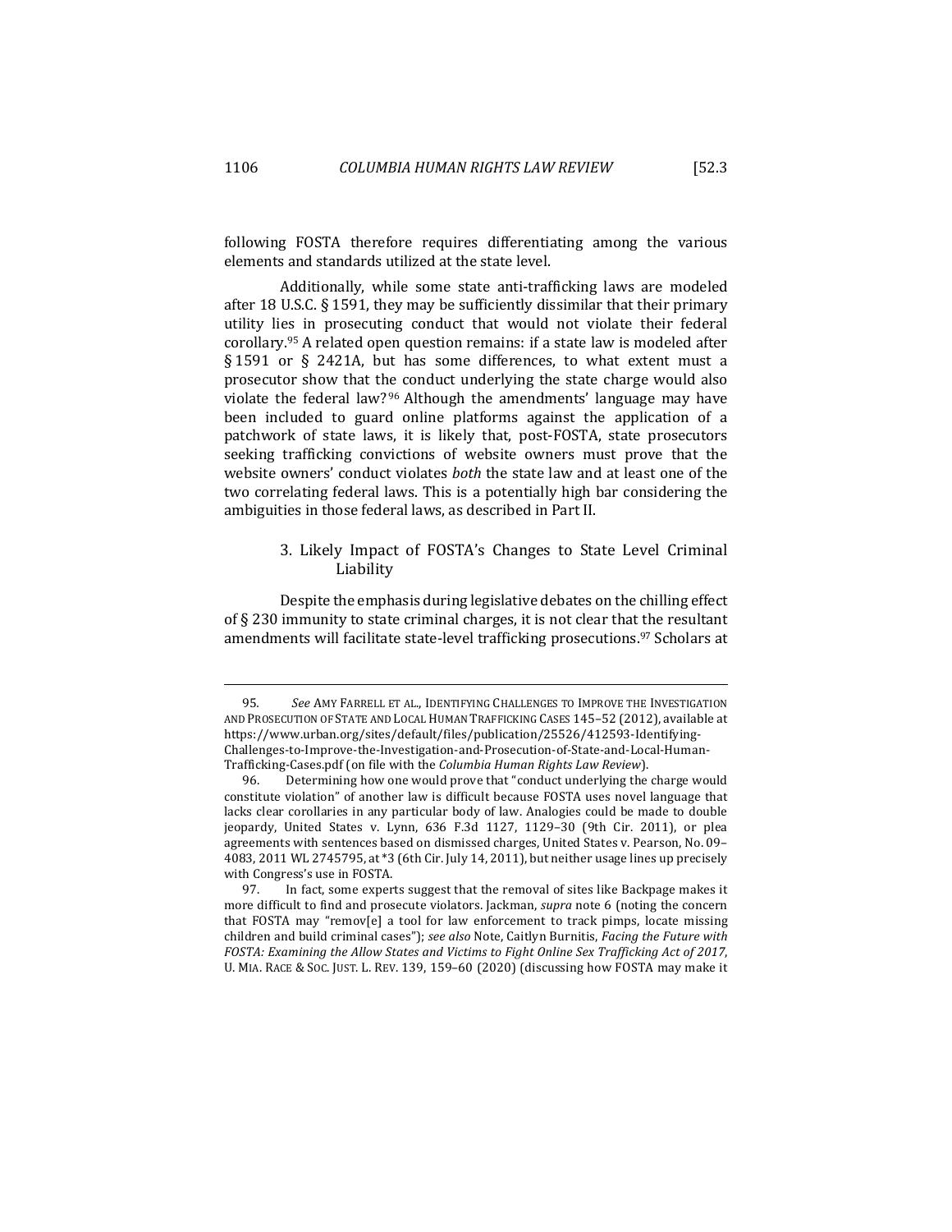following FOSTA therefore requires differentiating among the various elements and standards utilized at the state level.

Additionally, while some state anti-trafficking laws are modeled after 18 U.S.C. § 1591, they may be sufficiently dissimilar that their primary utility lies in prosecuting conduct that would not violate their federal corollary.[95] A related open question remains: if a state law is modeled after § 1591 or § 2421A, but has some differences, to what extent must a prosecutor show that the conduct underlying the state charge would also violate the federal law?[96] Although the amendments' language may have been included to guard online platforms against the application of a patchwork of state laws, it is likely that, post-FOSTA, state prosecutors seeking trafficking convictions of website owners must prove that the website owners' conduct violates *both* the state law and at least one of the two correlating federal laws. This is a potentially high bar considering the ambiguities in those federal laws, as described in Part II.

### 3. Likely Impact of FOSTA's Changes to State Level Criminal Liability

Despite the emphasis during legislative debates on the chilling effect of § 230 immunity to state criminal charges, it is not clear that the resultant amendments will facilitate state-level trafficking prosecutions.[97] Scholars at

---

95. *See* AMY FARRELL ET AL., IDENTIFYING CHALLENGES TO IMPROVE THE INVESTIGATION AND PROSECUTION OF STATE AND LOCAL HUMAN TRAFFICKING CASES 145–52 (2012), available at https://www.urban.org/sites/default/files/publication/25526/412593-Identifying-Challenges-to-Improve-the-Investigation-and-Prosecution-of-State-and-Local-Human-Trafficking-Cases.pdf (on file with the *Columbia Human Rights Law Review*).

96. Determining how one would prove that "conduct underlying the charge would constitute violation" of another law is difficult because FOSTA uses novel language that lacks clear corollaries in any particular body of law. Analogies could be made to double jeopardy, United States v. Lynn, 636 F.3d 1127, 1129–30 (9th Cir. 2011), or plea agreements with sentences based on dismissed charges, United States v. Pearson, No. 09–4083, 2011 WL 2745795, at *3 (6th Cir. July 14, 2011), but neither usage lines up precisely with Congress's use in FOSTA.

97. In fact, some experts suggest that the removal of sites like Backpage makes it more difficult to find and prosecute violators. Jackman, *supra* note 6 (noting the concern that FOSTA may "remov[e] a tool for law enforcement to track pimps, locate missing children and build criminal cases"); *see also* Note, Caitlyn Burnitis, *Facing the Future with FOSTA: Examining the Allow States and Victims to Fight Online Sex Trafficking Act of 2017*, U. MIA. RACE & SOC. JUST. L. REV. 139, 159–60 (2020) (discussing how FOSTA may make it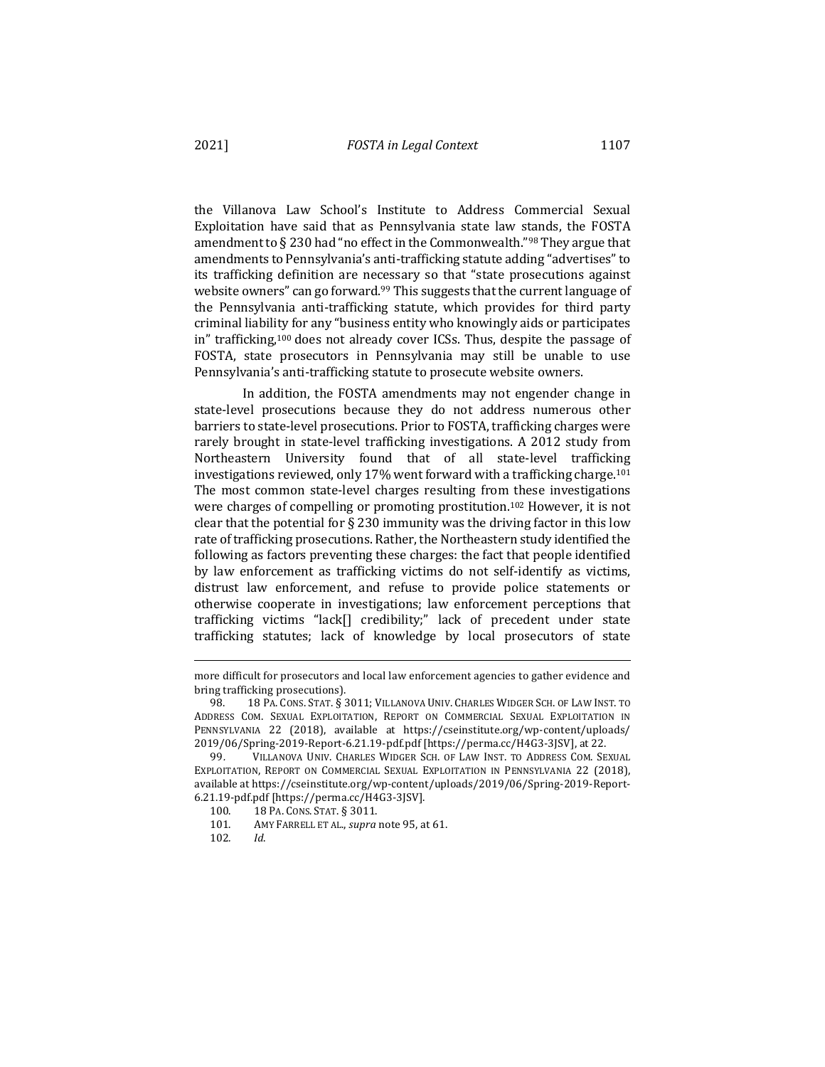the Villanova Law School's Institute to Address Commercial Sexual Exploitation have said that as Pennsylvania state law stands, the FOSTA amendment to § 230 had "no effect in the Commonwealth."[98] They argue that amendments to Pennsylvania's anti-trafficking statute adding "advertises" to its trafficking definition are necessary so that "state prosecutions against website owners" can go forward.[99] This suggests that the current language of the Pennsylvania anti-trafficking statute, which provides for third party criminal liability for any "business entity who knowingly aids or participates in" trafficking,[100] does not already cover ICSs. Thus, despite the passage of FOSTA, state prosecutors in Pennsylvania may still be unable to use Pennsylvania's anti-trafficking statute to prosecute website owners.

In addition, the FOSTA amendments may not engender change in state-level prosecutions because they do not address numerous other barriers to state-level prosecutions. Prior to FOSTA, trafficking charges were rarely brought in state-level trafficking investigations. A 2012 study from Northeastern University found that of all state-level trafficking investigations reviewed, only 17% went forward with a trafficking charge.[101] The most common state-level charges resulting from these investigations were charges of compelling or promoting prostitution.[102] However, it is not clear that the potential for § 230 immunity was the driving factor in this low rate of trafficking prosecutions. Rather, the Northeastern study identified the following as factors preventing these charges: the fact that people identified by law enforcement as trafficking victims do not self-identify as victims, distrust law enforcement, and refuse to provide police statements or otherwise cooperate in investigations; law enforcement perceptions that trafficking victims "lack[] credibility;" lack of precedent under state trafficking statutes; lack of knowledge by local prosecutors of state

---

more difficult for prosecutors and local law enforcement agencies to gather evidence and bring trafficking prosecutions).

98. 18 PA. CONS. STAT. § 3011; VILLANOVA UNIV. CHARLES WIDGER SCH. OF LAW INST. TO ADDRESS COM. SEXUAL EXPLOITATION, REPORT ON COMMERCIAL SEXUAL EXPLOITATION IN PENNSYLVANIA 22 (2018), available at https://cseinstitute.org/wp-content/uploads/2019/06/Spring-2019-Report-6.21.19-pdf.pdf [https://perma.cc/H4G3-3JSV], at 22.

99. VILLANOVA UNIV. CHARLES WIDGER SCH. OF LAW INST. TO ADDRESS COM. SEXUAL EXPLOITATION, REPORT ON COMMERCIAL SEXUAL EXPLOITATION IN PENNSYLVANIA 22 (2018), available at https://cseinstitute.org/wp-content/uploads/2019/06/Spring-2019-Report-6.21.19-pdf.pdf [https://perma.cc/H4G3-3JSV].

100. 18 PA. CONS. STAT. § 3011.

101. AMY FARRELL ET AL., *supra* note 95, at 61.

102. *Id.*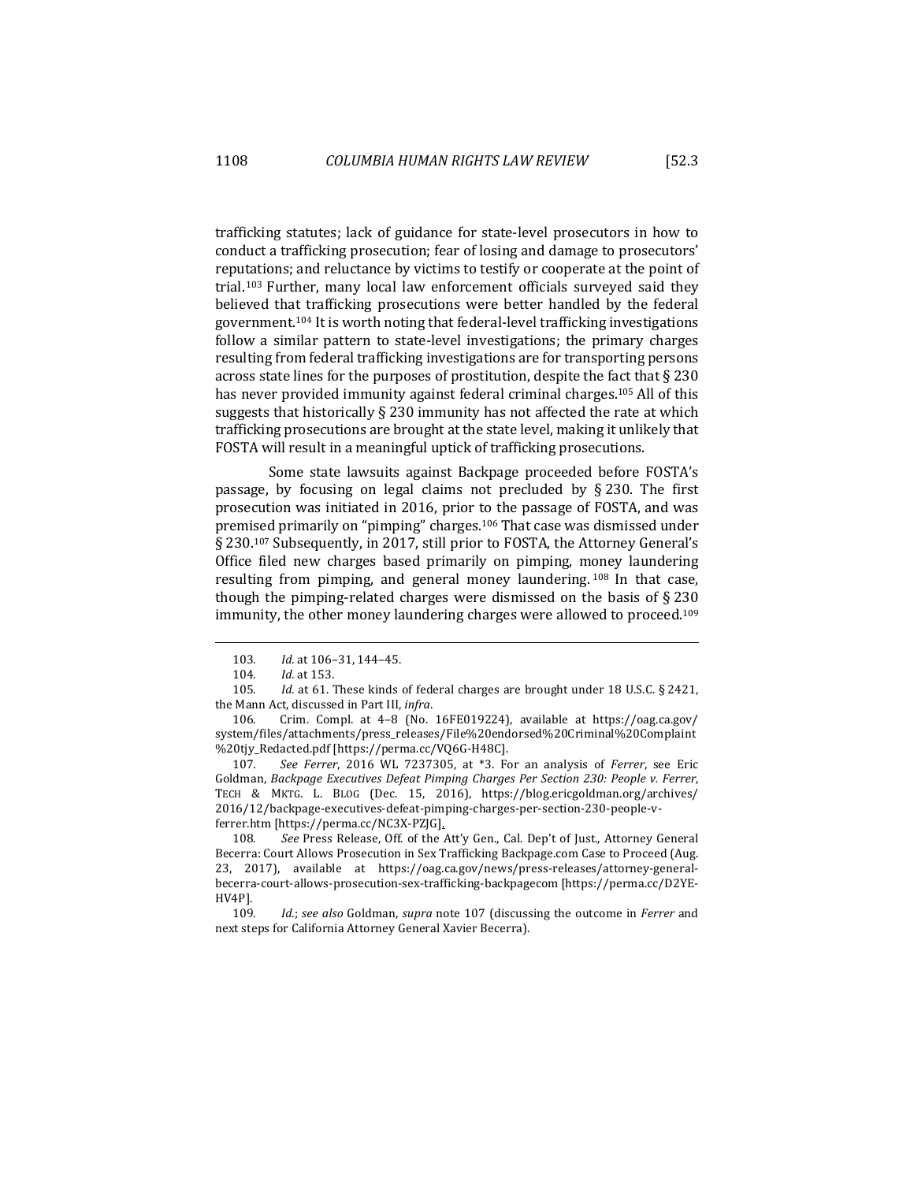trafficking statutes; lack of guidance for state-level prosecutors in how to conduct a trafficking prosecution; fear of losing and damage to prosecutors' reputations; and reluctance by victims to testify or cooperate at the point of trial.[103] Further, many local law enforcement officials surveyed said they believed that trafficking prosecutions were better handled by the federal government.[104] It is worth noting that federal-level trafficking investigations follow a similar pattern to state-level investigations; the primary charges resulting from federal trafficking investigations are for transporting persons across state lines for the purposes of prostitution, despite the fact that § 230 has never provided immunity against federal criminal charges.[105] All of this suggests that historically § 230 immunity has not affected the rate at which trafficking prosecutions are brought at the state level, making it unlikely that FOSTA will result in a meaningful uptick of trafficking prosecutions.

Some state lawsuits against Backpage proceeded before FOSTA's passage, by focusing on legal claims not precluded by § 230. The first prosecution was initiated in 2016, prior to the passage of FOSTA, and was premised primarily on "pimping" charges.[106] That case was dismissed under § 230.[107] Subsequently, in 2017, still prior to FOSTA, the Attorney General's Office filed new charges based primarily on pimping, money laundering resulting from pimping, and general money laundering.[108] In that case, though the pimping-related charges were dismissed on the basis of § 230 immunity, the other money laundering charges were allowed to proceed.[109]

---

103. *Id.* at 106–31, 144–45.

104. *Id.* at 153.

105. *Id.* at 61. These kinds of federal charges are brought under 18 U.S.C. § 2421, the Mann Act, discussed in Part III, *infra*.

106. Crim. Compl. at 4–8 (No. 16FE019224), available at https://oag.ca.gov/system/files/attachments/press_releases/File%20endorsed%20Criminal%20Complaint%20tjy_Redacted.pdf [https://perma.cc/VQ6G-H48C].

107. *See Ferrer*, 2016 WL 7237305, at *3. For an analysis of *Ferrer*, see Eric Goldman, *Backpage Executives Defeat Pimping Charges Per Section 230: People v. Ferrer*, TECH & MKTG. L. BLOG (Dec. 15, 2016), https://blog.ericgoldman.org/archives/2016/12/backpage-executives-defeat-pimping-charges-per-section-230-people-v-ferrer.htm [https://perma.cc/NC3X-PZJG].

108. *See* Press Release, Off. of the Att'y Gen., Cal. Dep't of Just., Attorney General Becerra: Court Allows Prosecution in Sex Trafficking Backpage.com Case to Proceed (Aug. 23, 2017), available at https://oag.ca.gov/news/press-releases/attorney-general-becerra-court-allows-prosecution-sex-trafficking-backpagecom [https://perma.cc/D2YE-HV4P].

109. *Id.*; *see also* Goldman, *supra* note 107 (discussing the outcome in *Ferrer* and next steps for California Attorney General Xavier Becerra).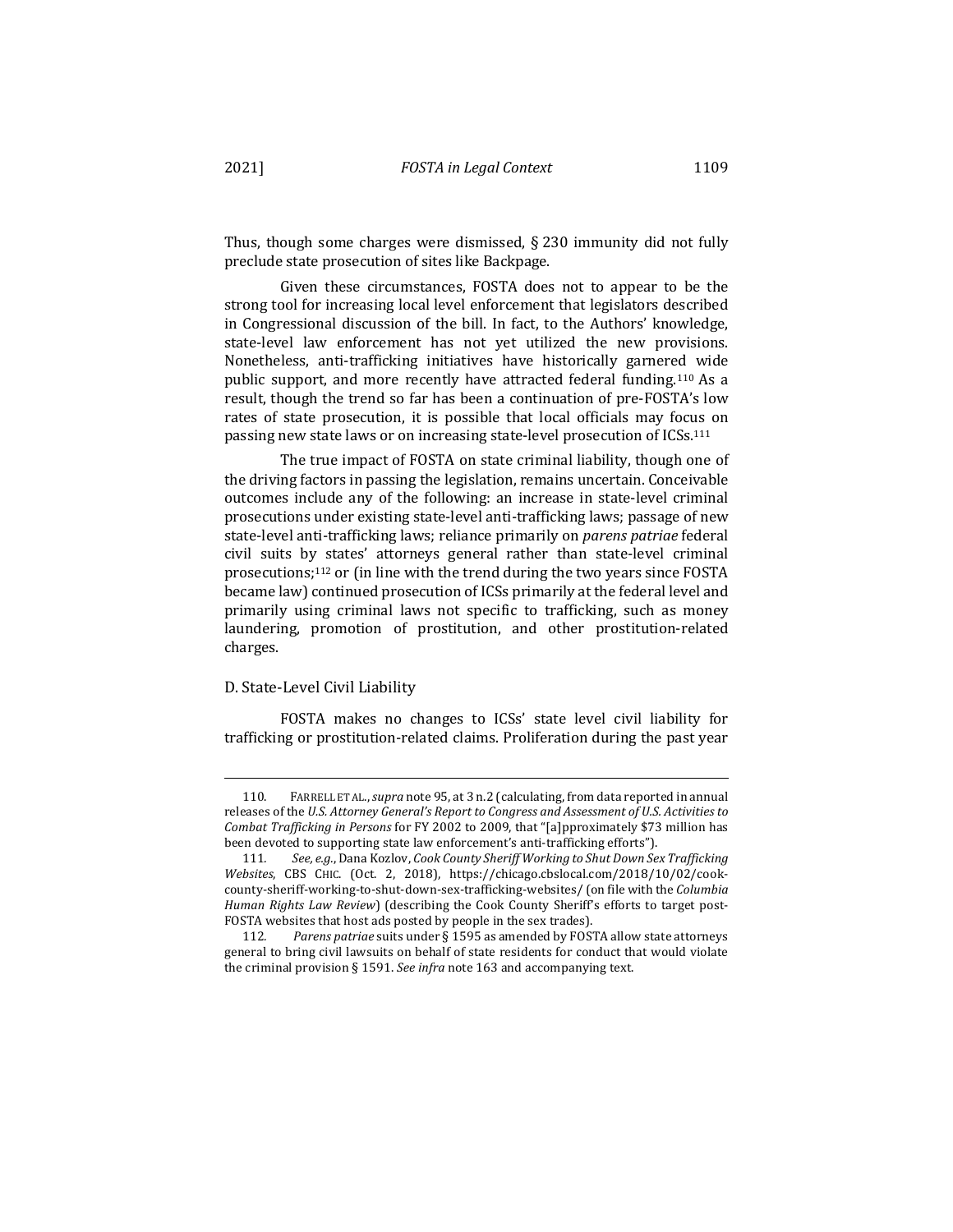Thus, though some charges were dismissed, § 230 immunity did not fully preclude state prosecution of sites like Backpage.

Given these circumstances, FOSTA does not to appear to be the strong tool for increasing local level enforcement that legislators described in Congressional discussion of the bill. In fact, to the Authors' knowledge, state-level law enforcement has not yet utilized the new provisions. Nonetheless, anti-trafficking initiatives have historically garnered wide public support, and more recently have attracted federal funding.[110] As a result, though the trend so far has been a continuation of pre-FOSTA's low rates of state prosecution, it is possible that local officials may focus on passing new state laws or on increasing state-level prosecution of ICSs.[111]

The true impact of FOSTA on state criminal liability, though one of the driving factors in passing the legislation, remains uncertain. Conceivable outcomes include any of the following: an increase in state-level criminal prosecutions under existing state-level anti-trafficking laws; passage of new state-level anti-trafficking laws; reliance primarily on *parens patriae* federal civil suits by states' attorneys general rather than state-level criminal prosecutions;[112] or (in line with the trend during the two years since FOSTA became law) continued prosecution of ICSs primarily at the federal level and primarily using criminal laws not specific to trafficking, such as money laundering, promotion of prostitution, and other prostitution-related charges.

### D. State-Level Civil Liability

FOSTA makes no changes to ICSs' state level civil liability for trafficking or prostitution-related claims. Proliferation during the past year

---

110. FARRELL ET AL., *supra* note 95, at 3 n.2 (calculating, from data reported in annual releases of the *U.S. Attorney General's Report to Congress and Assessment of U.S. Activities to Combat Trafficking in Persons* for FY 2002 to 2009, that "[a]pproximately $73 million has been devoted to supporting state law enforcement's anti-trafficking efforts").

111. *See, e.g.*, Dana Kozlov, *Cook County Sheriff Working to Shut Down Sex Trafficking Websites*, CBS CHIC. (Oct. 2, 2018), https://chicago.cbslocal.com/2018/10/02/cook-county-sheriff-working-to-shut-down-sex-trafficking-websites/ (on file with the *Columbia Human Rights Law Review*) (describing the Cook County Sheriff's efforts to target post-FOSTA websites that host ads posted by people in the sex trades).

112. *Parens patriae* suits under § 1595 as amended by FOSTA allow state attorneys general to bring civil lawsuits on behalf of state residents for conduct that would violate the criminal provision § 1591. *See infra* note 163 and accompanying text.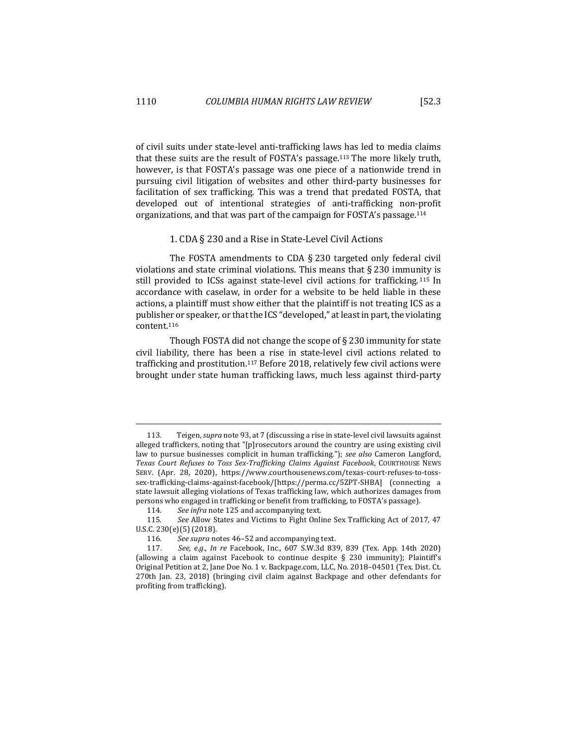of civil suits under state-level anti-trafficking laws has led to media claims that these suits are the result of FOSTA's passage.[113] The more likely truth, however, is that FOSTA's passage was one piece of a nationwide trend in pursuing civil litigation of websites and other third-party businesses for facilitation of sex trafficking. This was a trend that predated FOSTA, that developed out of intentional strategies of anti-trafficking non-profit organizations, and that was part of the campaign for FOSTA's passage.[114]

### 1. CDA § 230 and a Rise in State-Level Civil Actions

The FOSTA amendments to CDA § 230 targeted only federal civil violations and state criminal violations. This means that § 230 immunity is still provided to ICSs against state-level civil actions for trafficking.[115] In accordance with caselaw, in order for a website to be held liable in these actions, a plaintiff must show either that the plaintiff is not treating ICS as a publisher or speaker, or that the ICS "developed," at least in part, the violating content.[116]

Though FOSTA did not change the scope of § 230 immunity for state civil liability, there has been a rise in state-level civil actions related to trafficking and prostitution.[117] Before 2018, relatively few civil actions were brought under state human trafficking laws, much less against third-party

---

113. Teigen, *supra* note 93, at 7 (discussing a rise in state-level civil lawsuits against alleged traffickers, noting that "[p]rosecutors around the country are using existing civil law to pursue businesses complicit in human trafficking."); *see also* Cameron Langford, *Texas Court Refuses to Toss Sex-Trafficking Claims Against Facebook*, COURTHOUSE NEWS SERV. (Apr. 28, 2020), https://www.courthousenews.com/texas-court-refuses-to-toss-sex-trafficking-claims-against-facebook/[https://perma.cc/5ZPT-SHBA] (connecting a state lawsuit alleging violations of Texas trafficking law, which authorizes damages from persons who engaged in trafficking or benefit from trafficking, to FOSTA's passage).

114. *See infra* note 125 and accompanying text.

115. *See* Allow States and Victims to Fight Online Sex Trafficking Act of 2017, 47 U.S.C. 230(e)(5) (2018).

116. *See supra* notes 46–52 and accompanying text.

117. *See, e.g.*, *In re* Facebook, Inc., 607 S.W.3d 839, 839 (Tex. App. 14th 2020) (allowing a claim against Facebook to continue despite § 230 immunity); Plaintiff's Original Petition at 2, Jane Doe No. 1 v. Backpage.com, LLC, No. 2018–04501 (Tex. Dist. Ct. 270th Jan. 23, 2018) (bringing civil claim against Backpage and other defendants for profiting from trafficking).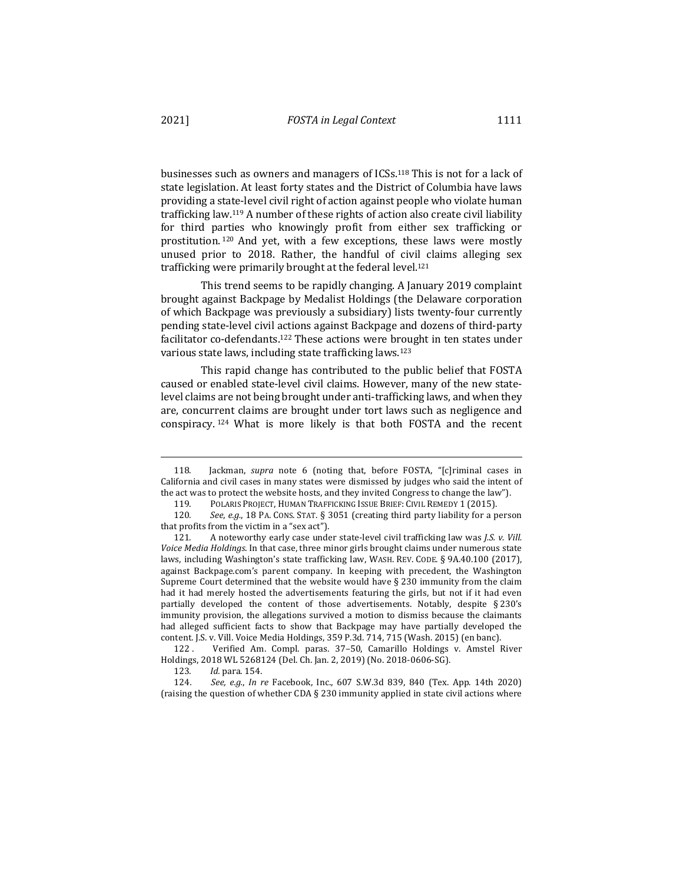businesses such as owners and managers of ICSs.[118] This is not for a lack of state legislation. At least forty states and the District of Columbia have laws providing a state-level civil right of action against people who violate human trafficking law.[119] A number of these rights of action also create civil liability for third parties who knowingly profit from either sex trafficking or prostitution.[120] And yet, with a few exceptions, these laws were mostly unused prior to 2018. Rather, the handful of civil claims alleging sex trafficking were primarily brought at the federal level.[121]

This trend seems to be rapidly changing. A January 2019 complaint brought against Backpage by Medalist Holdings (the Delaware corporation of which Backpage was previously a subsidiary) lists twenty-four currently pending state-level civil actions against Backpage and dozens of third-party facilitator co-defendants.[122] These actions were brought in ten states under various state laws, including state trafficking laws.[123]

This rapid change has contributed to the public belief that FOSTA caused or enabled state-level civil claims. However, many of the new state-level claims are not being brought under anti-trafficking laws, and when they are, concurrent claims are brought under tort laws such as negligence and conspiracy.[124] What is more likely is that both FOSTA and the recent

---

118. Jackman, *supra* note 6 (noting that, before FOSTA, "[c]riminal cases in California and civil cases in many states were dismissed by judges who said the intent of the act was to protect the website hosts, and they invited Congress to change the law").

119. POLARIS PROJECT, HUMAN TRAFFICKING ISSUE BRIEF: CIVIL REMEDY 1 (2015).

120. *See, e.g.*, 18 PA. CONS. STAT. § 3051 (creating third party liability for a person that profits from the victim in a "sex act").

121. A noteworthy early case under state-level civil trafficking law was *J.S. v. Vill. Voice Media Holdings*. In that case, three minor girls brought claims under numerous state laws, including Washington's state trafficking law, WASH. REV. CODE. § 9A.40.100 (2017), against Backpage.com's parent company. In keeping with precedent, the Washington Supreme Court determined that the website would have § 230 immunity from the claim had it had merely hosted the advertisements featuring the girls, but not if it had even partially developed the content of those advertisements. Notably, despite § 230's immunity provision, the allegations survived a motion to dismiss because the claimants had alleged sufficient facts to show that Backpage may have partially developed the content. J.S. v. Vill. Voice Media Holdings, 359 P.3d. 714, 715 (Wash. 2015) (en banc).

122. Verified Am. Compl. paras. 37–50, Camarillo Holdings v. Amstel River Holdings, 2018 WL 5268124 (Del. Ch. Jan. 2, 2019) (No. 2018-0606-SG).

123. *Id.* para. 154.

124. *See, e.g.*, *In re* Facebook, Inc., 607 S.W.3d 839, 840 (Tex. App. 14th 2020) (raising the question of whether CDA § 230 immunity applied in state civil actions where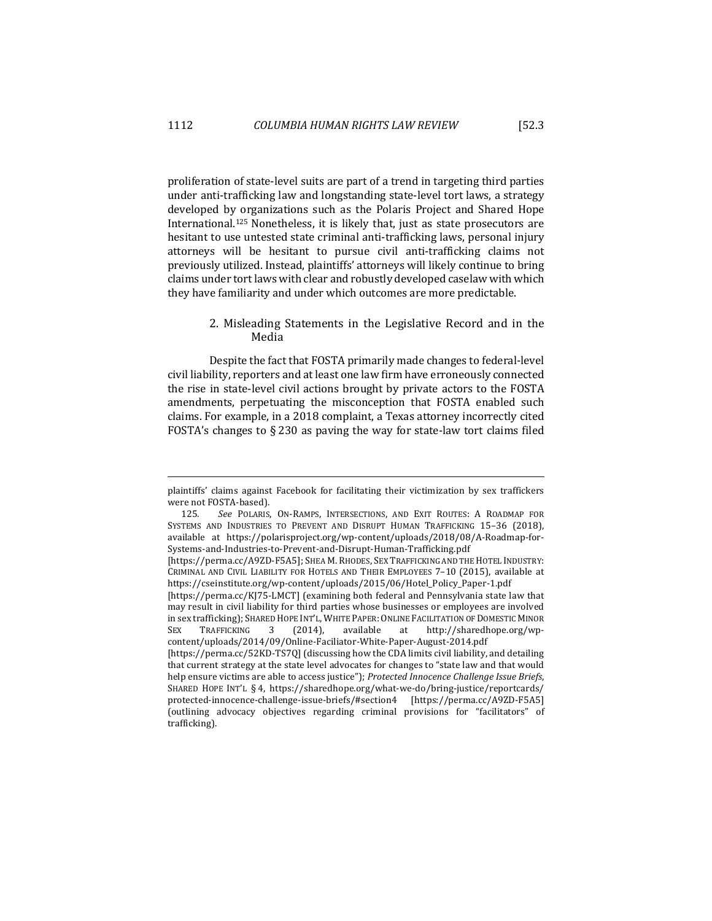proliferation of state-level suits are part of a trend in targeting third parties under anti-trafficking law and longstanding state-level tort laws, a strategy developed by organizations such as the Polaris Project and Shared Hope International.[125] Nonetheless, it is likely that, just as state prosecutors are hesitant to use untested state criminal anti-trafficking laws, personal injury attorneys will be hesitant to pursue civil anti-trafficking claims not previously utilized. Instead, plaintiffs' attorneys will likely continue to bring claims under tort laws with clear and robustly developed caselaw with which they have familiarity and under which outcomes are more predictable.

### 2. Misleading Statements in the Legislative Record and in the Media

Despite the fact that FOSTA primarily made changes to federal-level civil liability, reporters and at least one law firm have erroneously connected the rise in state-level civil actions brought by private actors to the FOSTA amendments, perpetuating the misconception that FOSTA enabled such claims. For example, in a 2018 complaint, a Texas attorney incorrectly cited FOSTA's changes to § 230 as paving the way for state-law tort claims filed

---

plaintiffs' claims against Facebook for facilitating their victimization by sex traffickers were not FOSTA-based).

125. *See* POLARIS, ON-RAMPS, INTERSECTIONS, AND EXIT ROUTES: A ROADMAP FOR SYSTEMS AND INDUSTRIES TO PREVENT AND DISRUPT HUMAN TRAFFICKING 15–36 (2018), available at https://polarisproject.org/wp-content/uploads/2018/08/A-Roadmap-for-Systems-and-Industries-to-Prevent-and-Disrupt-Human-Trafficking.pdf [https://perma.cc/A9ZD-F5A5]; SHEA M. RHODES, SEX TRAFFICKING AND THE HOTEL INDUSTRY: CRIMINAL AND CIVIL LIABILITY FOR HOTELS AND THEIR EMPLOYEES 7–10 (2015), available at https://cseinstitute.org/wp-content/uploads/2015/06/Hotel_Policy_Paper-1.pdf [https://perma.cc/KJ75-LMCT] (examining both federal and Pennsylvania state law that may result in civil liability for third parties whose businesses or employees are involved in sex trafficking); SHARED HOPE INT'L, WHITE PAPER: ONLINE FACILITATION OF DOMESTIC MINOR SEX TRAFFICKING 3 (2014), available at http://sharedhope.org/wp-content/uploads/2014/09/Online-Faciliator-White-Paper-August-2014.pdf [https://perma.cc/52KD-TS7Q] (discussing how the CDA limits civil liability, and detailing that current strategy at the state level advocates for changes to "state law and that would help ensure victims are able to access justice"); *Protected Innocence Challenge Issue Briefs*, SHARED HOPE INT'L § 4, https://sharedhope.org/what-we-do/bring-justice/reportcards/protected-innocence-challenge-issue-briefs/#section4 [https://perma.cc/A9ZD-F5A5] (outlining advocacy objectives regarding criminal provisions for "facilitators" of trafficking).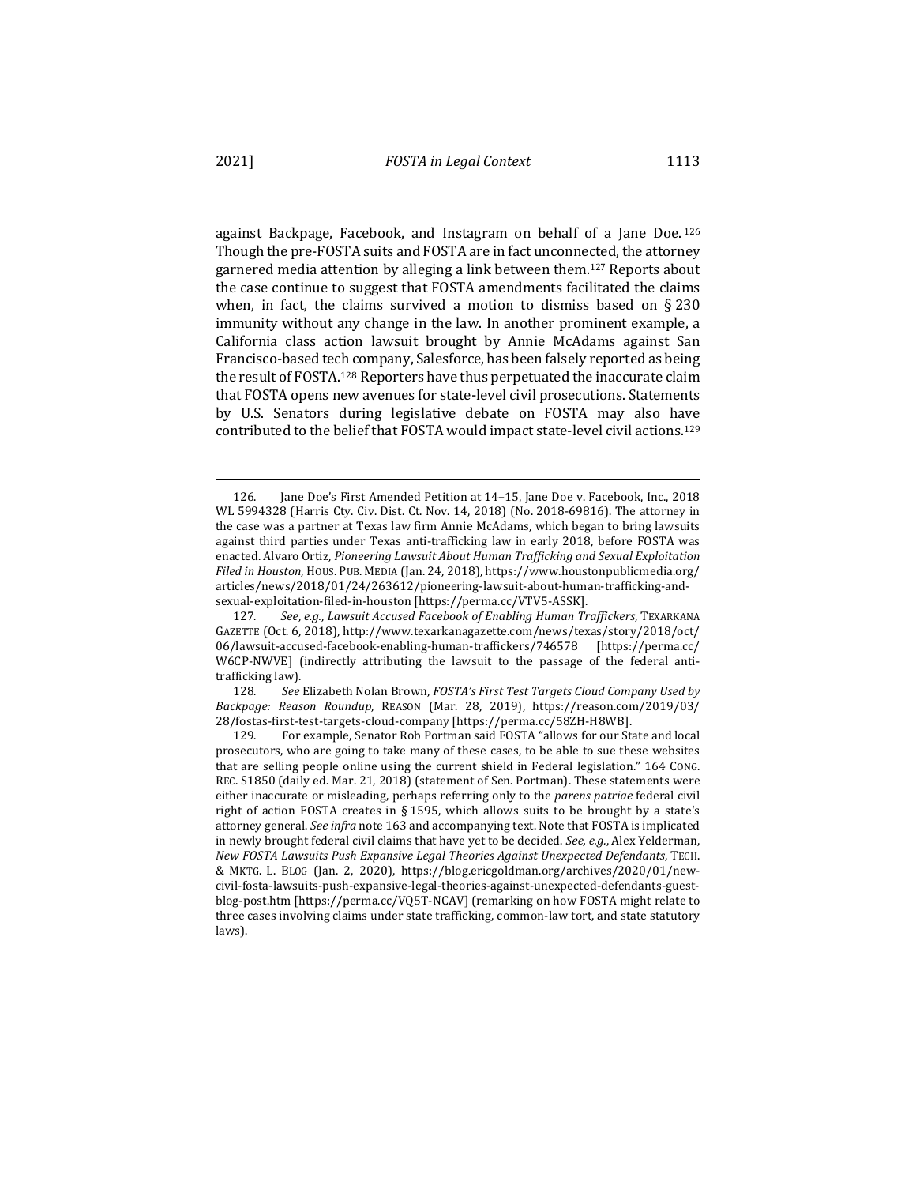against Backpage, Facebook, and Instagram on behalf of a Jane Doe.[126] Though the pre-FOSTA suits and FOSTA are in fact unconnected, the attorney garnered media attention by alleging a link between them.[127] Reports about the case continue to suggest that FOSTA amendments facilitated the claims when, in fact, the claims survived a motion to dismiss based on § 230 immunity without any change in the law. In another prominent example, a California class action lawsuit brought by Annie McAdams against San Francisco-based tech company, Salesforce, has been falsely reported as being the result of FOSTA.[128] Reporters have thus perpetuated the inaccurate claim that FOSTA opens new avenues for state-level civil prosecutions. Statements by U.S. Senators during legislative debate on FOSTA may also have contributed to the belief that FOSTA would impact state-level civil actions.[129]

---

126. Jane Doe's First Amended Petition at 14–15, Jane Doe v. Facebook, Inc., 2018 WL 5994328 (Harris Cty. Civ. Dist. Ct. Nov. 14, 2018) (No. 2018-69816). The attorney in the case was a partner at Texas law firm Annie McAdams, which began to bring lawsuits against third parties under Texas anti-trafficking law in early 2018, before FOSTA was enacted. Alvaro Ortiz, *Pioneering Lawsuit About Human Trafficking and Sexual Exploitation Filed in Houston*, HOUS. PUB. MEDIA (Jan. 24, 2018), https://www.houstonpublicmedia.org/articles/news/2018/01/24/263612/pioneering-lawsuit-about-human-trafficking-and-sexual-exploitation-filed-in-houston [https://perma.cc/VTV5-ASSK].

127. *See, e.g.*, *Lawsuit Accused Facebook of Enabling Human Traffickers*, TEXARKANA GAZETTE (Oct. 6, 2018), http://www.texarkanagazette.com/news/texas/story/2018/oct/06/lawsuit-accused-facebook-enabling-human-traffickers/746578 [https://perma.cc/W6CP-NWVE] (indirectly attributing the lawsuit to the passage of the federal anti-trafficking law).

128. *See* Elizabeth Nolan Brown, *FOSTA's First Test Targets Cloud Company Used by Backpage: Reason Roundup*, REASON (Mar. 28, 2019), https://reason.com/2019/03/28/fostas-first-test-targets-cloud-company [https://perma.cc/58ZH-H8WB].

129. For example, Senator Rob Portman said FOSTA "allows for our State and local prosecutors, who are going to take many of these cases, to be able to sue these websites that are selling people online using the current shield in Federal legislation." 164 CONG. REC. S1850 (daily ed. Mar. 21, 2018) (statement of Sen. Portman). These statements were either inaccurate or misleading, perhaps referring only to the *parens patriae* federal civil right of action FOSTA creates in § 1595, which allows suits to be brought by a state's attorney general. *See infra* note 163 and accompanying text. Note that FOSTA is implicated in newly brought federal civil claims that have yet to be decided. *See, e.g.*, Alex Yelderman, *New FOSTA Lawsuits Push Expansive Legal Theories Against Unexpected Defendants*, TECH. & MKTG. L. BLOG (Jan. 2, 2020), https://blog.ericgoldman.org/archives/2020/01/new-civil-fosta-lawsuits-push-expansive-legal-theories-against-unexpected-defendants-guest-blog-post.htm [https://perma.cc/VQ5T-NCAV] (remarking on how FOSTA might relate to three cases involving claims under state trafficking, common-law tort, and state statutory laws).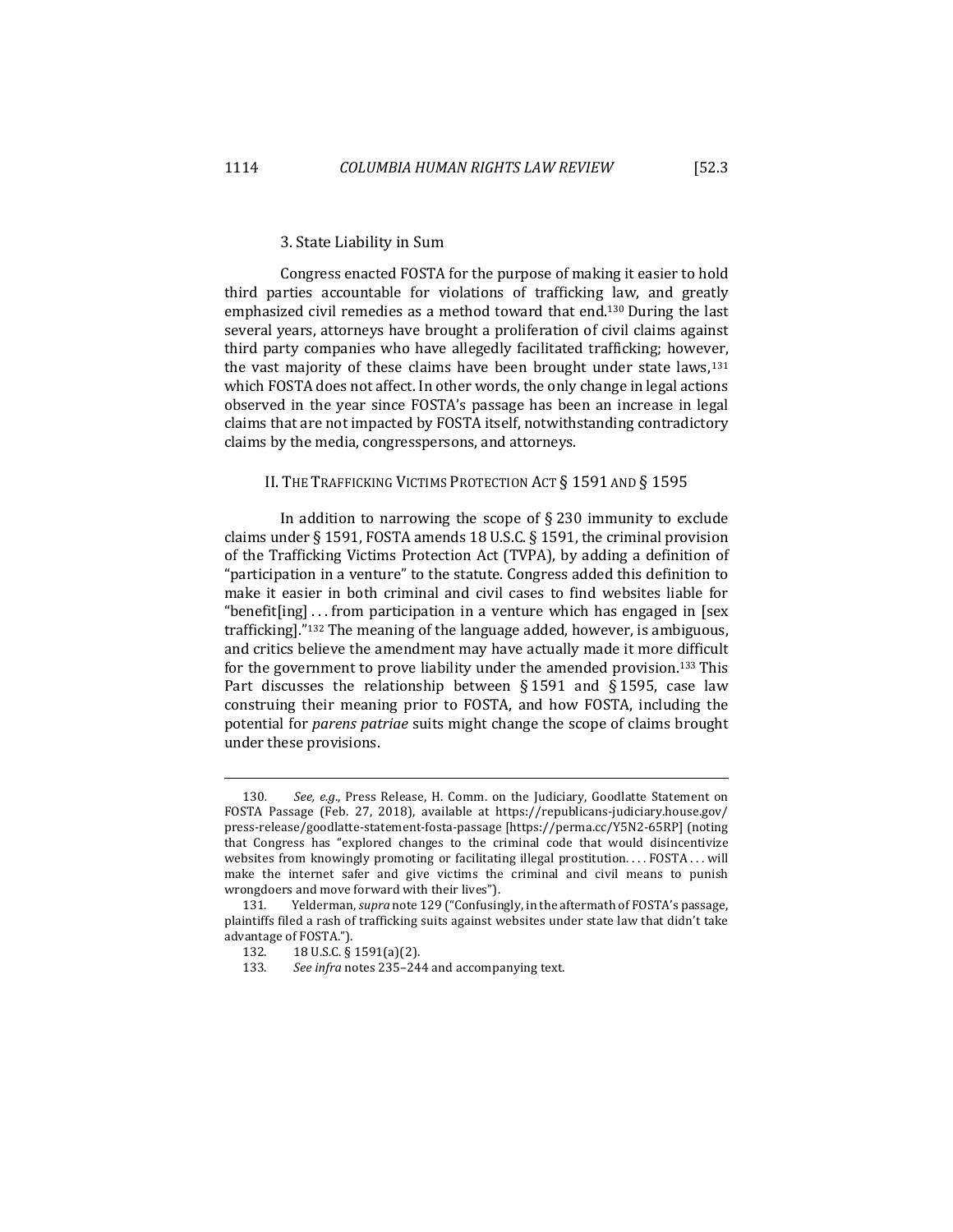### 3. State Liability in Sum

Congress enacted FOSTA for the purpose of making it easier to hold third parties accountable for violations of trafficking law, and greatly emphasized civil remedies as a method toward that end.[130] During the last several years, attorneys have brought a proliferation of civil claims against third party companies who have allegedly facilitated trafficking; however, the vast majority of these claims have been brought under state laws,[131] which FOSTA does not affect. In other words, the only change in legal actions observed in the year since FOSTA's passage has been an increase in legal claims that are not impacted by FOSTA itself, notwithstanding contradictory claims by the media, congresspersons, and attorneys.

## II. The Trafficking Victims Protection Act § 1591 and § 1595

In addition to narrowing the scope of § 230 immunity to exclude claims under § 1591, FOSTA amends 18 U.S.C. § 1591, the criminal provision of the Trafficking Victims Protection Act (TVPA), by adding a definition of "participation in a venture" to the statute. Congress added this definition to make it easier in both criminal and civil cases to find websites liable for "benefit[ing] . . . from participation in a venture which has engaged in [sex trafficking]."[132] The meaning of the language added, however, is ambiguous, and critics believe the amendment may have actually made it more difficult for the government to prove liability under the amended provision.[133] This Part discusses the relationship between § 1591 and § 1595, case law construing their meaning prior to FOSTA, and how FOSTA, including the potential for *parens patriae* suits might change the scope of claims brought under these provisions.

---

130. *See, e.g.*, Press Release, H. Comm. on the Judiciary, Goodlatte Statement on FOSTA Passage (Feb. 27, 2018), available at https://republicans-judiciary.house.gov/press-release/goodlatte-statement-fosta-passage [https://perma.cc/Y5N2-65RP] (noting that Congress has "explored changes to the criminal code that would disincentivize websites from knowingly promoting or facilitating illegal prostitution. . . . FOSTA . . . will make the internet safer and give victims the criminal and civil means to punish wrongdoers and move forward with their lives").

131. Yelderman, *supra* note 129 ("Confusingly, in the aftermath of FOSTA's passage, plaintiffs filed a rash of trafficking suits against websites under state law that didn't take advantage of FOSTA.").

132. 18 U.S.C. § 1591(a)(2).

133. *See infra* notes 235–244 and accompanying text.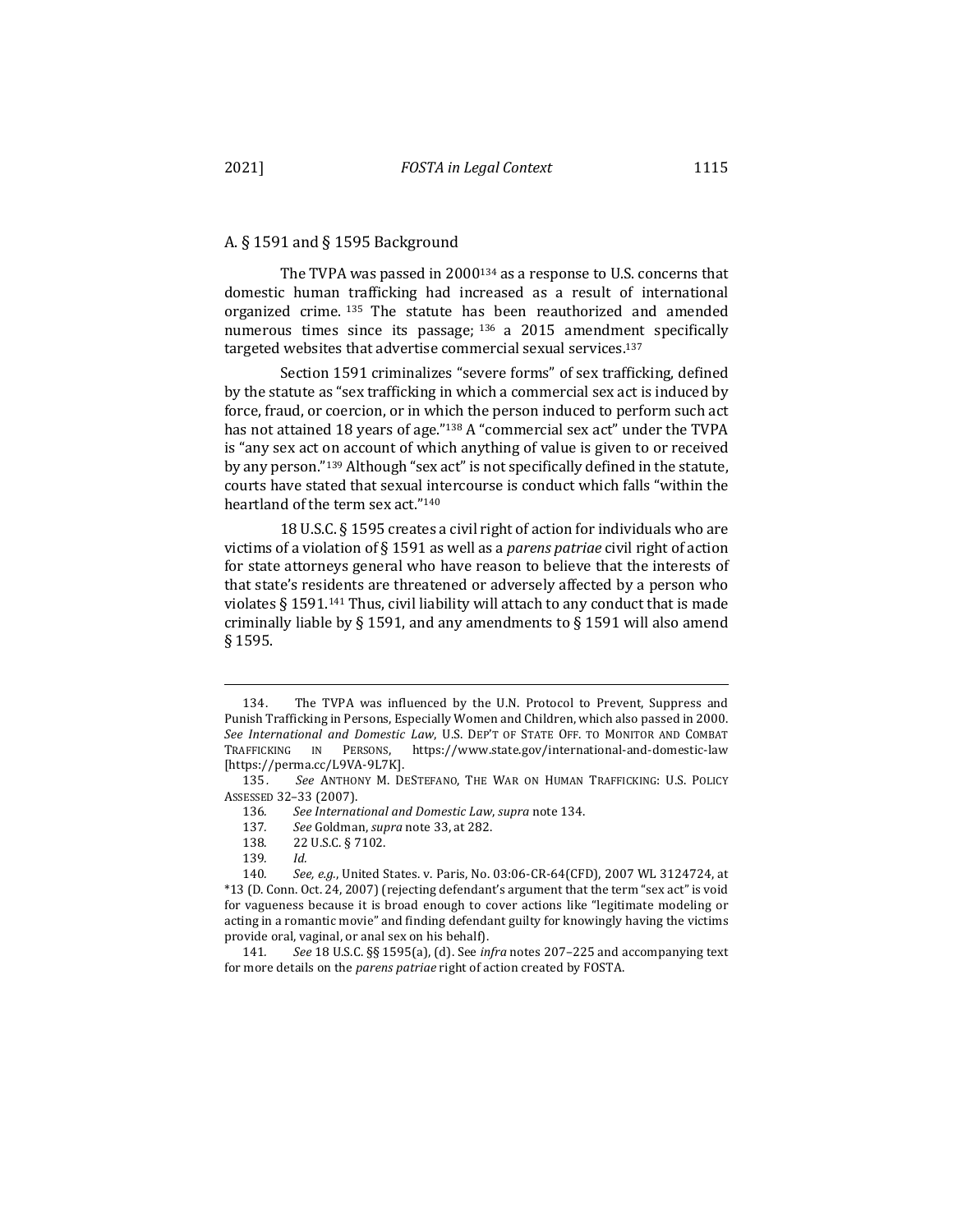## A. § 1591 and § 1595 Background

The TVPA was passed in 2000[134] as a response to U.S. concerns that domestic human trafficking had increased as a result of international organized crime.[135] The statute has been reauthorized and amended numerous times since its passage;[136] a 2015 amendment specifically targeted websites that advertise commercial sexual services.[137]

Section 1591 criminalizes "severe forms" of sex trafficking, defined by the statute as "sex trafficking in which a commercial sex act is induced by force, fraud, or coercion, or in which the person induced to perform such act has not attained 18 years of age."[138] A "commercial sex act" under the TVPA is "any sex act on account of which anything of value is given to or received by any person."[139] Although "sex act" is not specifically defined in the statute, courts have stated that sexual intercourse is conduct which falls "within the heartland of the term sex act."[140]

18 U.S.C. § 1595 creates a civil right of action for individuals who are victims of a violation of § 1591 as well as a *parens patriae* civil right of action for state attorneys general who have reason to believe that the interests of that state's residents are threatened or adversely affected by a person who violates § 1591.[141] Thus, civil liability will attach to any conduct that is made criminally liable by § 1591, and any amendments to § 1591 will also amend § 1595.

---

134. The TVPA was influenced by the U.N. Protocol to Prevent, Suppress and Punish Trafficking in Persons, Especially Women and Children, which also passed in 2000. *See International and Domestic Law*, U.S. DEP'T OF STATE OFF. TO MONITOR AND COMBAT TRAFFICKING IN PERSONS, https://www.state.gov/international-and-domestic-law [https://perma.cc/L9VA-9L7K].

135. *See* ANTHONY M. DESTEFANO, THE WAR ON HUMAN TRAFFICKING: U.S. POLICY ASSESSED 32–33 (2007).

136. *See International and Domestic Law*, *supra* note 134.

137. *See* Goldman, *supra* note 33, at 282.

138. 22 U.S.C. § 7102.

139. *Id.*

140. *See, e.g.*, United States. v. Paris, No. 03:06-CR-64(CFD), 2007 WL 3124724, at *13 (D. Conn. Oct. 24, 2007) (rejecting defendant's argument that the term "sex act" is void for vagueness because it is broad enough to cover actions like "legitimate modeling or acting in a romantic movie" and finding defendant guilty for knowingly having the victims provide oral, vaginal, or anal sex on his behalf).

141. *See* 18 U.S.C. §§ 1595(a), (d). See *infra* notes 207–225 and accompanying text for more details on the *parens patriae* right of action created by FOSTA.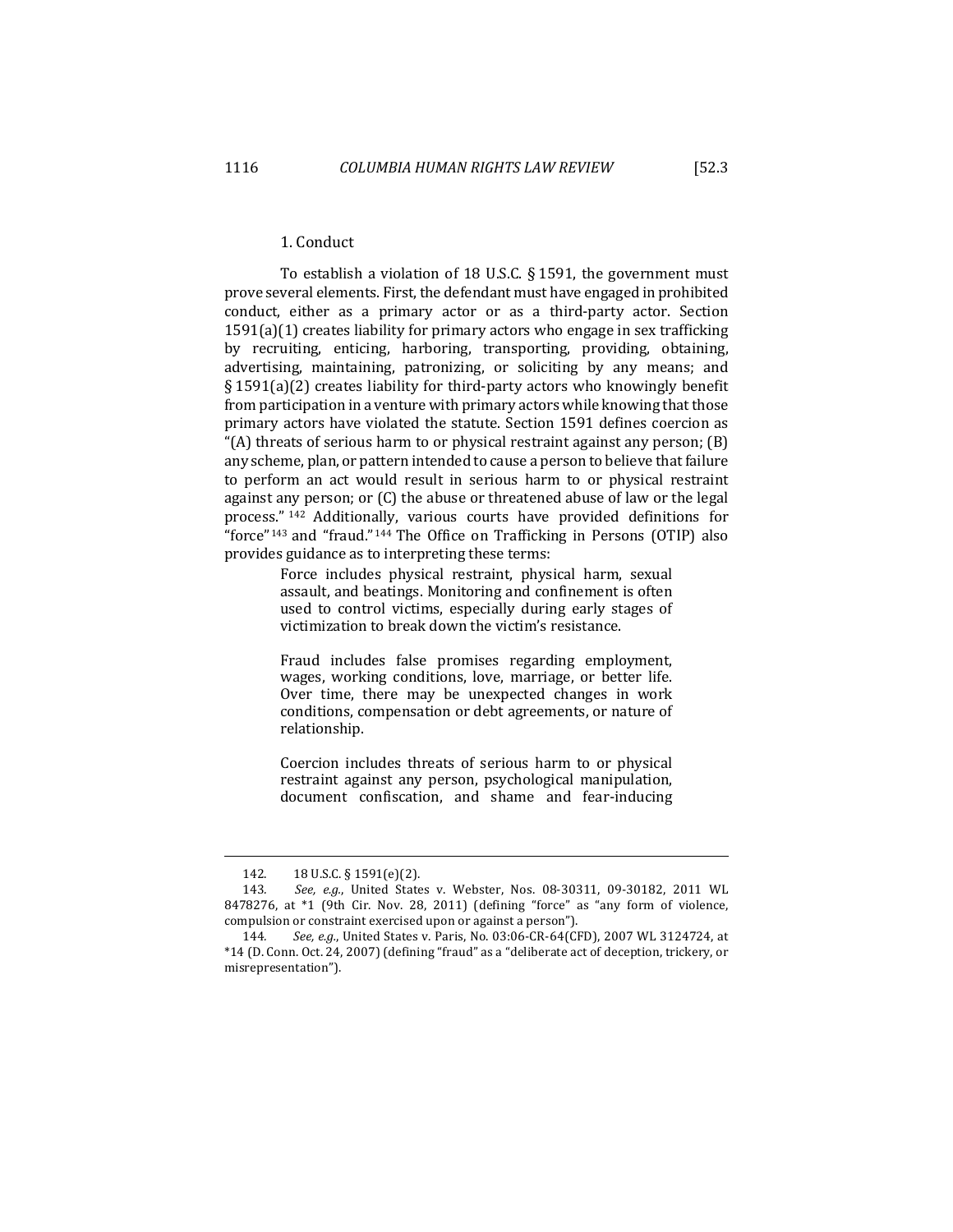### 1. Conduct

To establish a violation of 18 U.S.C. § 1591, the government must prove several elements. First, the defendant must have engaged in prohibited conduct, either as a primary actor or as a third-party actor. Section 1591(a)(1) creates liability for primary actors who engage in sex trafficking by recruiting, enticing, harboring, transporting, providing, obtaining, advertising, maintaining, patronizing, or soliciting by any means; and § 1591(a)(2) creates liability for third-party actors who knowingly benefit from participation in a venture with primary actors while knowing that those primary actors have violated the statute. Section 1591 defines coercion as "(A) threats of serious harm to or physical restraint against any person; (B) any scheme, plan, or pattern intended to cause a person to believe that failure to perform an act would result in serious harm to or physical restraint against any person; or (C) the abuse or threatened abuse of law or the legal process."[142] Additionally, various courts have provided definitions for "force"[143] and "fraud."[144] The Office on Trafficking in Persons (OTIP) also provides guidance as to interpreting these terms:

> Force includes physical restraint, physical harm, sexual assault, and beatings. Monitoring and confinement is often used to control victims, especially during early stages of victimization to break down the victim's resistance.
>
> Fraud includes false promises regarding employment, wages, working conditions, love, marriage, or better life. Over time, there may be unexpected changes in work conditions, compensation or debt agreements, or nature of relationship.
>
> Coercion includes threats of serious harm to or physical restraint against any person, psychological manipulation, document confiscation, and shame and fear-inducing

---

142. 18 U.S.C. § 1591(e)(2).

143. *See, e.g.*, United States v. Webster, Nos. 08-30311, 09-30182, 2011 WL 8478276, at *1 (9th Cir. Nov. 28, 2011) (defining "force" as "any form of violence, compulsion or constraint exercised upon or against a person").

144. *See, e.g.*, United States v. Paris, No. 03:06-CR-64(CFD), 2007 WL 3124724, at *14 (D. Conn. Oct. 24, 2007) (defining "fraud" as a "deliberate act of deception, trickery, or misrepresentation").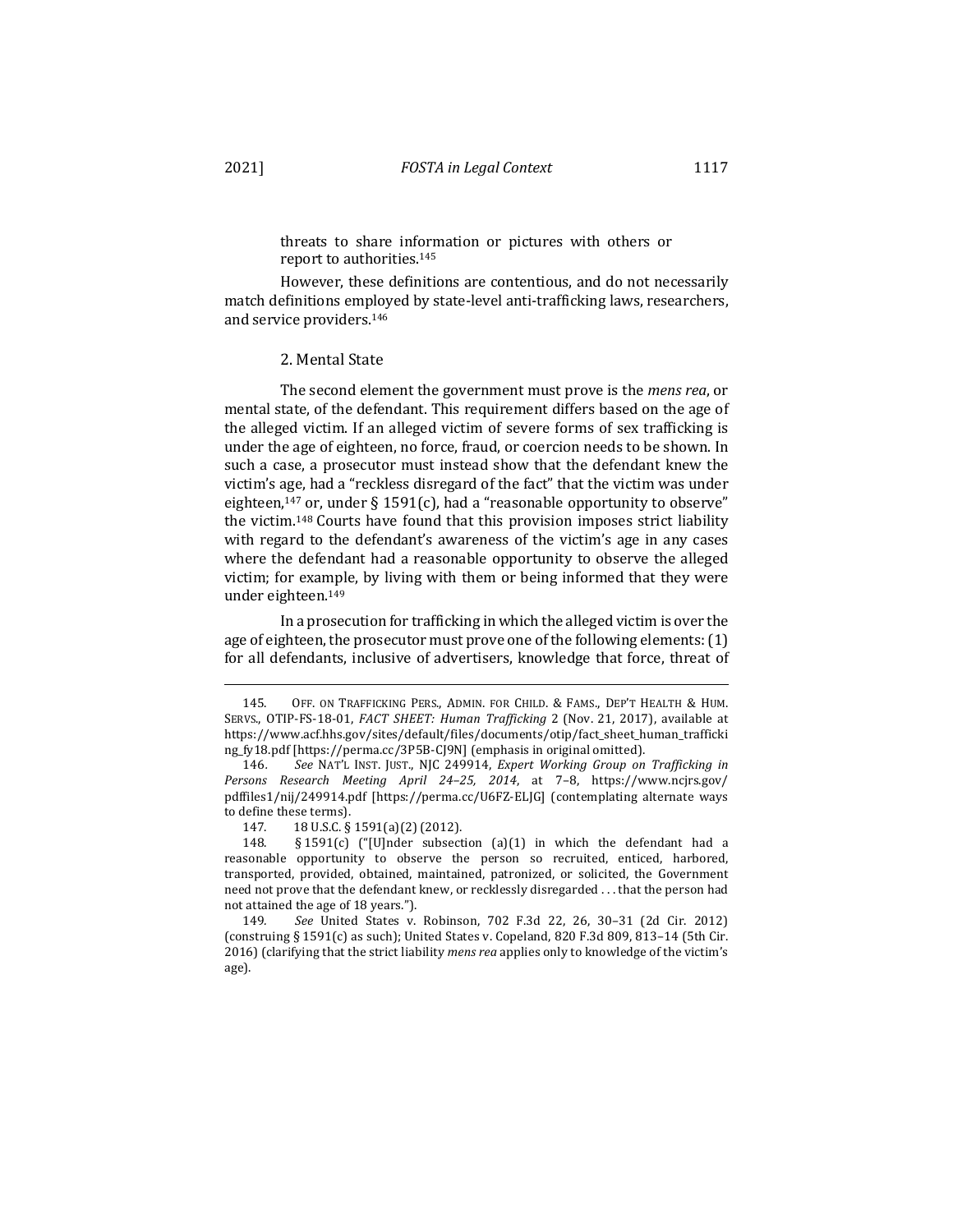threats to share information or pictures with others or report to authorities.[145]

However, these definitions are contentious, and do not necessarily match definitions employed by state-level anti-trafficking laws, researchers, and service providers.[146]

2. Mental State

The second element the government must prove is the *mens rea*, or mental state, of the defendant. This requirement differs based on the age of the alleged victim. If an alleged victim of severe forms of sex trafficking is under the age of eighteen, no force, fraud, or coercion needs to be shown. In such a case, a prosecutor must instead show that the defendant knew the victim's age, had a "reckless disregard of the fact" that the victim was under eighteen,[147] or, under § 1591(c), had a "reasonable opportunity to observe" the victim.[148] Courts have found that this provision imposes strict liability with regard to the defendant's awareness of the victim's age in any cases where the defendant had a reasonable opportunity to observe the alleged victim; for example, by living with them or being informed that they were under eighteen.[149]

In a prosecution for trafficking in which the alleged victim is over the age of eighteen, the prosecutor must prove one of the following elements: (1) for all defendants, inclusive of advertisers, knowledge that force, threat of

---

145. OFF. ON TRAFFICKING PERS., ADMIN. FOR CHILD. & FAMS., DEP'T HEALTH & HUM. SERVS., OTIP-FS-18-01, *FACT SHEET: Human Trafficking* 2 (Nov. 21, 2017), available at https://www.acf.hhs.gov/sites/default/files/documents/otip/fact_sheet_human_trafficking_fy18.pdf [https://perma.cc/3P5B-CJ9N] (emphasis in original omitted).

146. *See* NAT'L INST. JUST., NJC 249914, *Expert Working Group on Trafficking in Persons Research Meeting April 24–25, 2014*, at 7–8, https://www.ncjrs.gov/pdffiles1/nij/249914.pdf [https://perma.cc/U6FZ-ELJG] (contemplating alternate ways to define these terms).

147. 18 U.S.C. § 1591(a)(2) (2012).

148. § 1591(c) ("[U]nder subsection (a)(1) in which the defendant had a reasonable opportunity to observe the person so recruited, enticed, harbored, transported, provided, obtained, maintained, patronized, or solicited, the Government need not prove that the defendant knew, or recklessly disregarded . . . that the person had not attained the age of 18 years.").

149. *See* United States v. Robinson, 702 F.3d 22, 26, 30–31 (2d Cir. 2012) (construing § 1591(c) as such); United States v. Copeland, 820 F.3d 809, 813–14 (5th Cir. 2016) (clarifying that the strict liability *mens rea* applies only to knowledge of the victim's age).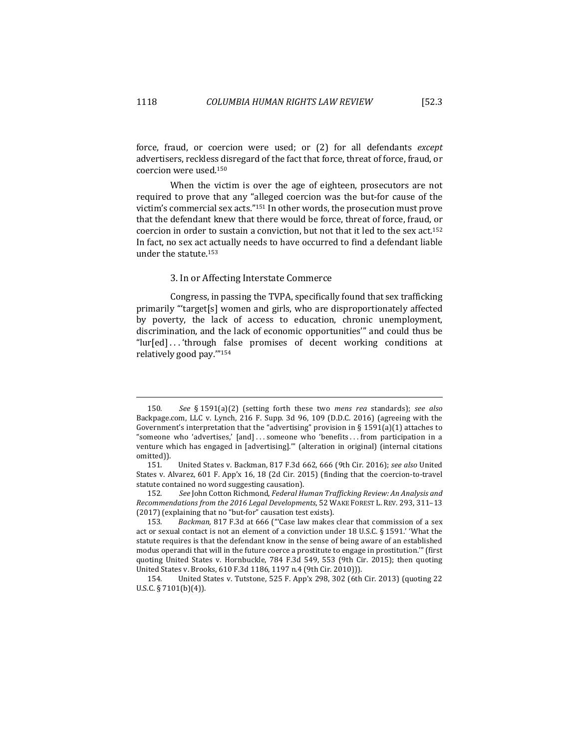force, fraud, or coercion were used; or (2) for all defendants *except* advertisers, reckless disregard of the fact that force, threat of force, fraud, or coercion were used.[150]

When the victim is over the age of eighteen, prosecutors are not required to prove that any "alleged coercion was the but-for cause of the victim's commercial sex acts."[151] In other words, the prosecution must prove that the defendant knew that there would be force, threat of force, fraud, or coercion in order to sustain a conviction, but not that it led to the sex act.[152] In fact, no sex act actually needs to have occurred to find a defendant liable under the statute.[153]

### 3. In or Affecting Interstate Commerce

Congress, in passing the TVPA, specifically found that sex trafficking primarily "'target[s] women and girls, who are disproportionately affected by poverty, the lack of access to education, chronic unemployment, discrimination, and the lack of economic opportunities'" and could thus be "lur[ed] . . . 'through false promises of decent working conditions at relatively good pay.'"[154]

---

150. *See* § 1591(a)(2) (setting forth these two *mens rea* standards); *see also* Backpage.com, LLC v. Lynch, 216 F. Supp. 3d 96, 109 (D.D.C. 2016) (agreeing with the Government's interpretation that the "advertising" provision in § 1591(a)(1) attaches to "someone who 'advertises,' [and] . . . someone who 'benefits . . . from participation in a venture which has engaged in [advertising].'" (alteration in original) (internal citations omitted)).

151. United States v. Backman, 817 F.3d 662, 666 (9th Cir. 2016); *see also* United States v. Alvarez, 601 F. App'x 16, 18 (2d Cir. 2015) (finding that the coercion-to-travel statute contained no word suggesting causation).

152. *See* John Cotton Richmond, *Federal Human Trafficking Review: An Analysis and Recommendations from the 2016 Legal Developments*, 52 WAKE FOREST L. REV. 293, 311–13 (2017) (explaining that no "but-for" causation test exists).

153. *Backman*, 817 F.3d at 666 ("'Case law makes clear that commission of a sex act or sexual contact is not an element of a conviction under 18 U.S.C. § 1591.' 'What the statute requires is that the defendant know in the sense of being aware of an established modus operandi that will in the future coerce a prostitute to engage in prostitution.'" (first quoting United States v. Hornbuckle, 784 F.3d 549, 553 (9th Cir. 2015); then quoting United States v. Brooks, 610 F.3d 1186, 1197 n.4 (9th Cir. 2010))).

154. United States v. Tutstone, 525 F. App'x 298, 302 (6th Cir. 2013) (quoting 22 U.S.C. § 7101(b)(4)).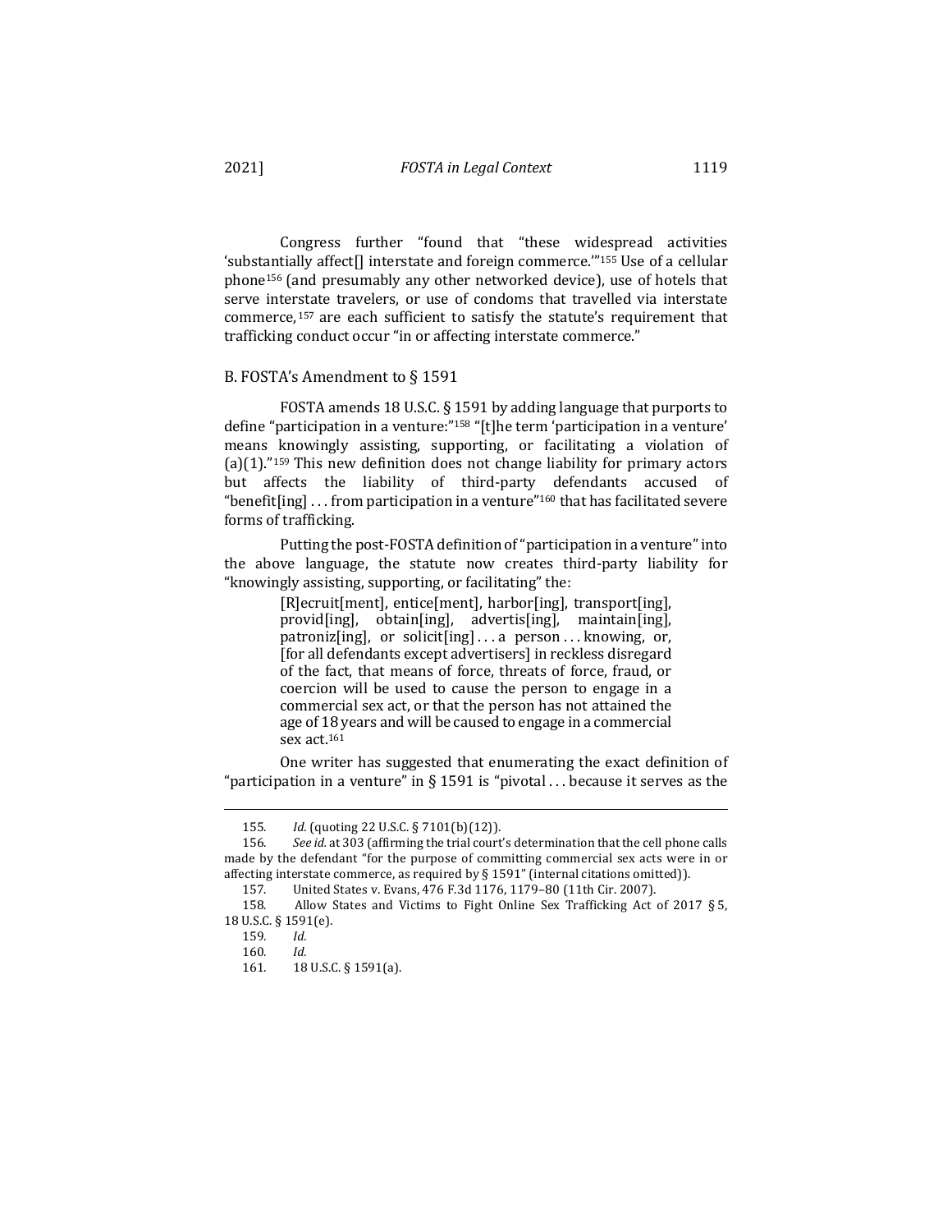Congress further "found that "these widespread activities 'substantially affect[] interstate and foreign commerce.'"[155] Use of a cellular phone[156] (and presumably any other networked device), use of hotels that serve interstate travelers, or use of condoms that travelled via interstate commerce,[157] are each sufficient to satisfy the statute's requirement that trafficking conduct occur "in or affecting interstate commerce."

### B. FOSTA's Amendment to § 1591

FOSTA amends 18 U.S.C. § 1591 by adding language that purports to define "participation in a venture:"[158] "[t]he term 'participation in a venture' means knowingly assisting, supporting, or facilitating a violation of (a)(1)."[159] This new definition does not change liability for primary actors but affects the liability of third-party defendants accused of "benefit[ing] . . . from participation in a venture"[160] that has facilitated severe forms of trafficking.

Putting the post-FOSTA definition of "participation in a venture" into the above language, the statute now creates third-party liability for "knowingly assisting, supporting, or facilitating" the:

> [R]ecruit[ment], entice[ment], harbor[ing], transport[ing], provid[ing], obtain[ing], advertis[ing], maintain[ing], patroniz[ing], or solicit[ing] . . . a person . . . knowing, or, [for all defendants except advertisers] in reckless disregard of the fact, that means of force, threats of force, fraud, or coercion will be used to cause the person to engage in a commercial sex act, or that the person has not attained the age of 18 years and will be caused to engage in a commercial sex act.[161]

One writer has suggested that enumerating the exact definition of "participation in a venture" in § 1591 is "pivotal . . . because it serves as the

---

155. *Id.* (quoting 22 U.S.C. § 7101(b)(12)).

156. *See id.* at 303 (affirming the trial court's determination that the cell phone calls made by the defendant "for the purpose of committing commercial sex acts were in or affecting interstate commerce, as required by § 1591" (internal citations omitted)).

157. United States v. Evans, 476 F.3d 1176, 1179–80 (11th Cir. 2007).

158. Allow States and Victims to Fight Online Sex Trafficking Act of 2017 § 5, 18 U.S.C. § 1591(e).

159. *Id.*

160. *Id.*

161. 18 U.S.C. § 1591(a).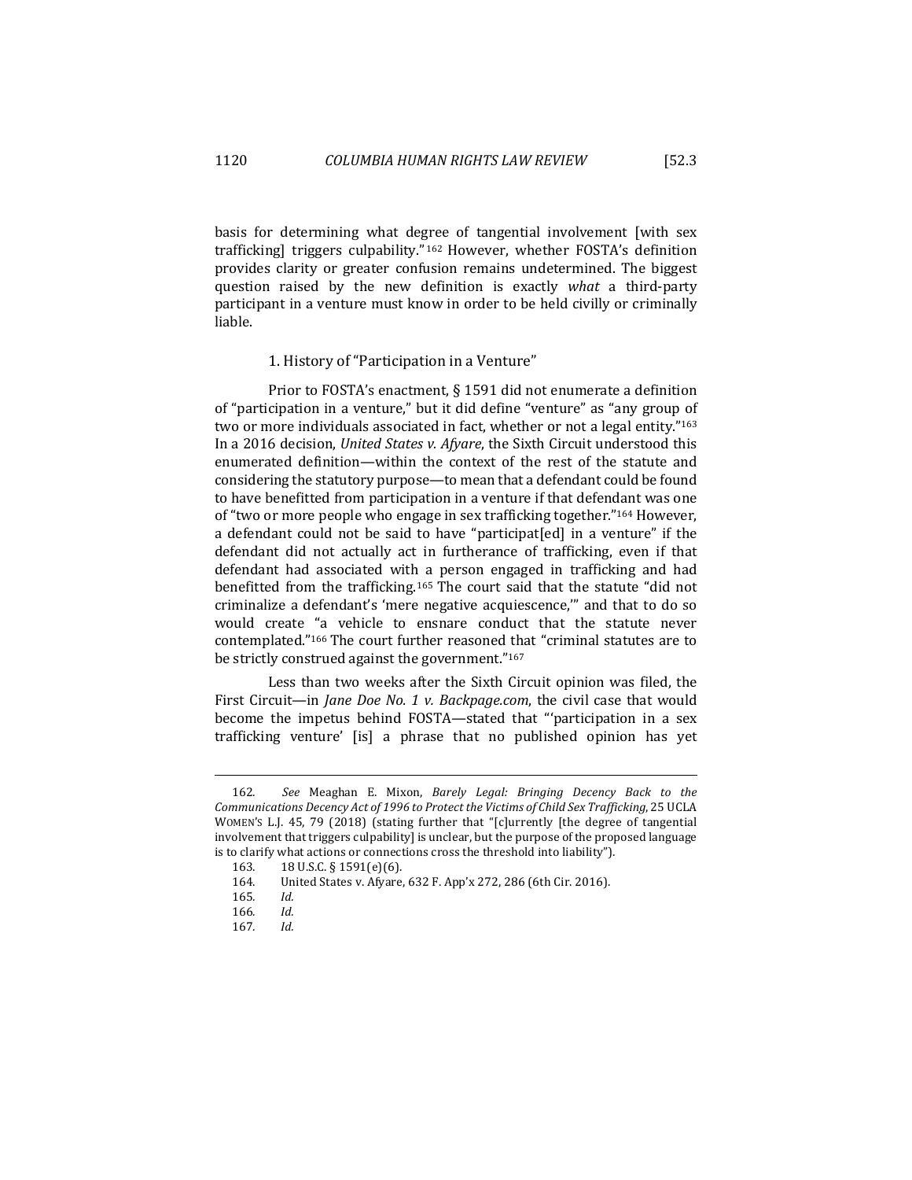basis for determining what degree of tangential involvement [with sex trafficking] triggers culpability."[162] However, whether FOSTA's definition provides clarity or greater confusion remains undetermined. The biggest question raised by the new definition is exactly *what* a third-party participant in a venture must know in order to be held civilly or criminally liable.

### 1. History of "Participation in a Venture"

Prior to FOSTA's enactment, § 1591 did not enumerate a definition of "participation in a venture," but it did define "venture" as "any group of two or more individuals associated in fact, whether or not a legal entity."[163] In a 2016 decision, *United States v. Afyare*, the Sixth Circuit understood this enumerated definition—within the context of the rest of the statute and considering the statutory purpose—to mean that a defendant could be found to have benefitted from participation in a venture if that defendant was one of "two or more people who engage in sex trafficking together."[164] However, a defendant could not be said to have "participat[ed] in a venture" if the defendant did not actually act in furtherance of trafficking, even if that defendant had associated with a person engaged in trafficking and had benefitted from the trafficking.[165] The court said that the statute "did not criminalize a defendant's 'mere negative acquiescence,'" and that to do so would create "a vehicle to ensnare conduct that the statute never contemplated."[166] The court further reasoned that "criminal statutes are to be strictly construed against the government."[167]

Less than two weeks after the Sixth Circuit opinion was filed, the First Circuit—in *Jane Doe No. 1 v. Backpage.com*, the civil case that would become the impetus behind FOSTA—stated that "'participation in a sex trafficking venture' [is] a phrase that no published opinion has yet

---

162. *See* Meaghan E. Mixon, *Barely Legal: Bringing Decency Back to the Communications Decency Act of 1996 to Protect the Victims of Child Sex Trafficking*, 25 UCLA WOMEN'S L.J. 45, 79 (2018) (stating further that "[c]urrently [the degree of tangential involvement that triggers culpability] is unclear, but the purpose of the proposed language is to clarify what actions or connections cross the threshold into liability").

163. 18 U.S.C. § 1591(e)(6).

164. United States v. Afyare, 632 F. App'x 272, 286 (6th Cir. 2016).

165. *Id.*

166. *Id.*

167. *Id.*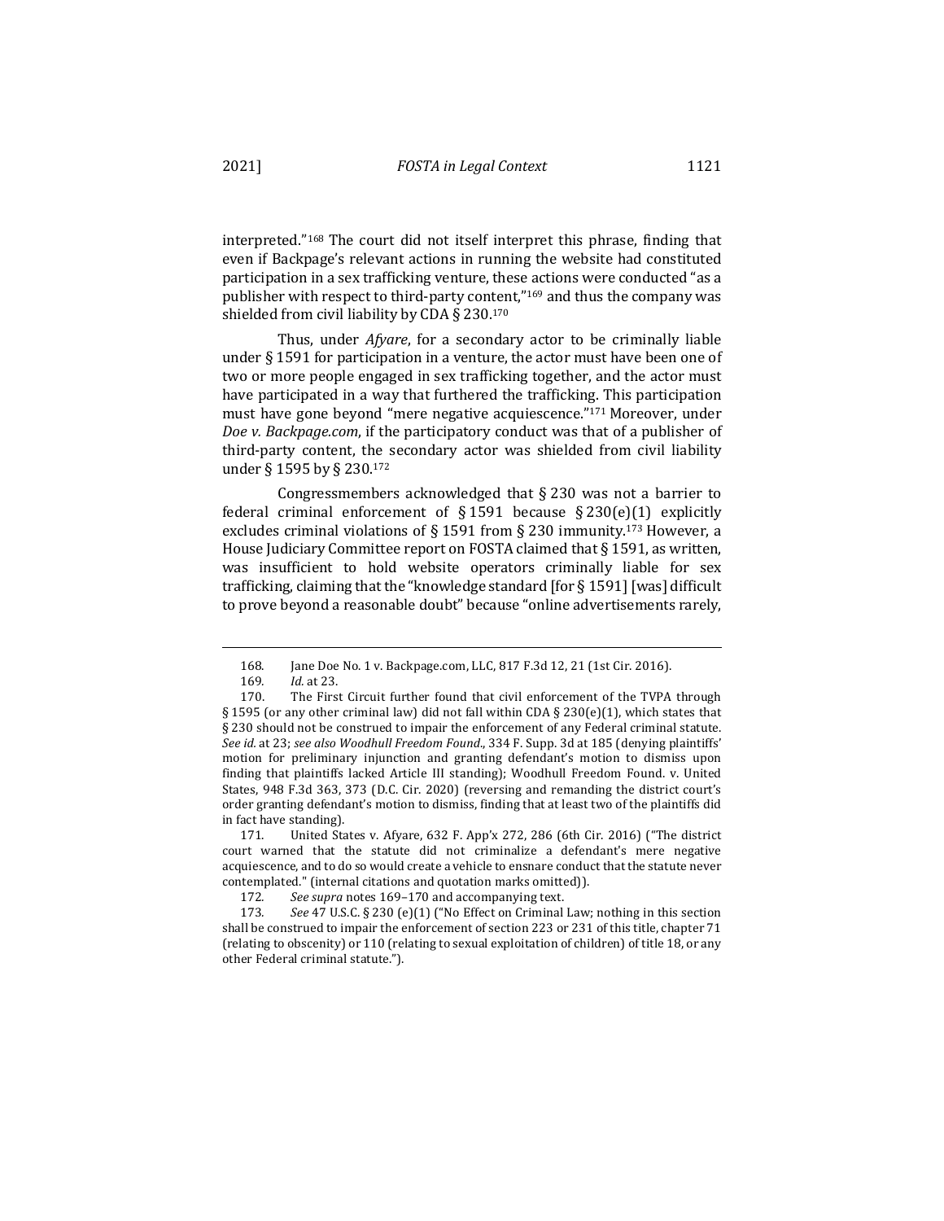interpreted."[168] The court did not itself interpret this phrase, finding that even if Backpage's relevant actions in running the website had constituted participation in a sex trafficking venture, these actions were conducted "as a publisher with respect to third-party content,"[169] and thus the company was shielded from civil liability by CDA § 230.[170]

Thus, under *Afyare*, for a secondary actor to be criminally liable under § 1591 for participation in a venture, the actor must have been one of two or more people engaged in sex trafficking together, and the actor must have participated in a way that furthered the trafficking. This participation must have gone beyond "mere negative acquiescence."[171] Moreover, under *Doe v. Backpage.com*, if the participatory conduct was that of a publisher of third-party content, the secondary actor was shielded from civil liability under § 1595 by § 230.[172]

Congressmembers acknowledged that § 230 was not a barrier to federal criminal enforcement of § 1591 because § 230(e)(1) explicitly excludes criminal violations of § 1591 from § 230 immunity.[173] However, a House Judiciary Committee report on FOSTA claimed that § 1591, as written, was insufficient to hold website operators criminally liable for sex trafficking, claiming that the "knowledge standard [for § 1591] [was] difficult to prove beyond a reasonable doubt" because "online advertisements rarely,

---

168. Jane Doe No. 1 v. Backpage.com, LLC, 817 F.3d 12, 21 (1st Cir. 2016).

169. *Id.* at 23.

170. The First Circuit further found that civil enforcement of the TVPA through § 1595 (or any other criminal law) did not fall within CDA § 230(e)(1), which states that § 230 should not be construed to impair the enforcement of any Federal criminal statute. *See id.* at 23; *see also Woodhull Freedom Found.*, 334 F. Supp. 3d at 185 (denying plaintiffs' motion for preliminary injunction and granting defendant's motion to dismiss upon finding that plaintiffs lacked Article III standing); Woodhull Freedom Found. v. United States, 948 F.3d 363, 373 (D.C. Cir. 2020) (reversing and remanding the district court's order granting defendant's motion to dismiss, finding that at least two of the plaintiffs did in fact have standing).

171. United States v. Afyare, 632 F. App'x 272, 286 (6th Cir. 2016) ("The district court warned that the statute did not criminalize a defendant's mere negative acquiescence, and to do so would create a vehicle to ensnare conduct that the statute never contemplated." (internal citations and quotation marks omitted)).

172. *See supra* notes 169–170 and accompanying text.

173. *See* 47 U.S.C. § 230 (e)(1) ("No Effect on Criminal Law; nothing in this section shall be construed to impair the enforcement of section 223 or 231 of this title, chapter 71 (relating to obscenity) or 110 (relating to sexual exploitation of children) of title 18, or any other Federal criminal statute.").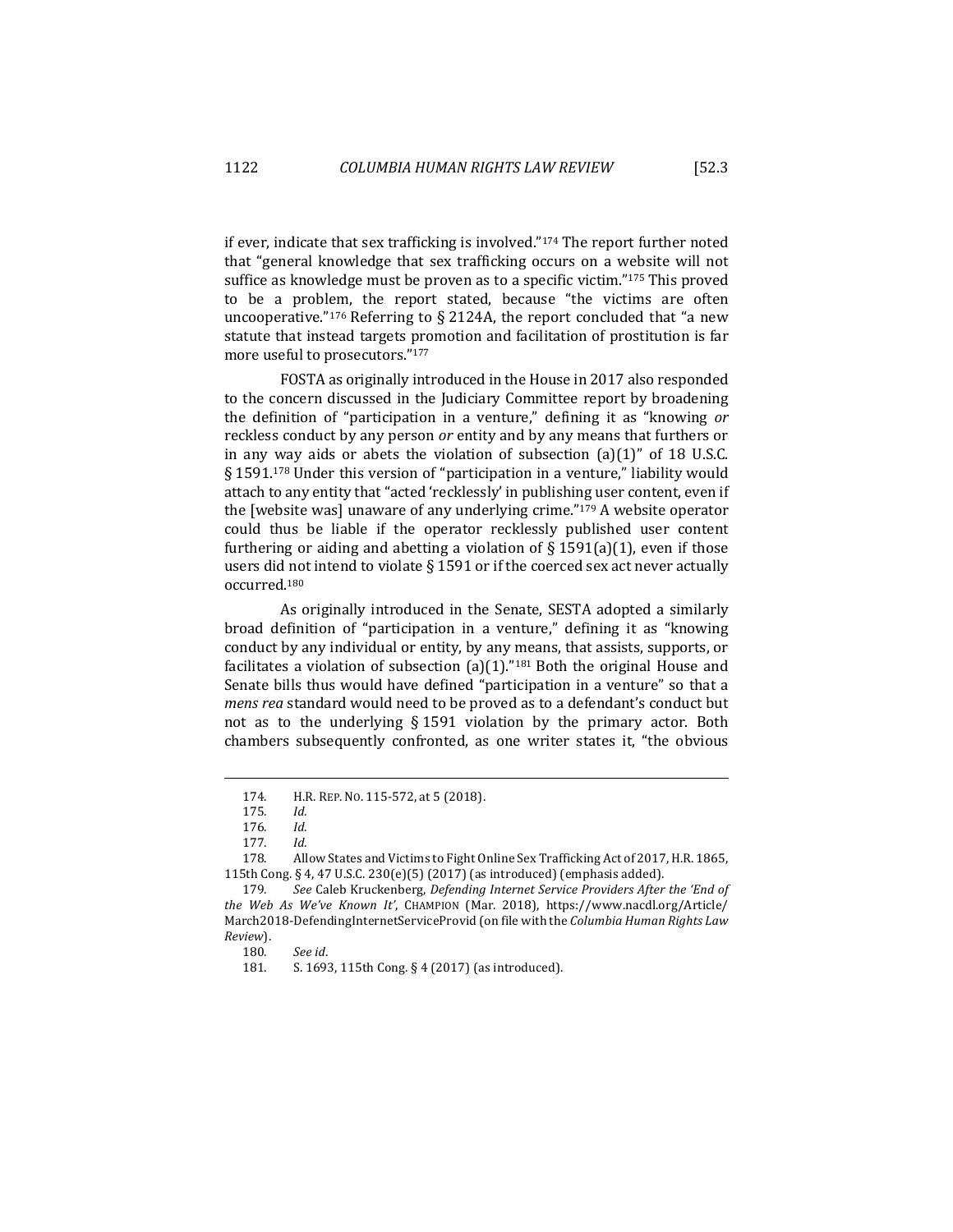if ever, indicate that sex trafficking is involved."[174] The report further noted that "general knowledge that sex trafficking occurs on a website will not suffice as knowledge must be proven as to a specific victim."[175] This proved to be a problem, the report stated, because "the victims are often uncooperative."[176] Referring to § 2124A, the report concluded that "a new statute that instead targets promotion and facilitation of prostitution is far more useful to prosecutors."[177]

FOSTA as originally introduced in the House in 2017 also responded to the concern discussed in the Judiciary Committee report by broadening the definition of "participation in a venture," defining it as "knowing *or* reckless conduct by any person *or* entity and by any means that furthers or in any way aids or abets the violation of subsection (a)(1)" of 18 U.S.C. § 1591.[178] Under this version of "participation in a venture," liability would attach to any entity that "acted 'recklessly' in publishing user content, even if the [website was] unaware of any underlying crime."[179] A website operator could thus be liable if the operator recklessly published user content furthering or aiding and abetting a violation of § 1591(a)(1), even if those users did not intend to violate § 1591 or if the coerced sex act never actually occurred.[180]

As originally introduced in the Senate, SESTA adopted a similarly broad definition of "participation in a venture," defining it as "knowing conduct by any individual or entity, by any means, that assists, supports, or facilitates a violation of subsection (a)(1)."[181] Both the original House and Senate bills thus would have defined "participation in a venture" so that a *mens rea* standard would need to be proved as to a defendant's conduct but not as to the underlying § 1591 violation by the primary actor. Both chambers subsequently confronted, as one writer states it, "the obvious

---

174. H.R. REP. NO. 115-572, at 5 (2018).

175. *Id.*

176. *Id.*

177. *Id.*

178. Allow States and Victims to Fight Online Sex Trafficking Act of 2017, H.R. 1865, 115th Cong. § 4, 47 U.S.C. 230(e)(5) (2017) (as introduced) (emphasis added).

179. *See* Caleb Kruckenberg, *Defending Internet Service Providers After the 'End of the Web As We've Known It'*, CHAMPION (Mar. 2018), https://www.nacdl.org/Article/March2018-DefendingInternetServiceProvid (on file with the *Columbia Human Rights Law Review*).

180. *See id*.

181. S. 1693, 115th Cong. § 4 (2017) (as introduced).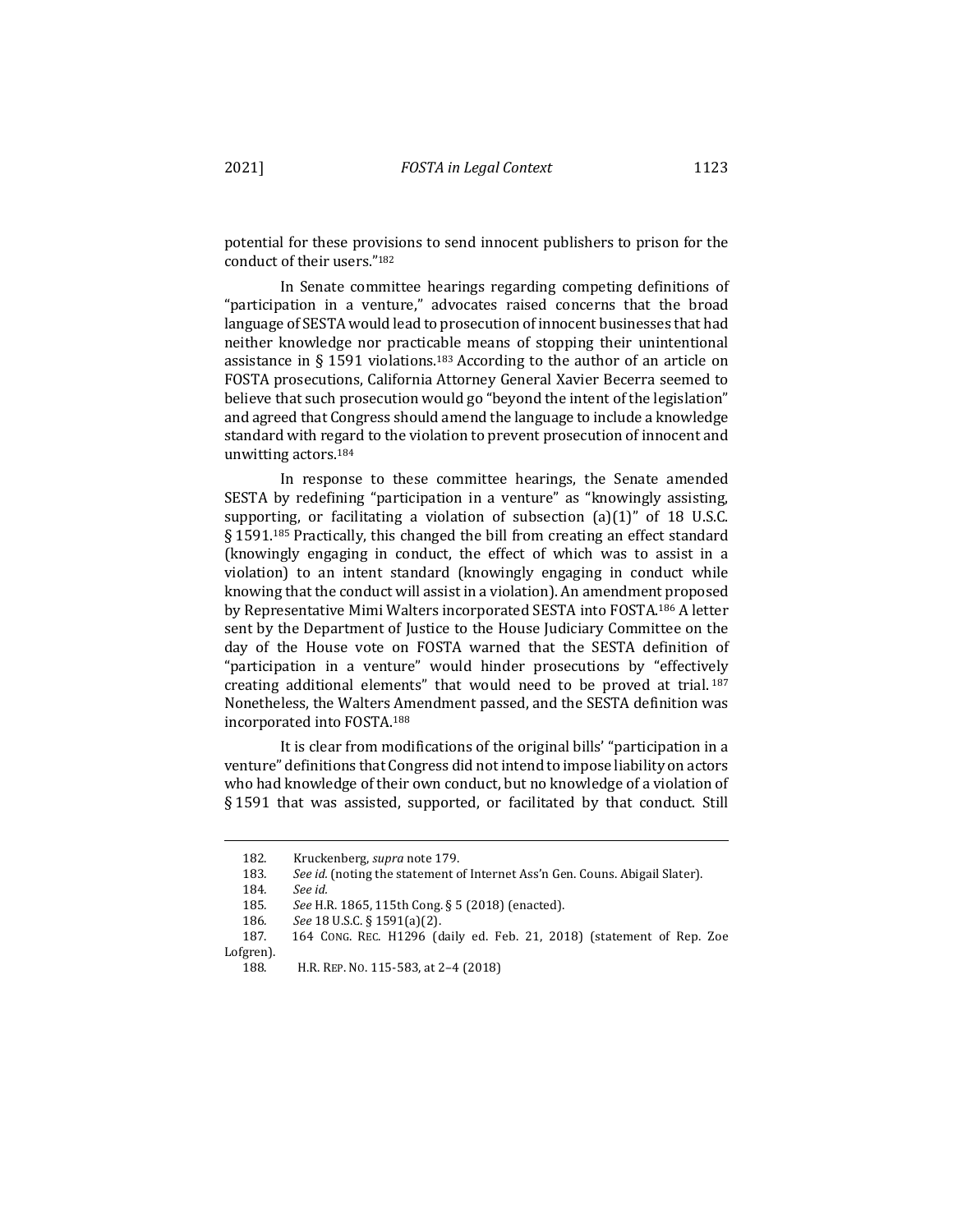potential for these provisions to send innocent publishers to prison for the conduct of their users."[182]

In Senate committee hearings regarding competing definitions of "participation in a venture," advocates raised concerns that the broad language of SESTA would lead to prosecution of innocent businesses that had neither knowledge nor practicable means of stopping their unintentional assistance in § 1591 violations.[183] According to the author of an article on FOSTA prosecutions, California Attorney General Xavier Becerra seemed to believe that such prosecution would go "beyond the intent of the legislation" and agreed that Congress should amend the language to include a knowledge standard with regard to the violation to prevent prosecution of innocent and unwitting actors.[184]

In response to these committee hearings, the Senate amended SESTA by redefining "participation in a venture" as "knowingly assisting, supporting, or facilitating a violation of subsection (a)(1)" of 18 U.S.C. § 1591.[185] Practically, this changed the bill from creating an effect standard (knowingly engaging in conduct, the effect of which was to assist in a violation) to an intent standard (knowingly engaging in conduct while knowing that the conduct will assist in a violation). An amendment proposed by Representative Mimi Walters incorporated SESTA into FOSTA.[186] A letter sent by the Department of Justice to the House Judiciary Committee on the day of the House vote on FOSTA warned that the SESTA definition of "participation in a venture" would hinder prosecutions by "effectively creating additional elements" that would need to be proved at trial.[187] Nonetheless, the Walters Amendment passed, and the SESTA definition was incorporated into FOSTA.[188]

It is clear from modifications of the original bills' "participation in a venture" definitions that Congress did not intend to impose liability on actors who had knowledge of their own conduct, but no knowledge of a violation of § 1591 that was assisted, supported, or facilitated by that conduct. Still

---

182. Kruckenberg, *supra* note 179.

183. *See id.* (noting the statement of Internet Ass'n Gen. Couns. Abigail Slater).

184. *See id.*

185. *See* H.R. 1865, 115th Cong. § 5 (2018) (enacted).

186. *See* 18 U.S.C. § 1591(a)(2).

187. 164 CONG. REC. H1296 (daily ed. Feb. 21, 2018) (statement of Rep. Zoe Lofgren).

188. H.R. REP. NO. 115-583, at 2–4 (2018)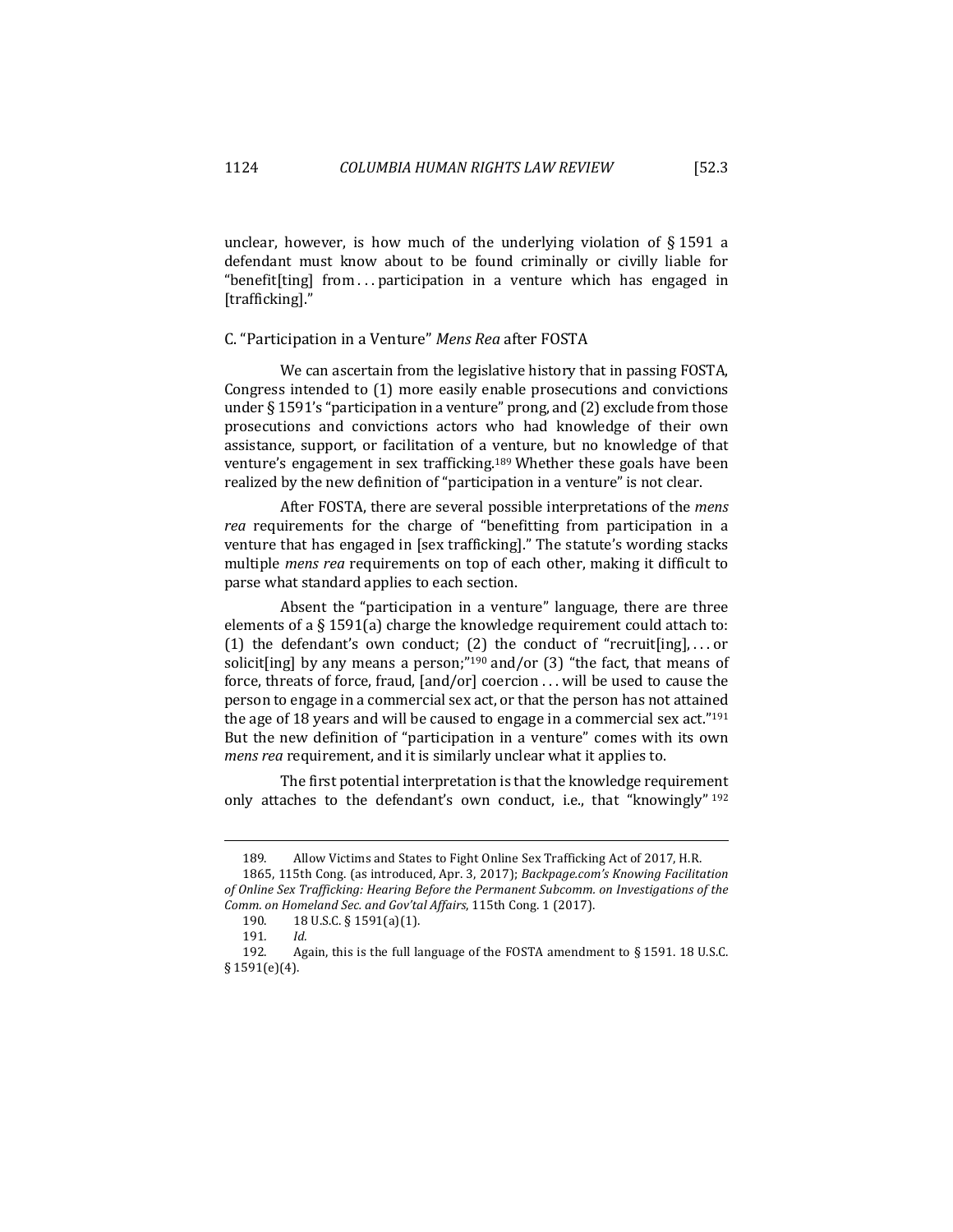unclear, however, is how much of the underlying violation of § 1591 a defendant must know about to be found criminally or civilly liable for "benefit[ting] from . . . participation in a venture which has engaged in [trafficking]."

### C. "Participation in a Venture" *Mens Rea* after FOSTA

We can ascertain from the legislative history that in passing FOSTA, Congress intended to (1) more easily enable prosecutions and convictions under § 1591's "participation in a venture" prong, and (2) exclude from those prosecutions and convictions actors who had knowledge of their own assistance, support, or facilitation of a venture, but no knowledge of that venture's engagement in sex trafficking.[189] Whether these goals have been realized by the new definition of "participation in a venture" is not clear.

After FOSTA, there are several possible interpretations of the *mens rea* requirements for the charge of "benefitting from participation in a venture that has engaged in [sex trafficking]." The statute's wording stacks multiple *mens rea* requirements on top of each other, making it difficult to parse what standard applies to each section.

Absent the "participation in a venture" language, there are three elements of a § 1591(a) charge the knowledge requirement could attach to: (1) the defendant's own conduct; (2) the conduct of "recruit[ing], . . . or solicit[ing] by any means a person;"[190] and/or (3) "the fact, that means of force, threats of force, fraud, [and/or] coercion . . . will be used to cause the person to engage in a commercial sex act, or that the person has not attained the age of 18 years and will be caused to engage in a commercial sex act."[191] But the new definition of "participation in a venture" comes with its own *mens rea* requirement, and it is similarly unclear what it applies to.

The first potential interpretation is that the knowledge requirement only attaches to the defendant's own conduct, i.e., that "knowingly"[192]

---

189. Allow Victims and States to Fight Online Sex Trafficking Act of 2017, H.R. 1865, 115th Cong. (as introduced, Apr. 3, 2017); *Backpage.com's Knowing Facilitation of Online Sex Trafficking: Hearing Before the Permanent Subcomm. on Investigations of the Comm. on Homeland Sec. and Gov'tal Affairs*, 115th Cong. 1 (2017).

190. 18 U.S.C. § 1591(a)(1).

191. *Id.*

192. Again, this is the full language of the FOSTA amendment to § 1591. 18 U.S.C. § 1591(e)(4).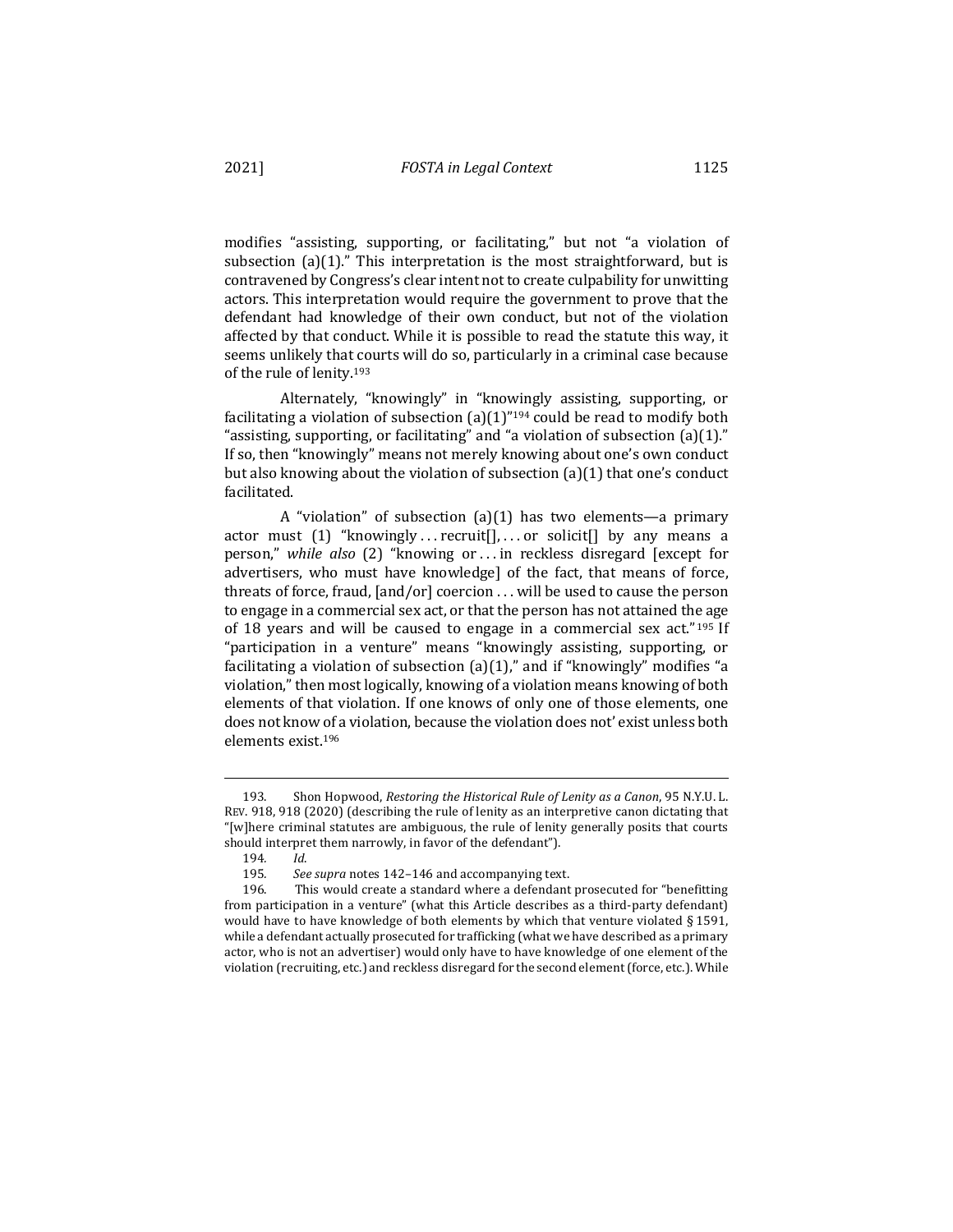modifies "assisting, supporting, or facilitating," but not "a violation of subsection (a)(1)." This interpretation is the most straightforward, but is contravened by Congress's clear intent not to create culpability for unwitting actors. This interpretation would require the government to prove that the defendant had knowledge of their own conduct, but not of the violation affected by that conduct. While it is possible to read the statute this way, it seems unlikely that courts will do so, particularly in a criminal case because of the rule of lenity.[193]

Alternately, "knowingly" in "knowingly assisting, supporting, or facilitating a violation of subsection (a)(1)"[194] could be read to modify both "assisting, supporting, or facilitating" and "a violation of subsection (a)(1)." If so, then "knowingly" means not merely knowing about one's own conduct but also knowing about the violation of subsection (a)(1) that one's conduct facilitated.

A "violation" of subsection (a)(1) has two elements—a primary actor must (1) "knowingly . . . recruit[], . . . or solicit[] by any means a person," *while also* (2) "knowing or . . . in reckless disregard [except for advertisers, who must have knowledge] of the fact, that means of force, threats of force, fraud, [and/or] coercion . . . will be used to cause the person to engage in a commercial sex act, or that the person has not attained the age of 18 years and will be caused to engage in a commercial sex act."[195] If "participation in a venture" means "knowingly assisting, supporting, or facilitating a violation of subsection (a)(1)," and if "knowingly" modifies "a violation," then most logically, knowing of a violation means knowing of both elements of that violation. If one knows of only one of those elements, one does not know of a violation, because the violation does not' exist unless both elements exist.[196]

---

193. Shon Hopwood, *Restoring the Historical Rule of Lenity as a Canon*, 95 N.Y.U. L. REV. 918, 918 (2020) (describing the rule of lenity as an interpretive canon dictating that "[w]here criminal statutes are ambiguous, the rule of lenity generally posits that courts should interpret them narrowly, in favor of the defendant").

194. *Id.*

195. *See supra* notes 142–146 and accompanying text.

196. This would create a standard where a defendant prosecuted for "benefitting from participation in a venture" (what this Article describes as a third-party defendant) would have to have knowledge of both elements by which that venture violated § 1591, while a defendant actually prosecuted for trafficking (what we have described as a primary actor, who is not an advertiser) would only have to have knowledge of one element of the violation (recruiting, etc.) and reckless disregard for the second element (force, etc.). While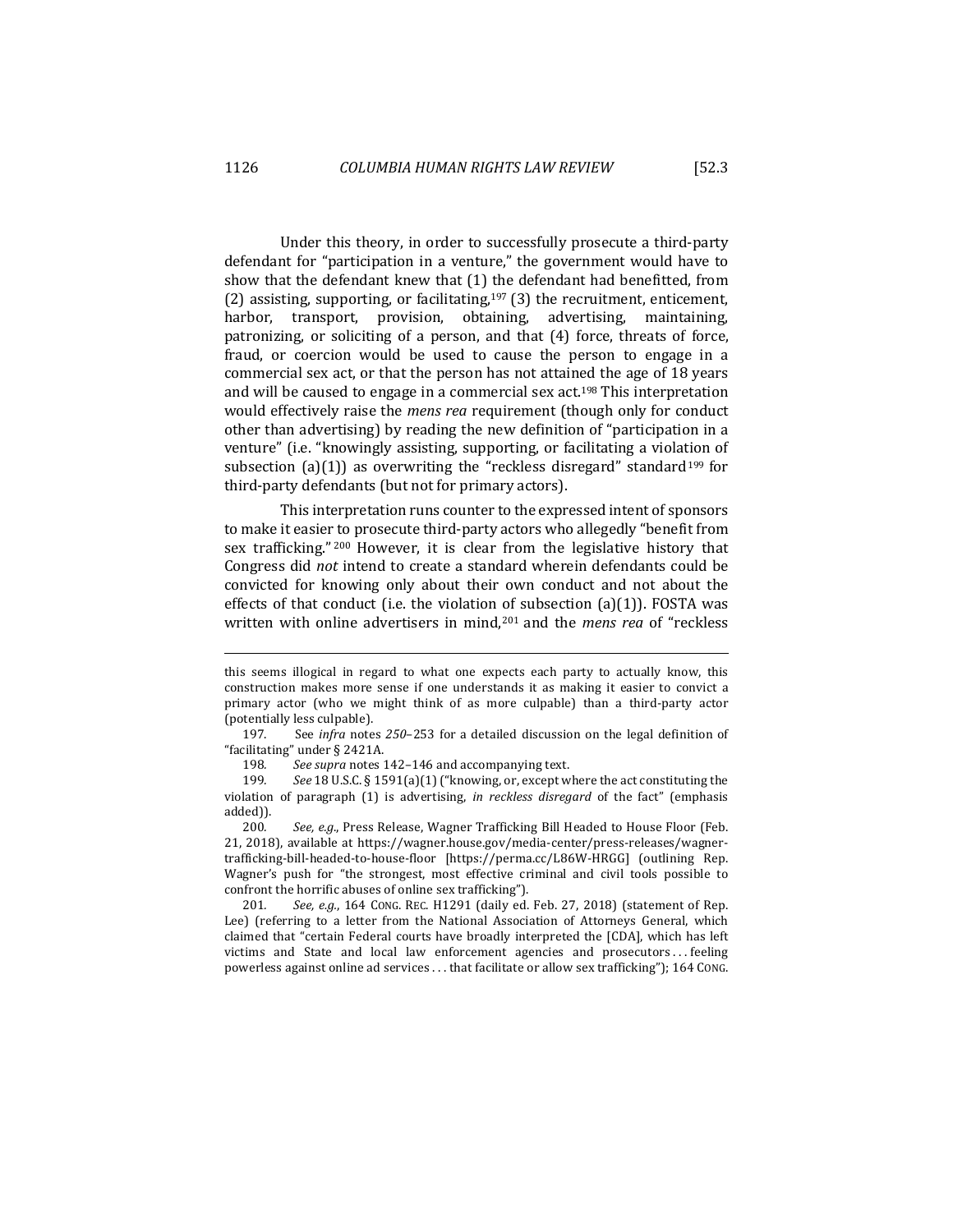Under this theory, in order to successfully prosecute a third-party defendant for "participation in a venture," the government would have to show that the defendant knew that (1) the defendant had benefitted, from (2) assisting, supporting, or facilitating,[197] (3) the recruitment, enticement, harbor, transport, provision, obtaining, advertising, maintaining, patronizing, or soliciting of a person, and that (4) force, threats of force, fraud, or coercion would be used to cause the person to engage in a commercial sex act, or that the person has not attained the age of 18 years and will be caused to engage in a commercial sex act.[198] This interpretation would effectively raise the *mens rea* requirement (though only for conduct other than advertising) by reading the new definition of "participation in a venture" (i.e. "knowingly assisting, supporting, or facilitating a violation of subsection (a)(1)) as overwriting the "reckless disregard" standard[199] for third-party defendants (but not for primary actors).

This interpretation runs counter to the expressed intent of sponsors to make it easier to prosecute third-party actors who allegedly "benefit from sex trafficking."[200] However, it is clear from the legislative history that Congress did *not* intend to create a standard wherein defendants could be convicted for knowing only about their own conduct and not about the effects of that conduct (i.e. the violation of subsection (a)(1)). FOSTA was written with online advertisers in mind,[201] and the *mens rea* of "reckless

---

this seems illogical in regard to what one expects each party to actually know, this construction makes more sense if one understands it as making it easier to convict a primary actor (who we might think of as more culpable) than a third-party actor (potentially less culpable).

197. See *infra* notes *250*–253 for a detailed discussion on the legal definition of "facilitating" under § 2421A.

198. *See supra* notes 142–146 and accompanying text.

199. *See* 18 U.S.C. § 1591(a)(1) ("knowing, or, except where the act constituting the violation of paragraph (1) is advertising, *in reckless disregard* of the fact" (emphasis added)).

200. *See, e.g.*, Press Release, Wagner Trafficking Bill Headed to House Floor (Feb. 21, 2018), available at https://wagner.house.gov/media-center/press-releases/wagner-trafficking-bill-headed-to-house-floor [https://perma.cc/L86W-HRGG] (outlining Rep. Wagner's push for "the strongest, most effective criminal and civil tools possible to confront the horrific abuses of online sex trafficking").

201. *See, e.g.*, 164 CONG. REC. H1291 (daily ed. Feb. 27, 2018) (statement of Rep. Lee) (referring to a letter from the National Association of Attorneys General, which claimed that "certain Federal courts have broadly interpreted the [CDA], which has left victims and State and local law enforcement agencies and prosecutors . . . feeling powerless against online ad services . . . that facilitate or allow sex trafficking"); 164 CONG.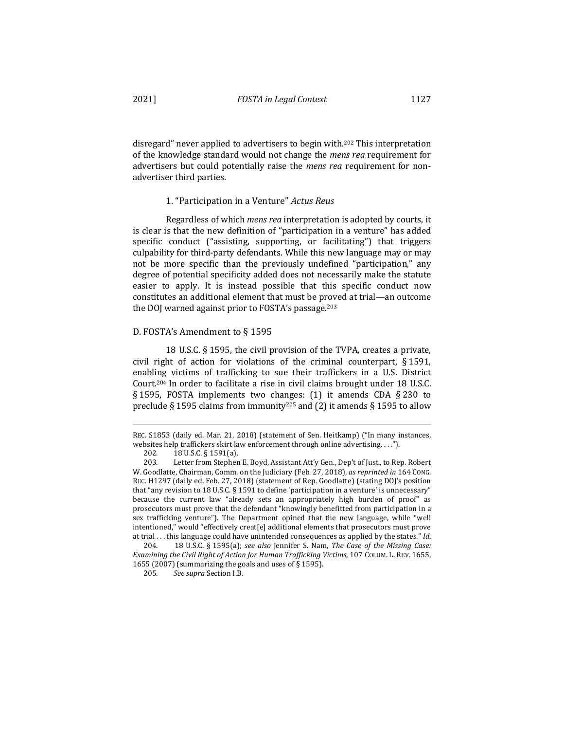disregard" never applied to advertisers to begin with.[202] This interpretation of the knowledge standard would not change the *mens rea* requirement for advertisers but could potentially raise the *mens rea* requirement for non-advertiser third parties.

#### 1. "Participation in a Venture" *Actus Reus*

Regardless of which *mens rea* interpretation is adopted by courts, it is clear is that the new definition of "participation in a venture" has added specific conduct ("assisting, supporting, or facilitating") that triggers culpability for third-party defendants. While this new language may or may not be more specific than the previously undefined "participation," any degree of potential specificity added does not necessarily make the statute easier to apply. It is instead possible that this specific conduct now constitutes an additional element that must be proved at trial—an outcome the DOJ warned against prior to FOSTA's passage.[203]

### D. FOSTA's Amendment to § 1595

18 U.S.C. § 1595, the civil provision of the TVPA, creates a private, civil right of action for violations of the criminal counterpart, § 1591, enabling victims of trafficking to sue their traffickers in a U.S. District Court.[204] In order to facilitate a rise in civil claims brought under 18 U.S.C. § 1595, FOSTA implements two changes: (1) it amends CDA § 230 to preclude § 1595 claims from immunity[205] and (2) it amends § 1595 to allow

---

REC. S1853 (daily ed. Mar. 21, 2018) (statement of Sen. Heitkamp) ("In many instances, websites help traffickers skirt law enforcement through online advertising. . . .").

202. 18 U.S.C. § 1591(a).

203. Letter from Stephen E. Boyd, Assistant Att'y Gen., Dep't of Just., to Rep. Robert W. Goodlatte, Chairman, Comm. on the Judiciary (Feb. 27, 2018), *as reprinted in* 164 CONG. REC. H1297 (daily ed. Feb. 27, 2018) (statement of Rep. Goodlatte) (stating DOJ's position that "any revision to 18 U.S.C. § 1591 to define 'participation in a venture' is unnecessary" because the current law "already sets an appropriately high burden of proof" as prosecutors must prove that the defendant "knowingly benefitted from participation in a sex trafficking venture"). The Department opined that the new language, while "well intentioned," would "effectively creat[e] additional elements that prosecutors must prove at trial . . . this language could have unintended consequences as applied by the states." *Id*.

204. 18 U.S.C. § 1595(a); *see also* Jennifer S. Nam, *The Case of the Missing Case: Examining the Civil Right of Action for Human Trafficking Victims*, 107 COLUM. L. REV. 1655, 1655 (2007) (summarizing the goals and uses of § 1595).

205. *See supra* Section I.B.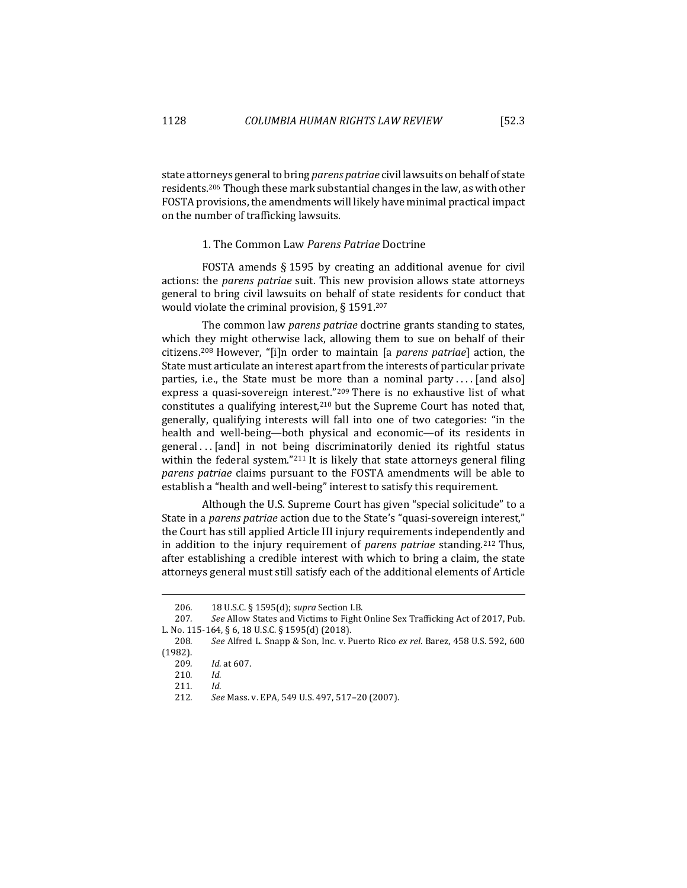state attorneys general to bring *parens patriae* civil lawsuits on behalf of state residents.[206] Though these mark substantial changes in the law, as with other FOSTA provisions, the amendments will likely have minimal practical impact on the number of trafficking lawsuits.

### 1. The Common Law *Parens Patriae* Doctrine

FOSTA amends § 1595 by creating an additional avenue for civil actions: the *parens patriae* suit. This new provision allows state attorneys general to bring civil lawsuits on behalf of state residents for conduct that would violate the criminal provision, § 1591.[207]

The common law *parens patriae* doctrine grants standing to states, which they might otherwise lack, allowing them to sue on behalf of their citizens.[208] However, "[i]n order to maintain [a *parens patriae*] action, the State must articulate an interest apart from the interests of particular private parties, i.e., the State must be more than a nominal party . . . . [and also] express a quasi-sovereign interest."[209] There is no exhaustive list of what constitutes a qualifying interest,[210] but the Supreme Court has noted that, generally, qualifying interests will fall into one of two categories: "in the health and well-being—both physical and economic—of its residents in general . . . [and] in not being discriminatorily denied its rightful status within the federal system."[211] It is likely that state attorneys general filing *parens patriae* claims pursuant to the FOSTA amendments will be able to establish a "health and well-being" interest to satisfy this requirement.

Although the U.S. Supreme Court has given "special solicitude" to a State in a *parens patriae* action due to the State's "quasi-sovereign interest," the Court has still applied Article III injury requirements independently and in addition to the injury requirement of *parens patriae* standing.[212] Thus, after establishing a credible interest with which to bring a claim, the state attorneys general must still satisfy each of the additional elements of Article

---

206. 18 U.S.C. § 1595(d); *supra* Section I.B.

207. *See* Allow States and Victims to Fight Online Sex Trafficking Act of 2017, Pub. L. No. 115-164, § 6, 18 U.S.C. § 1595(d) (2018).

208. *See* Alfred L. Snapp & Son, Inc. v. Puerto Rico *ex rel.* Barez, 458 U.S. 592, 600 (1982).

209. *Id.* at 607.

210. *Id.*

211. *Id.*

212. *See* Mass. v. EPA, 549 U.S. 497, 517–20 (2007).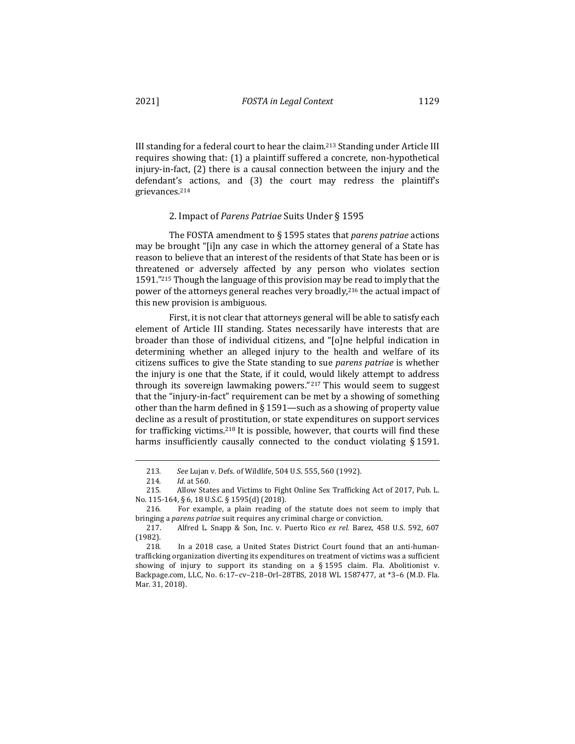III standing for a federal court to hear the claim.[213] Standing under Article III requires showing that: (1) a plaintiff suffered a concrete, non-hypothetical injury-in-fact, (2) there is a causal connection between the injury and the defendant's actions, and (3) the court may redress the plaintiff's grievances.[214]

### 2. Impact of *Parens Patriae* Suits Under § 1595

The FOSTA amendment to § 1595 states that *parens patriae* actions may be brought "[i]n any case in which the attorney general of a State has reason to believe that an interest of the residents of that State has been or is threatened or adversely affected by any person who violates section 1591."[215] Though the language of this provision may be read to imply that the power of the attorneys general reaches very broadly,[216] the actual impact of this new provision is ambiguous.

First, it is not clear that attorneys general will be able to satisfy each element of Article III standing. States necessarily have interests that are broader than those of individual citizens, and "[o]ne helpful indication in determining whether an alleged injury to the health and welfare of its citizens suffices to give the State standing to sue *parens patriae* is whether the injury is one that the State, if it could, would likely attempt to address through its sovereign lawmaking powers."[217] This would seem to suggest that the "injury-in-fact" requirement can be met by a showing of something other than the harm defined in § 1591—such as a showing of property value decline as a result of prostitution, or state expenditures on support services for trafficking victims.[218] It is possible, however, that courts will find these harms insufficiently causally connected to the conduct violating § 1591.

---

213. *See* Lujan v. Defs. of Wildlife, 504 U.S. 555, 560 (1992).

214. *Id.* at 560.

215. Allow States and Victims to Fight Online Sex Trafficking Act of 2017, Pub. L. No. 115-164, § 6, 18 U.S.C. § 1595(d) (2018).

216. For example, a plain reading of the statute does not seem to imply that bringing a *parens patriae* suit requires any criminal charge or conviction.

217. Alfred L. Snapp & Son, Inc. v. Puerto Rico *ex rel.* Barez, 458 U.S. 592, 607 (1982).

218. In a 2018 case, a United States District Court found that an anti-human-trafficking organization diverting its expenditures on treatment of victims was a sufficient showing of injury to support its standing on a § 1595 claim. Fla. Abolitionist v. Backpage.com, LLC, No. 6:17–cv–218–Orl–28TBS, 2018 WL 1587477, at *3–6 (M.D. Fla. Mar. 31, 2018).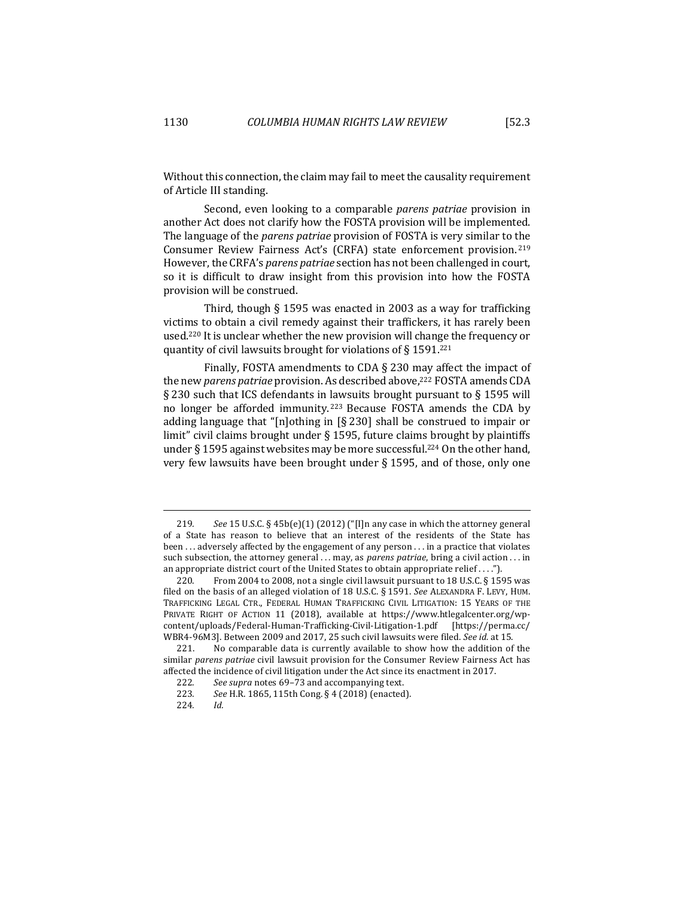Without this connection, the claim may fail to meet the causality requirement of Article III standing.

Second, even looking to a comparable *parens patriae* provision in another Act does not clarify how the FOSTA provision will be implemented. The language of the *parens patriae* provision of FOSTA is very similar to the Consumer Review Fairness Act's (CRFA) state enforcement provision.[219] However, the CRFA's *parens patriae* section has not been challenged in court, so it is difficult to draw insight from this provision into how the FOSTA provision will be construed.

Third, though § 1595 was enacted in 2003 as a way for trafficking victims to obtain a civil remedy against their traffickers, it has rarely been used.[220] It is unclear whether the new provision will change the frequency or quantity of civil lawsuits brought for violations of § 1591.[221]

Finally, FOSTA amendments to CDA § 230 may affect the impact of the new *parens patriae* provision. As described above,[222] FOSTA amends CDA § 230 such that ICS defendants in lawsuits brought pursuant to § 1595 will no longer be afforded immunity.[223] Because FOSTA amends the CDA by adding language that "[n]othing in [§ 230] shall be construed to impair or limit" civil claims brought under § 1595, future claims brought by plaintiffs under § 1595 against websites may be more successful.[224] On the other hand, very few lawsuits have been brought under § 1595, and of those, only one

---

219. *See* 15 U.S.C. § 45b(e)(1) (2012) ("[I]n any case in which the attorney general of a State has reason to believe that an interest of the residents of the State has been . . . adversely affected by the engagement of any person . . . in a practice that violates such subsection, the attorney general . . . may, as *parens patriae*, bring a civil action . . . in an appropriate district court of the United States to obtain appropriate relief . . . .").

220. From 2004 to 2008, not a single civil lawsuit pursuant to 18 U.S.C. § 1595 was filed on the basis of an alleged violation of 18 U.S.C. § 1591. *See* ALEXANDRA F. LEVY, HUM. TRAFFICKING LEGAL CTR., FEDERAL HUMAN TRAFFICKING CIVIL LITIGATION: 15 YEARS OF THE PRIVATE RIGHT OF ACTION 11 (2018), available at https://www.htlegalcenter.org/wp-content/uploads/Federal-Human-Trafficking-Civil-Litigation-1.pdf [https://perma.cc/WBR4-96M3]. Between 2009 and 2017, 25 such civil lawsuits were filed. *See id.* at 15.

221. No comparable data is currently available to show how the addition of the similar *parens patriae* civil lawsuit provision for the Consumer Review Fairness Act has affected the incidence of civil litigation under the Act since its enactment in 2017.

222. *See supra* notes 69–73 and accompanying text.

223. *See* H.R. 1865, 115th Cong. § 4 (2018) (enacted).

224. *Id.*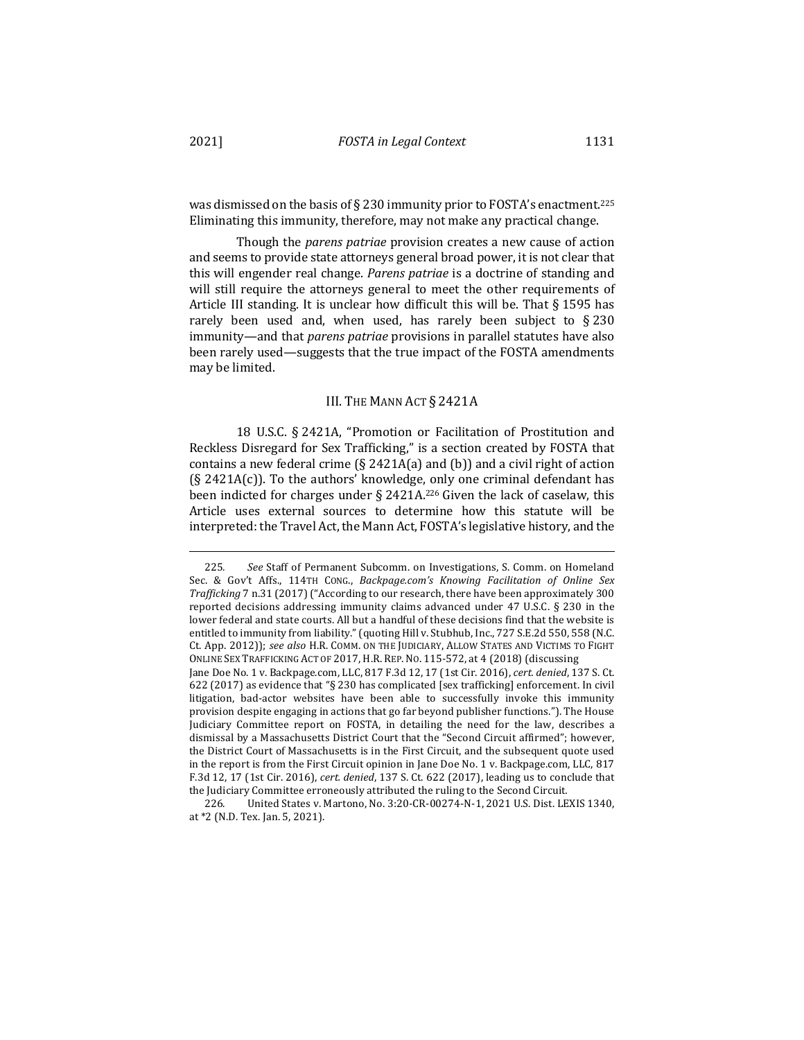was dismissed on the basis of § 230 immunity prior to FOSTA's enactment.[225] Eliminating this immunity, therefore, may not make any practical change.

Though the *parens patriae* provision creates a new cause of action and seems to provide state attorneys general broad power, it is not clear that this will engender real change. *Parens patriae* is a doctrine of standing and will still require the attorneys general to meet the other requirements of Article III standing. It is unclear how difficult this will be. That § 1595 has rarely been used and, when used, has rarely been subject to § 230 immunity—and that *parens patriae* provisions in parallel statutes have also been rarely used—suggests that the true impact of the FOSTA amendments may be limited.

## III. The Mann Act § 2421A

18 U.S.C. § 2421A, "Promotion or Facilitation of Prostitution and Reckless Disregard for Sex Trafficking," is a section created by FOSTA that contains a new federal crime (§ 2421A(a) and (b)) and a civil right of action (§ 2421A(c)). To the authors' knowledge, only one criminal defendant has been indicted for charges under § 2421A.[226] Given the lack of caselaw, this Article uses external sources to determine how this statute will be interpreted: the Travel Act, the Mann Act, FOSTA's legislative history, and the

---

225. *See* Staff of Permanent Subcomm. on Investigations, S. Comm. on Homeland Sec. & Gov't Affs., 114TH CONG., *Backpage.com's Knowing Facilitation of Online Sex Trafficking* 7 n.31 (2017) ("According to our research, there have been approximately 300 reported decisions addressing immunity claims advanced under 47 U.S.C. § 230 in the lower federal and state courts. All but a handful of these decisions find that the website is entitled to immunity from liability." (quoting Hill v. Stubhub, Inc., 727 S.E.2d 550, 558 (N.C. Ct. App. 2012)); *see also* H.R. COMM. ON THE JUDICIARY, ALLOW STATES AND VICTIMS TO FIGHT ONLINE SEX TRAFFICKING ACT OF 2017, H.R. REP. NO. 115-572, at 4 (2018) (discussing Jane Doe No. 1 v. Backpage.com, LLC, 817 F.3d 12, 17 (1st Cir. 2016), *cert. denied*, 137 S. Ct. 622 (2017) as evidence that "§ 230 has complicated [sex trafficking] enforcement. In civil litigation, bad-actor websites have been able to successfully invoke this immunity provision despite engaging in actions that go far beyond publisher functions."). The House Judiciary Committee report on FOSTA, in detailing the need for the law, describes a dismissal by a Massachusetts District Court that the "Second Circuit affirmed"; however, the District Court of Massachusetts is in the First Circuit, and the subsequent quote used in the report is from the First Circuit opinion in Jane Doe No. 1 v. Backpage.com, LLC, 817 F.3d 12, 17 (1st Cir. 2016), *cert. denied*, 137 S. Ct. 622 (2017), leading us to conclude that the Judiciary Committee erroneously attributed the ruling to the Second Circuit.

226. United States v. Martono, No. 3:20-CR-00274-N-1, 2021 U.S. Dist. LEXIS 1340, at *2 (N.D. Tex. Jan. 5, 2021).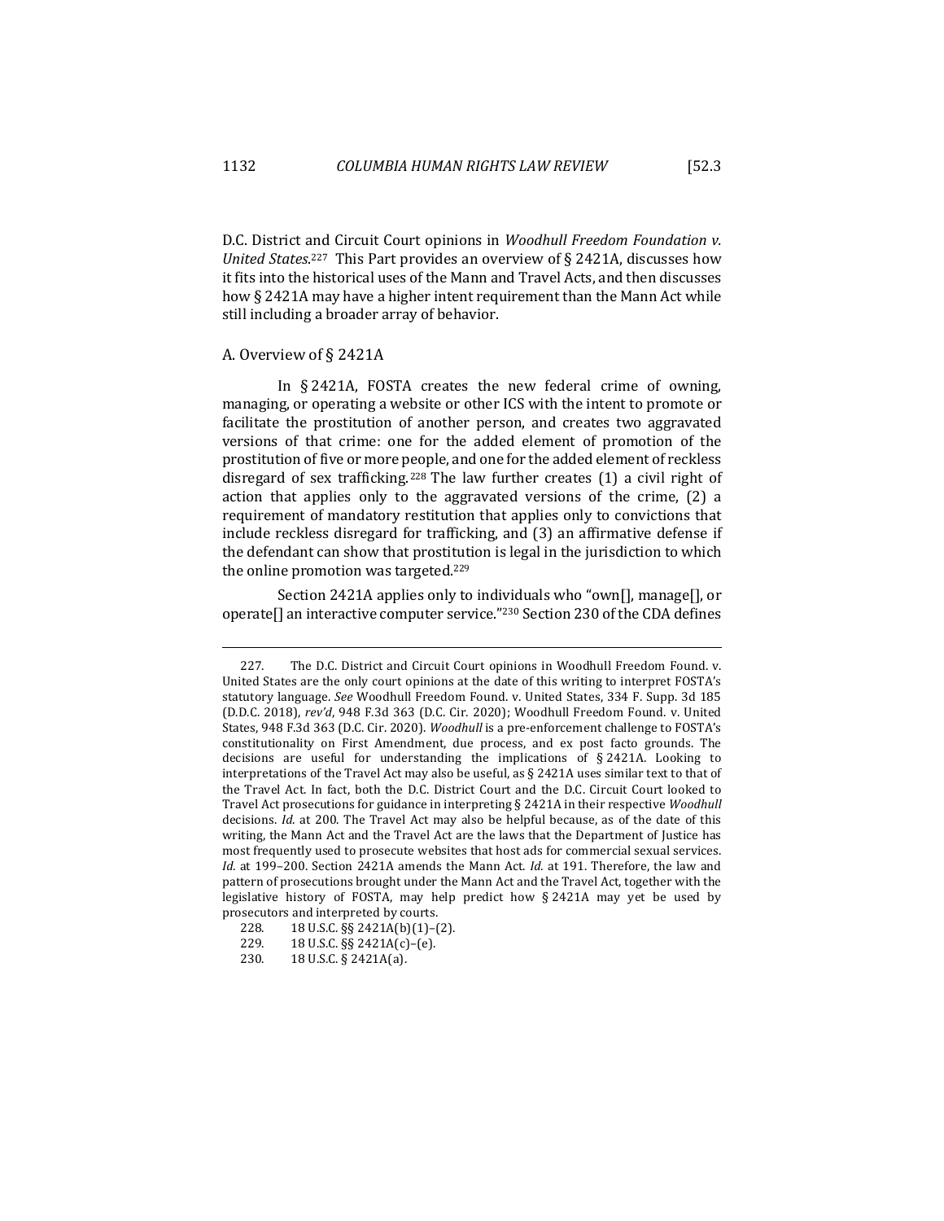D.C. District and Circuit Court opinions in *Woodhull Freedom Foundation v. United States*.[227] This Part provides an overview of § 2421A, discusses how it fits into the historical uses of the Mann and Travel Acts, and then discusses how § 2421A may have a higher intent requirement than the Mann Act while still including a broader array of behavior.

### A. Overview of § 2421A

In § 2421A, FOSTA creates the new federal crime of owning, managing, or operating a website or other ICS with the intent to promote or facilitate the prostitution of another person, and creates two aggravated versions of that crime: one for the added element of promotion of the prostitution of five or more people, and one for the added element of reckless disregard of sex trafficking.[228] The law further creates (1) a civil right of action that applies only to the aggravated versions of the crime, (2) a requirement of mandatory restitution that applies only to convictions that include reckless disregard for trafficking, and (3) an affirmative defense if the defendant can show that prostitution is legal in the jurisdiction to which the online promotion was targeted.[229]

Section 2421A applies only to individuals who "own[], manage[], or operate[] an interactive computer service."[230] Section 230 of the CDA defines

---

227. The D.C. District and Circuit Court opinions in Woodhull Freedom Found. v. United States are the only court opinions at the date of this writing to interpret FOSTA's statutory language. *See* Woodhull Freedom Found. v. United States, 334 F. Supp. 3d 185 (D.D.C. 2018), *rev'd*, 948 F.3d 363 (D.C. Cir. 2020); Woodhull Freedom Found. v. United States, 948 F.3d 363 (D.C. Cir. 2020). *Woodhull* is a pre-enforcement challenge to FOSTA's constitutionality on First Amendment, due process, and ex post facto grounds. The decisions are useful for understanding the implications of § 2421A. Looking to interpretations of the Travel Act may also be useful, as § 2421A uses similar text to that of the Travel Act. In fact, both the D.C. District Court and the D.C. Circuit Court looked to Travel Act prosecutions for guidance in interpreting § 2421A in their respective *Woodhull* decisions. *Id.* at 200. The Travel Act may also be helpful because, as of the date of this writing, the Mann Act and the Travel Act are the laws that the Department of Justice has most frequently used to prosecute websites that host ads for commercial sexual services. *Id.* at 199–200. Section 2421A amends the Mann Act. *Id.* at 191. Therefore, the law and pattern of prosecutions brought under the Mann Act and the Travel Act, together with the legislative history of FOSTA, may help predict how § 2421A may yet be used by prosecutors and interpreted by courts.

228. 18 U.S.C. §§ 2421A(b)(1)–(2).

229. 18 U.S.C. §§ 2421A(c)–(e).

230. 18 U.S.C. § 2421A(a).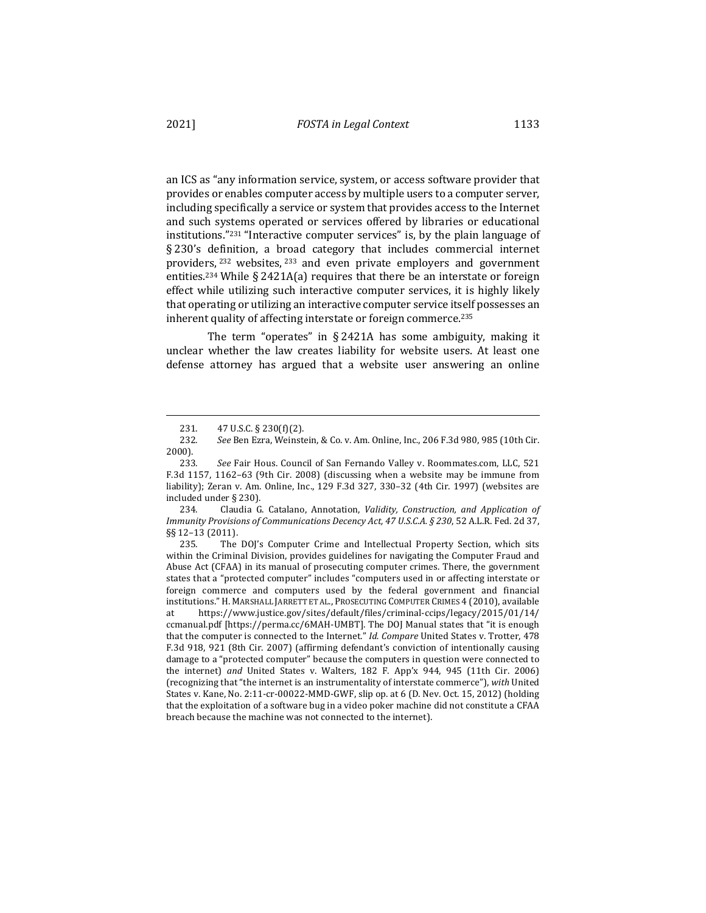an ICS as "any information service, system, or access software provider that provides or enables computer access by multiple users to a computer server, including specifically a service or system that provides access to the Internet and such systems operated or services offered by libraries or educational institutions."[231] "Interactive computer services" is, by the plain language of § 230's definition, a broad category that includes commercial internet providers,[232] websites,[233] and even private employers and government entities.[234] While § 2421A(a) requires that there be an interstate or foreign effect while utilizing such interactive computer services, it is highly likely that operating or utilizing an interactive computer service itself possesses an inherent quality of affecting interstate or foreign commerce.[235]

The term "operates" in § 2421A has some ambiguity, making it unclear whether the law creates liability for website users. At least one defense attorney has argued that a website user answering an online

---

231. 47 U.S.C. § 230(f)(2).

232. *See* Ben Ezra, Weinstein, & Co. v. Am. Online, Inc., 206 F.3d 980, 985 (10th Cir. 2000).

233. *See* Fair Hous. Council of San Fernando Valley v. Roommates.com, LLC, 521 F.3d 1157, 1162–63 (9th Cir. 2008) (discussing when a website may be immune from liability); Zeran v. Am. Online, Inc., 129 F.3d 327, 330–32 (4th Cir. 1997) (websites are included under § 230).

234. Claudia G. Catalano, Annotation, *Validity, Construction, and Application of Immunity Provisions of Communications Decency Act, 47 U.S.C.A. § 230*, 52 A.L.R. Fed. 2d 37, §§ 12–13 (2011).

235. The DOJ's Computer Crime and Intellectual Property Section, which sits within the Criminal Division, provides guidelines for navigating the Computer Fraud and Abuse Act (CFAA) in its manual of prosecuting computer crimes. There, the government states that a "protected computer" includes "computers used in or affecting interstate or foreign commerce and computers used by the federal government and financial institutions." H. MARSHALL JARRETT ET AL., PROSECUTING COMPUTER CRIMES 4 (2010), available at https://www.justice.gov/sites/default/files/criminal-ccips/legacy/2015/01/14/ccmanual.pdf [https://perma.cc/6MAH-UMBT]. The DOJ Manual states that "it is enough that the computer is connected to the Internet." *Id. Compare* United States v. Trotter, 478 F.3d 918, 921 (8th Cir. 2007) (affirming defendant's conviction of intentionally causing damage to a "protected computer" because the computers in question were connected to the internet) *and* United States v. Walters, 182 F. App'x 944, 945 (11th Cir. 2006) (recognizing that "the internet is an instrumentality of interstate commerce"), *with* United States v. Kane, No. 2:11-cr-00022-MMD-GWF, slip op. at 6 (D. Nev. Oct. 15, 2012) (holding that the exploitation of a software bug in a video poker machine did not constitute a CFAA breach because the machine was not connected to the internet).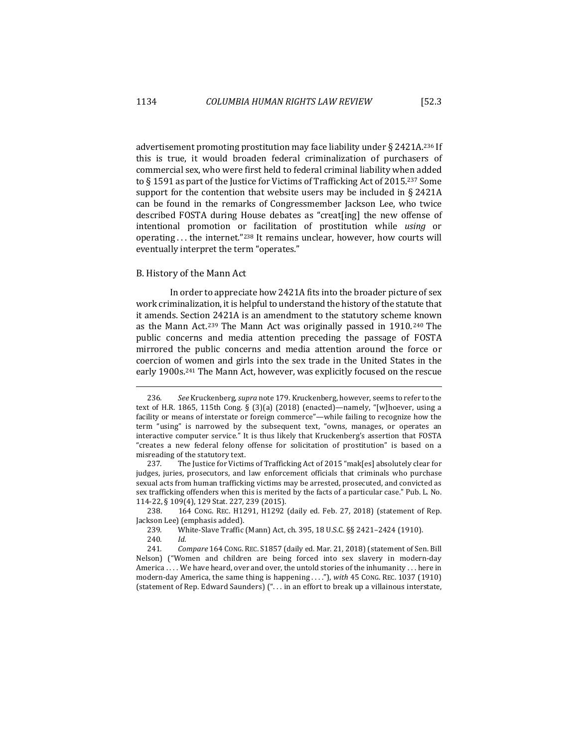advertisement promoting prostitution may face liability under § 2421A.[236] If this is true, it would broaden federal criminalization of purchasers of commercial sex, who were first held to federal criminal liability when added to § 1591 as part of the Justice for Victims of Trafficking Act of 2015.[237] Some support for the contention that website users may be included in § 2421A can be found in the remarks of Congressmember Jackson Lee, who twice described FOSTA during House debates as "creat[ing] the new offense of intentional promotion or facilitation of prostitution while *using* or operating . . . the internet."[238] It remains unclear, however, how courts will eventually interpret the term "operates."

### B. History of the Mann Act

In order to appreciate how 2421A fits into the broader picture of sex work criminalization, it is helpful to understand the history of the statute that it amends. Section 2421A is an amendment to the statutory scheme known as the Mann Act.[239] The Mann Act was originally passed in 1910.[240] The public concerns and media attention preceding the passage of FOSTA mirrored the public concerns and media attention around the force or coercion of women and girls into the sex trade in the United States in the early 1900s.[241] The Mann Act, however, was explicitly focused on the rescue

---

236. *See* Kruckenberg, *supra* note 179. Kruckenberg, however, seems to refer to the text of H.R. 1865, 115th Cong. § (3)(a) (2018) (enacted)—namely, "[w]hoever, using a facility or means of interstate or foreign commerce"—while failing to recognize how the term "using" is narrowed by the subsequent text, "owns, manages, or operates an interactive computer service." It is thus likely that Kruckenberg's assertion that FOSTA "creates a new federal felony offense for solicitation of prostitution" is based on a misreading of the statutory text.

237. The Justice for Victims of Trafficking Act of 2015 "mak[es] absolutely clear for judges, juries, prosecutors, and law enforcement officials that criminals who purchase sexual acts from human trafficking victims may be arrested, prosecuted, and convicted as sex trafficking offenders when this is merited by the facts of a particular case." Pub. L. No. 114-22, § 109(4), 129 Stat. 227, 239 (2015).

238. 164 CONG. REC. H1291, H1292 (daily ed. Feb. 27, 2018) (statement of Rep. Jackson Lee) (emphasis added).

239. White-Slave Traffic (Mann) Act, ch. 395, 18 U.S.C. §§ 2421–2424 (1910).

240. *Id.*

241. *Compare* 164 CONG. REC. S1857 (daily ed. Mar. 21, 2018) (statement of Sen. Bill Nelson) ("Women and children are being forced into sex slavery in modern-day America . . . . We have heard, over and over, the untold stories of the inhumanity . . . here in modern-day America, the same thing is happening . . . ."), *with* 45 CONG. REC. 1037 (1910) (statement of Rep. Edward Saunders) (". . . in an effort to break up a villainous interstate,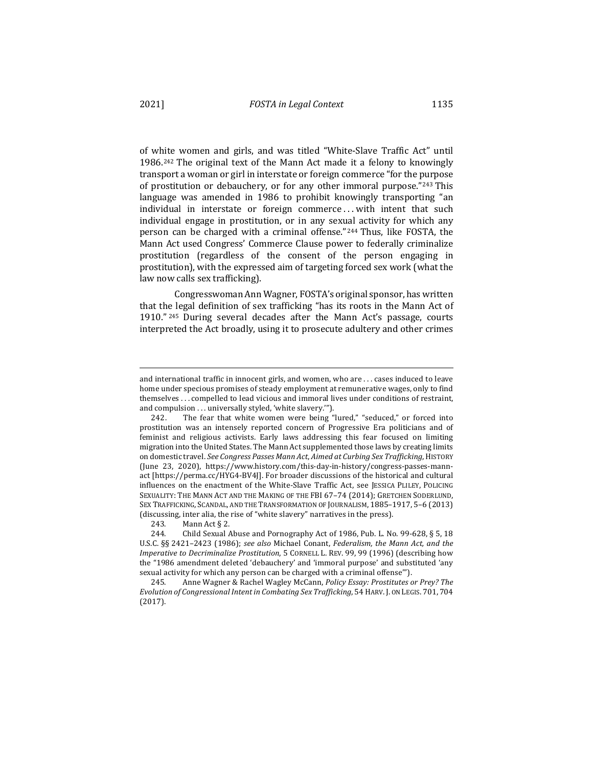of white women and girls, and was titled "White-Slave Traffic Act" until 1986.[242] The original text of the Mann Act made it a felony to knowingly transport a woman or girl in interstate or foreign commerce "for the purpose of prostitution or debauchery, or for any other immoral purpose."[243] This language was amended in 1986 to prohibit knowingly transporting "an individual in interstate or foreign commerce . . . with intent that such individual engage in prostitution, or in any sexual activity for which any person can be charged with a criminal offense."[244] Thus, like FOSTA, the Mann Act used Congress' Commerce Clause power to federally criminalize prostitution (regardless of the consent of the person engaging in prostitution), with the expressed aim of targeting forced sex work (what the law now calls sex trafficking).

Congresswoman Ann Wagner, FOSTA's original sponsor, has written that the legal definition of sex trafficking "has its roots in the Mann Act of 1910."[245] During several decades after the Mann Act's passage, courts interpreted the Act broadly, using it to prosecute adultery and other crimes

---

and international traffic in innocent girls, and women, who are . . . cases induced to leave home under specious promises of steady employment at remunerative wages, only to find themselves . . . compelled to lead vicious and immoral lives under conditions of restraint, and compulsion . . . universally styled, 'white slavery.'").

242. The fear that white women were being "lured," "seduced," or forced into prostitution was an intensely reported concern of Progressive Era politicians and of feminist and religious activists. Early laws addressing this fear focused on limiting migration into the United States. The Mann Act supplemented those laws by creating limits on domestic travel. *See Congress Passes Mann Act, Aimed at Curbing Sex Trafficking*, HISTORY (June 23, 2020), https://www.history.com/this-day-in-history/congress-passes-mann-act [https://perma.cc/HYG4-BV4J]. For broader discussions of the historical and cultural influences on the enactment of the White-Slave Traffic Act, see JESSICA PLILEY, POLICING SEXUALITY: THE MANN ACT AND THE MAKING OF THE FBI 67–74 (2014); GRETCHEN SODERLUND, SEX TRAFFICKING, SCANDAL, AND THE TRANSFORMATION OF JOURNALISM, 1885–1917, 5–6 (2013) (discussing, inter alia, the rise of "white slavery" narratives in the press).

243. Mann Act § 2.

244. Child Sexual Abuse and Pornography Act of 1986, Pub. L. No. 99-628, § 5, 18 U.S.C. §§ 2421–2423 (1986); *see also* Michael Conant, *Federalism, the Mann Act, and the Imperative to Decriminalize Prostitution*, 5 CORNELL L. REV. 99, 99 (1996) (describing how the "1986 amendment deleted 'debauchery' and 'immoral purpose' and substituted 'any sexual activity for which any person can be charged with a criminal offense'").

245. Anne Wagner & Rachel Wagley McCann, *Policy Essay: Prostitutes or Prey? The Evolution of Congressional Intent in Combating Sex Trafficking*, 54 HARV. J. ON LEGIS. 701, 704 (2017).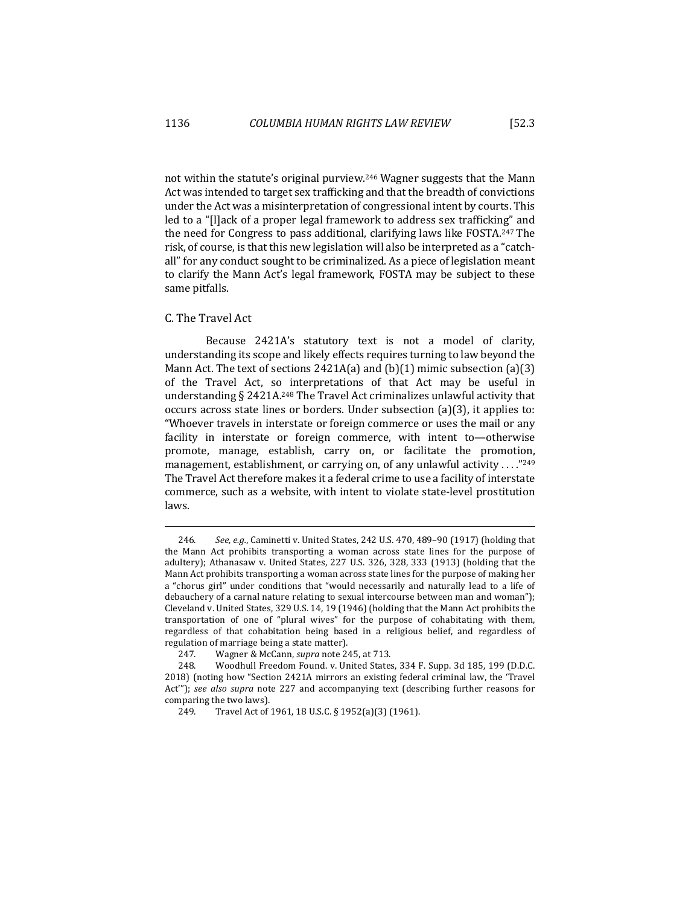not within the statute's original purview.[246] Wagner suggests that the Mann Act was intended to target sex trafficking and that the breadth of convictions under the Act was a misinterpretation of congressional intent by courts. This led to a "[l]ack of a proper legal framework to address sex trafficking" and the need for Congress to pass additional, clarifying laws like FOSTA.[247] The risk, of course, is that this new legislation will also be interpreted as a "catch-all" for any conduct sought to be criminalized. As a piece of legislation meant to clarify the Mann Act's legal framework, FOSTA may be subject to these same pitfalls.

## C. The Travel Act

Because 2421A's statutory text is not a model of clarity, understanding its scope and likely effects requires turning to law beyond the Mann Act. The text of sections 2421A(a) and (b)(1) mimic subsection (a)(3) of the Travel Act, so interpretations of that Act may be useful in understanding § 2421A.[248] The Travel Act criminalizes unlawful activity that occurs across state lines or borders. Under subsection (a)(3), it applies to: "Whoever travels in interstate or foreign commerce or uses the mail or any facility in interstate or foreign commerce, with intent to—otherwise promote, manage, establish, carry on, or facilitate the promotion, management, establishment, or carrying on, of any unlawful activity . . . ."[249] The Travel Act therefore makes it a federal crime to use a facility of interstate commerce, such as a website, with intent to violate state-level prostitution laws.

---

246. *See, e.g.*, Caminetti v. United States, 242 U.S. 470, 489–90 (1917) (holding that the Mann Act prohibits transporting a woman across state lines for the purpose of adultery); Athanasaw v. United States, 227 U.S. 326, 328, 333 (1913) (holding that the Mann Act prohibits transporting a woman across state lines for the purpose of making her a "chorus girl" under conditions that "would necessarily and naturally lead to a life of debauchery of a carnal nature relating to sexual intercourse between man and woman"); Cleveland v. United States, 329 U.S. 14, 19 (1946) (holding that the Mann Act prohibits the transportation of one of "plural wives" for the purpose of cohabitating with them, regardless of that cohabitation being based in a religious belief, and regardless of regulation of marriage being a state matter).

247. Wagner & McCann, *supra* note 245, at 713.

248. Woodhull Freedom Found. v. United States, 334 F. Supp. 3d 185, 199 (D.D.C. 2018) (noting how "Section 2421A mirrors an existing federal criminal law, the 'Travel Act'"); *see also supra* note 227 and accompanying text (describing further reasons for comparing the two laws).

249. Travel Act of 1961, 18 U.S.C. § 1952(a)(3) (1961).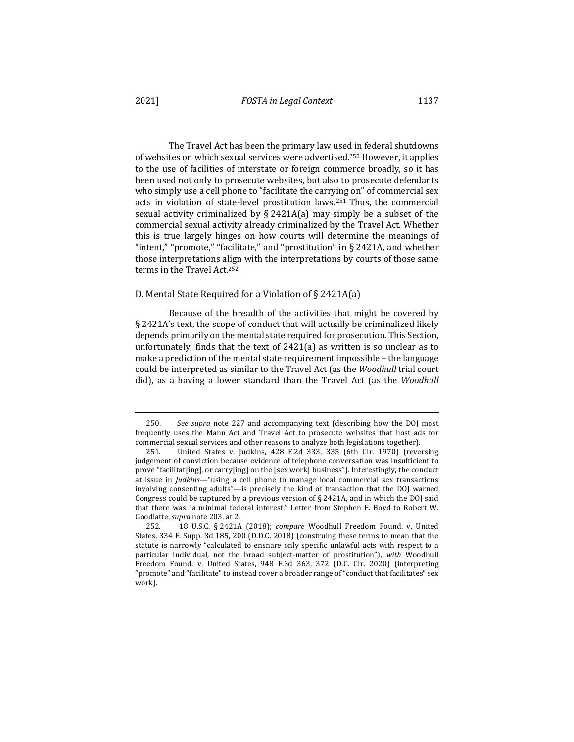The Travel Act has been the primary law used in federal shutdowns of websites on which sexual services were advertised.[250] However, it applies to the use of facilities of interstate or foreign commerce broadly, so it has been used not only to prosecute websites, but also to prosecute defendants who simply use a cell phone to "facilitate the carrying on" of commercial sex acts in violation of state-level prostitution laws.[251] Thus, the commercial sexual activity criminalized by § 2421A(a) may simply be a subset of the commercial sexual activity already criminalized by the Travel Act. Whether this is true largely hinges on how courts will determine the meanings of "intent," "promote," "facilitate," and "prostitution" in § 2421A, and whether those interpretations align with the interpretations by courts of those same terms in the Travel Act.[252]

### D. Mental State Required for a Violation of § 2421A(a)

Because of the breadth of the activities that might be covered by § 2421A's text, the scope of conduct that will actually be criminalized likely depends primarily on the mental state required for prosecution. This Section, unfortunately, finds that the text of 2421(a) as written is so unclear as to make a prediction of the mental state requirement impossible – the language could be interpreted as similar to the Travel Act (as the *Woodhull* trial court did), as a having a lower standard than the Travel Act (as the *Woodhull*

---

250. *See supra* note 227 and accompanying text (describing how the DOJ most frequently uses the Mann Act and Travel Act to prosecute websites that host ads for commercial sexual services and other reasons to analyze both legislations together).

251. United States v. Judkins, 428 F.2d 333, 335 (6th Cir. 1970) (reversing judgement of conviction because evidence of telephone conversation was insufficient to prove "facilitat[ing], or carry[ing] on the [sex work] business"). Interestingly, the conduct at issue in *Judkins*—"using a cell phone to manage local commercial sex transactions involving consenting adults"—is precisely the kind of transaction that the DOJ warned Congress could be captured by a previous version of § 2421A, and in which the DOJ said that there was "a minimal federal interest." Letter from Stephen E. Boyd to Robert W. Goodlatte, *supra* note 203, at 2.

252. 18 U.S.C. § 2421A (2018); *compare* Woodhull Freedom Found. v. United States, 334 F. Supp. 3d 185, 200 (D.D.C. 2018) (construing these terms to mean that the statute is narrowly "calculated to ensnare only specific unlawful acts with respect to a particular individual, not the broad subject-matter of prostitution"), *with* Woodhull Freedom Found. v. United States, 948 F.3d 363, 372 (D.C. Cir. 2020) (interpreting "promote" and "facilitate" to instead cover a broader range of "conduct that facilitates" sex work).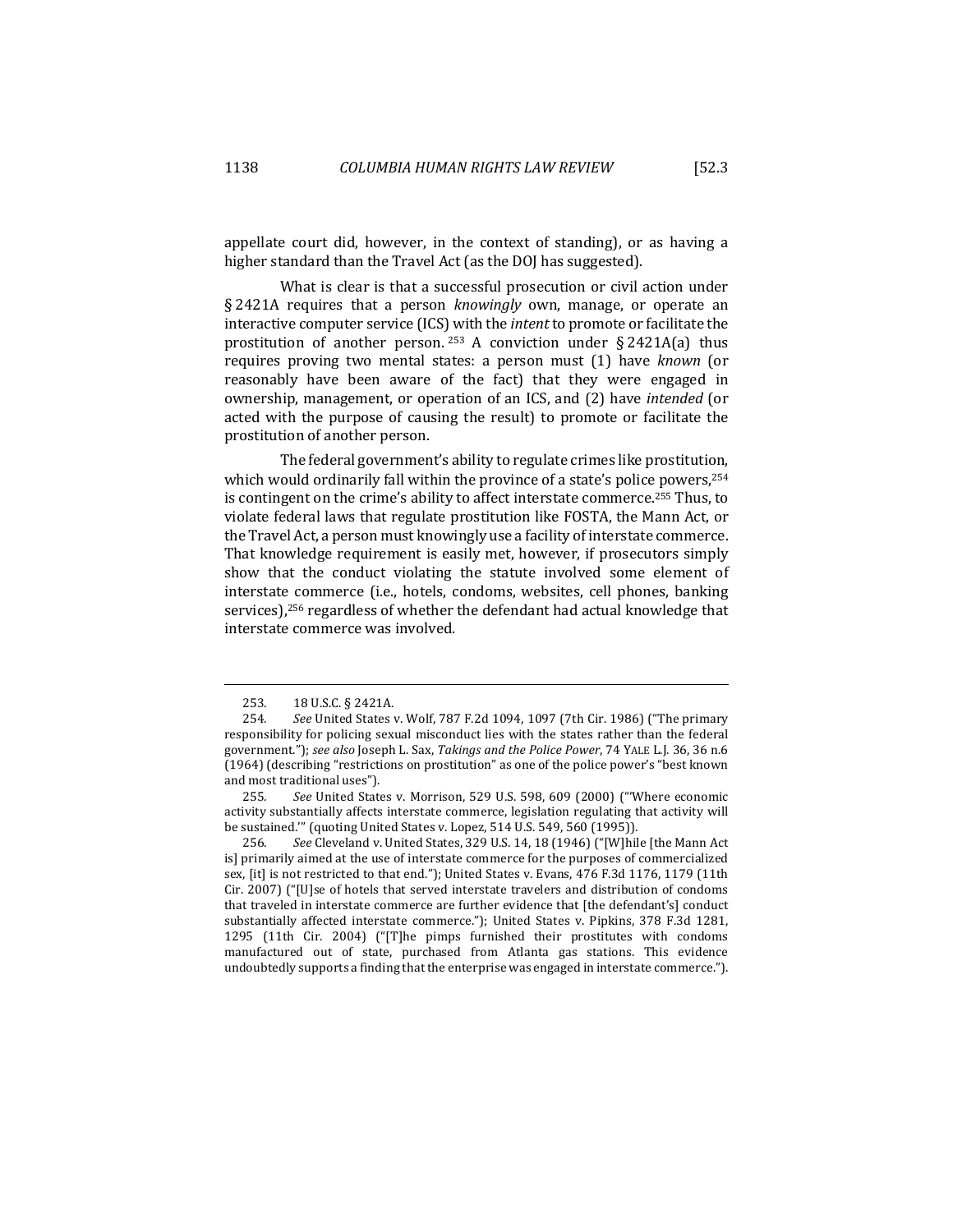appellate court did, however, in the context of standing), or as having a higher standard than the Travel Act (as the DOJ has suggested).

What is clear is that a successful prosecution or civil action under § 2421A requires that a person *knowingly* own, manage, or operate an interactive computer service (ICS) with the *intent* to promote or facilitate the prostitution of another person.[253] A conviction under § 2421A(a) thus requires proving two mental states: a person must (1) have *known* (or reasonably have been aware of the fact) that they were engaged in ownership, management, or operation of an ICS, and (2) have *intended* (or acted with the purpose of causing the result) to promote or facilitate the prostitution of another person.

The federal government's ability to regulate crimes like prostitution, which would ordinarily fall within the province of a state's police powers,[254] is contingent on the crime's ability to affect interstate commerce.[255] Thus, to violate federal laws that regulate prostitution like FOSTA, the Mann Act, or the Travel Act, a person must knowingly use a facility of interstate commerce. That knowledge requirement is easily met, however, if prosecutors simply show that the conduct violating the statute involved some element of interstate commerce (i.e., hotels, condoms, websites, cell phones, banking services),[256] regardless of whether the defendant had actual knowledge that interstate commerce was involved.

---

253. 18 U.S.C. § 2421A.

254. *See* United States v. Wolf, 787 F.2d 1094, 1097 (7th Cir. 1986) ("The primary responsibility for policing sexual misconduct lies with the states rather than the federal government."); *see also* Joseph L. Sax, *Takings and the Police Power*, 74 YALE L.J. 36, 36 n.6 (1964) (describing "restrictions on prostitution" as one of the police power's "best known and most traditional uses").

255. *See* United States v. Morrison, 529 U.S. 598, 609 (2000) ("'Where economic activity substantially affects interstate commerce, legislation regulating that activity will be sustained.'" (quoting United States v. Lopez, 514 U.S. 549, 560 (1995)).

256. *See* Cleveland v. United States, 329 U.S. 14, 18 (1946) ("[W]hile [the Mann Act is] primarily aimed at the use of interstate commerce for the purposes of commercialized sex, [it] is not restricted to that end."); United States v. Evans, 476 F.3d 1176, 1179 (11th Cir. 2007) ("[U]se of hotels that served interstate travelers and distribution of condoms that traveled in interstate commerce are further evidence that [the defendant's] conduct substantially affected interstate commerce."); United States v. Pipkins, 378 F.3d 1281, 1295 (11th Cir. 2004) ("[T]he pimps furnished their prostitutes with condoms manufactured out of state, purchased from Atlanta gas stations. This evidence undoubtedly supports a finding that the enterprise was engaged in interstate commerce.").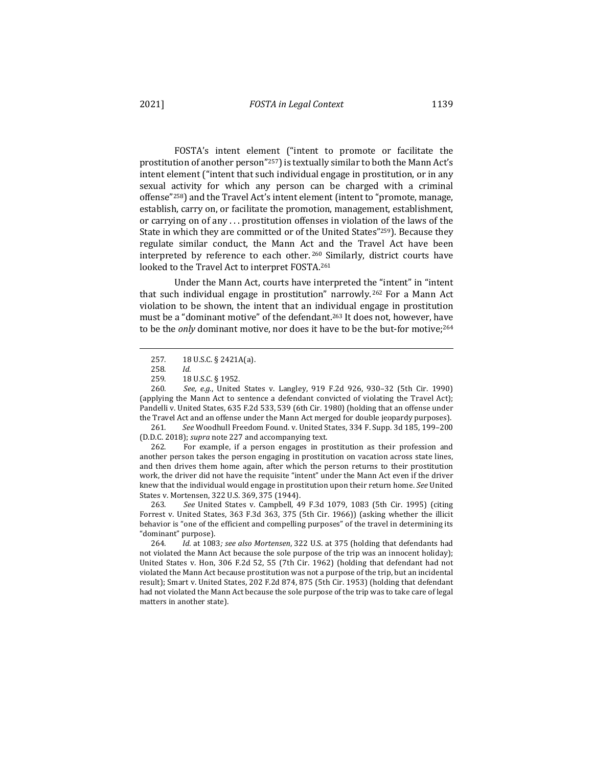FOSTA's intent element ("intent to promote or facilitate the prostitution of another person"[257]) is textually similar to both the Mann Act's intent element ("intent that such individual engage in prostitution, or in any sexual activity for which any person can be charged with a criminal offense"[258]) and the Travel Act's intent element (intent to "promote, manage, establish, carry on, or facilitate the promotion, management, establishment, or carrying on of any . . . prostitution offenses in violation of the laws of the State in which they are committed or of the United States"[259]). Because they regulate similar conduct, the Mann Act and the Travel Act have been interpreted by reference to each other.[260] Similarly, district courts have looked to the Travel Act to interpret FOSTA.[261]

Under the Mann Act, courts have interpreted the "intent" in "intent that such individual engage in prostitution" narrowly.[262] For a Mann Act violation to be shown, the intent that an individual engage in prostitution must be a "dominant motive" of the defendant.[263] It does not, however, have to be the *only* dominant motive, nor does it have to be the but-for motive;[264]

---

257. 18 U.S.C. § 2421A(a).

258. *Id.*

259. 18 U.S.C. § 1952.

260. *See, e.g.*, United States v. Langley, 919 F.2d 926, 930–32 (5th Cir. 1990) (applying the Mann Act to sentence a defendant convicted of violating the Travel Act); Pandelli v. United States, 635 F.2d 533, 539 (6th Cir. 1980) (holding that an offense under the Travel Act and an offense under the Mann Act merged for double jeopardy purposes).

261. *See* Woodhull Freedom Found. v. United States, 334 F. Supp. 3d 185, 199–200 (D.D.C. 2018); *supra* note 227 and accompanying text.

262. For example, if a person engages in prostitution as their profession and another person takes the person engaging in prostitution on vacation across state lines, and then drives them home again, after which the person returns to their prostitution work, the driver did not have the requisite "intent" under the Mann Act even if the driver knew that the individual would engage in prostitution upon their return home. *See* United States v. Mortensen, 322 U.S. 369, 375 (1944).

263. *See* United States v. Campbell, 49 F.3d 1079, 1083 (5th Cir. 1995) (citing Forrest v. United States, 363 F.3d 363, 375 (5th Cir. 1966)) (asking whether the illicit behavior is "one of the efficient and compelling purposes" of the travel in determining its "dominant" purpose).

264. *Id.* at 1083*; see also Mortensen*, 322 U.S. at 375 (holding that defendants had not violated the Mann Act because the sole purpose of the trip was an innocent holiday); United States v. Hon, 306 F.2d 52, 55 (7th Cir. 1962) (holding that defendant had not violated the Mann Act because prostitution was not a purpose of the trip, but an incidental result); Smart v. United States, 202 F.2d 874, 875 (5th Cir. 1953) (holding that defendant had not violated the Mann Act because the sole purpose of the trip was to take care of legal matters in another state).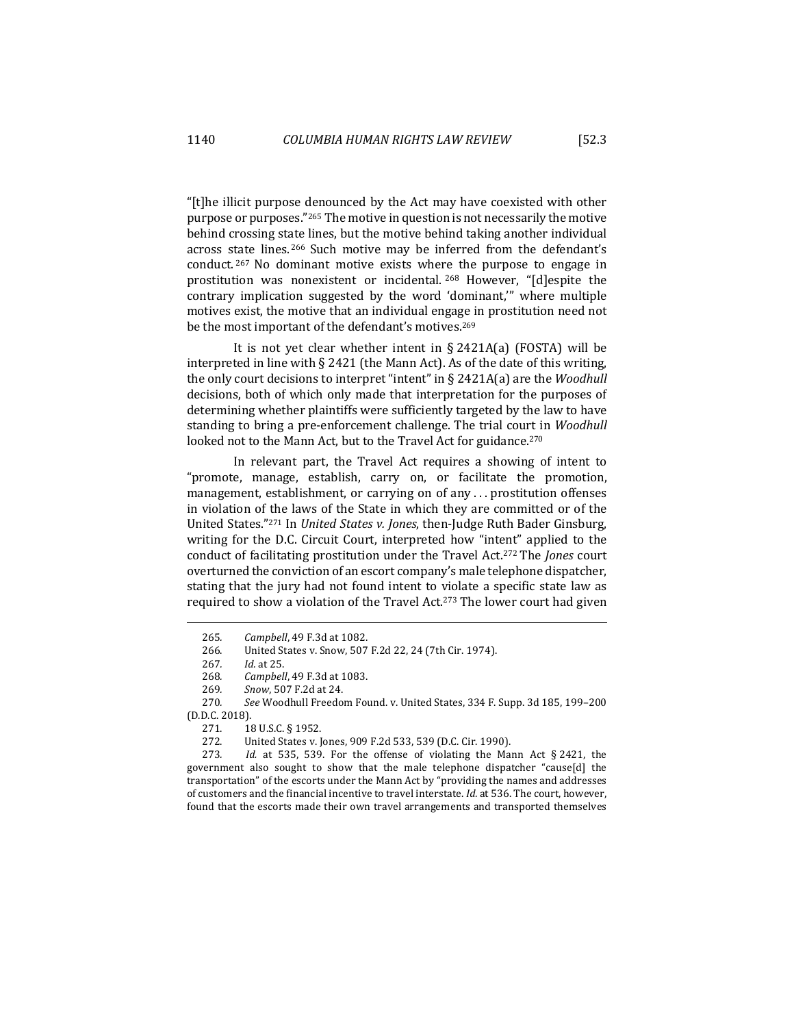"[t]he illicit purpose denounced by the Act may have coexisted with other purpose or purposes."[265] The motive in question is not necessarily the motive behind crossing state lines, but the motive behind taking another individual across state lines.[266] Such motive may be inferred from the defendant's conduct.[267] No dominant motive exists where the purpose to engage in prostitution was nonexistent or incidental.[268] However, "[d]espite the contrary implication suggested by the word 'dominant,'" where multiple motives exist, the motive that an individual engage in prostitution need not be the most important of the defendant's motives.[269]

It is not yet clear whether intent in § 2421A(a) (FOSTA) will be interpreted in line with § 2421 (the Mann Act). As of the date of this writing, the only court decisions to interpret "intent" in § 2421A(a) are the *Woodhull* decisions, both of which only made that interpretation for the purposes of determining whether plaintiffs were sufficiently targeted by the law to have standing to bring a pre-enforcement challenge. The trial court in *Woodhull* looked not to the Mann Act, but to the Travel Act for guidance.[270]

In relevant part, the Travel Act requires a showing of intent to "promote, manage, establish, carry on, or facilitate the promotion, management, establishment, or carrying on of any . . . prostitution offenses in violation of the laws of the State in which they are committed or of the United States."[271] In *United States v. Jones*, then-Judge Ruth Bader Ginsburg, writing for the D.C. Circuit Court, interpreted how "intent" applied to the conduct of facilitating prostitution under the Travel Act.[272] The *Jones* court overturned the conviction of an escort company's male telephone dispatcher, stating that the jury had not found intent to violate a specific state law as required to show a violation of the Travel Act.[273] The lower court had given

---

265. *Campbell*, 49 F.3d at 1082.

266. United States v. Snow, 507 F.2d 22, 24 (7th Cir. 1974).

267. *Id.* at 25.

268. *Campbell*, 49 F.3d at 1083.

269. *Snow*, 507 F.2d at 24.

270. *See* Woodhull Freedom Found. v. United States, 334 F. Supp. 3d 185, 199–200 (D.D.C. 2018).

271. 18 U.S.C. § 1952.

272. United States v. Jones, 909 F.2d 533, 539 (D.C. Cir. 1990).

273. *Id.* at 535, 539. For the offense of violating the Mann Act § 2421, the government also sought to show that the male telephone dispatcher "cause[d] the transportation" of the escorts under the Mann Act by "providing the names and addresses of customers and the financial incentive to travel interstate. *Id.* at 536. The court, however, found that the escorts made their own travel arrangements and transported themselves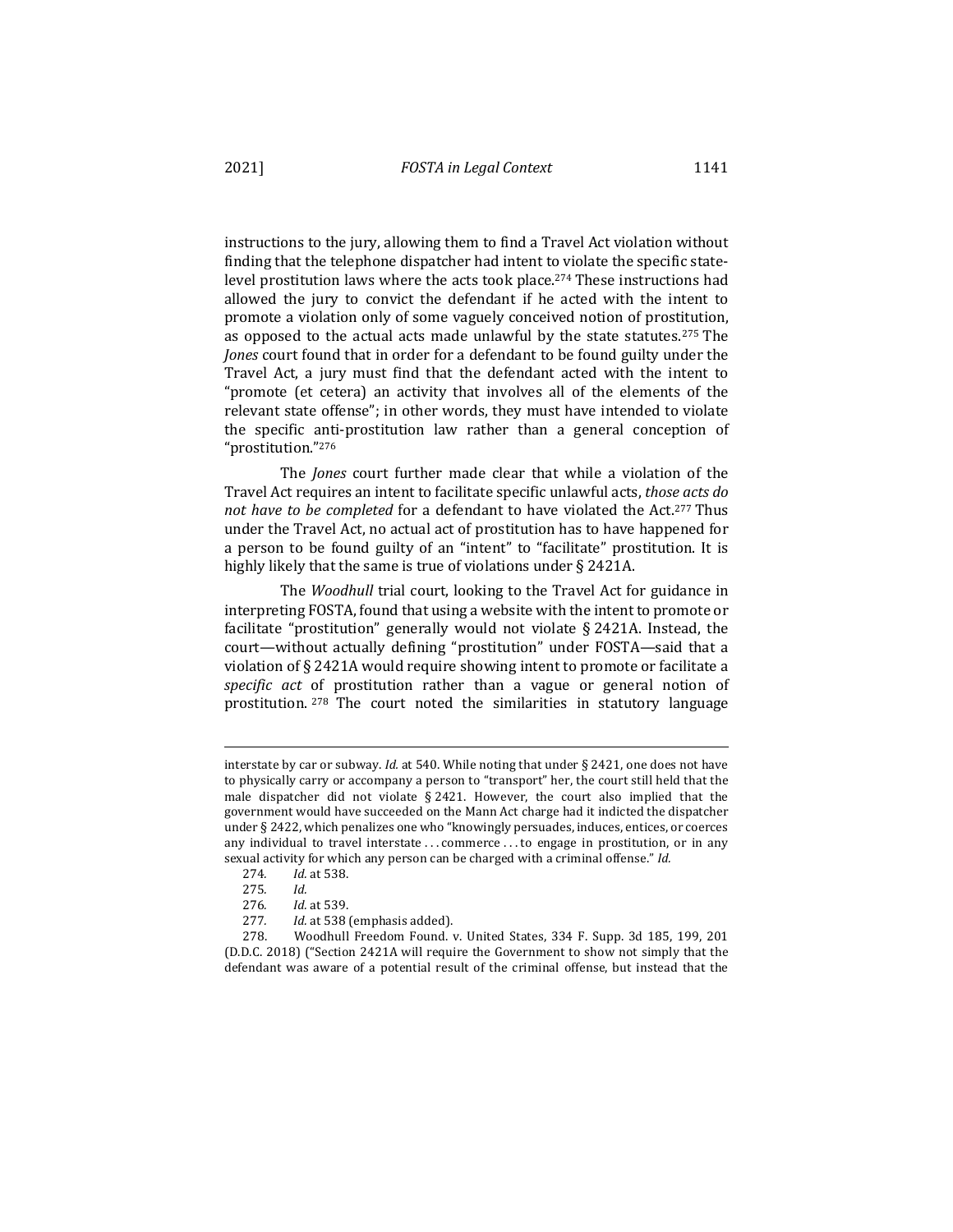instructions to the jury, allowing them to find a Travel Act violation without finding that the telephone dispatcher had intent to violate the specific state-level prostitution laws where the acts took place.[274] These instructions had allowed the jury to convict the defendant if he acted with the intent to promote a violation only of some vaguely conceived notion of prostitution, as opposed to the actual acts made unlawful by the state statutes.[275] The *Jones* court found that in order for a defendant to be found guilty under the Travel Act, a jury must find that the defendant acted with the intent to "promote (et cetera) an activity that involves all of the elements of the relevant state offense"; in other words, they must have intended to violate the specific anti-prostitution law rather than a general conception of "prostitution."[276]

The *Jones* court further made clear that while a violation of the Travel Act requires an intent to facilitate specific unlawful acts, *those acts do not have to be completed* for a defendant to have violated the Act.[277] Thus under the Travel Act, no actual act of prostitution has to have happened for a person to be found guilty of an "intent" to "facilitate" prostitution. It is highly likely that the same is true of violations under § 2421A.

The *Woodhull* trial court, looking to the Travel Act for guidance in interpreting FOSTA, found that using a website with the intent to promote or facilitate "prostitution" generally would not violate § 2421A. Instead, the court—without actually defining "prostitution" under FOSTA—said that a violation of § 2421A would require showing intent to promote or facilitate a *specific act* of prostitution rather than a vague or general notion of prostitution.[278] The court noted the similarities in statutory language

---

interstate by car or subway. *Id.* at 540. While noting that under § 2421, one does not have to physically carry or accompany a person to "transport" her, the court still held that the male dispatcher did not violate § 2421. However, the court also implied that the government would have succeeded on the Mann Act charge had it indicted the dispatcher under § 2422, which penalizes one who "knowingly persuades, induces, entices, or coerces any individual to travel interstate . . . commerce . . . to engage in prostitution, or in any sexual activity for which any person can be charged with a criminal offense." *Id.*

274. *Id.* at 538.

275. *Id.*

276. *Id.* at 539.

277. *Id.* at 538 (emphasis added).

278. Woodhull Freedom Found. v. United States, 334 F. Supp. 3d 185, 199, 201 (D.D.C. 2018) ("Section 2421A will require the Government to show not simply that the defendant was aware of a potential result of the criminal offense, but instead that the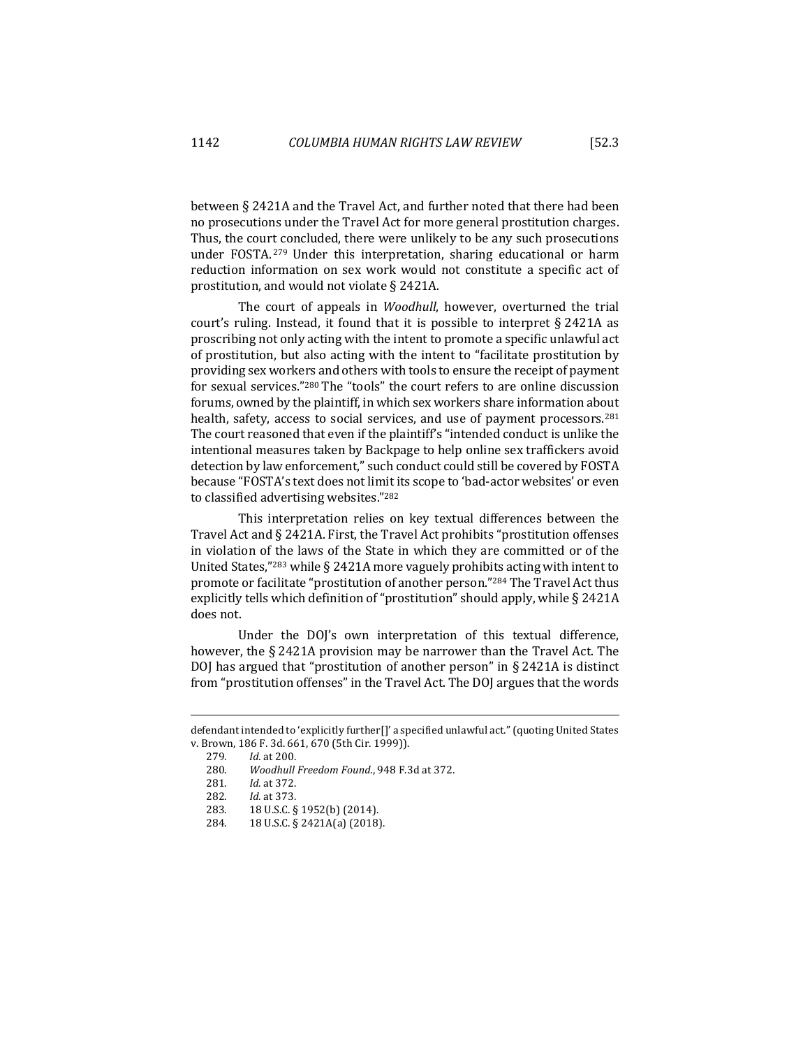between § 2421A and the Travel Act, and further noted that there had been no prosecutions under the Travel Act for more general prostitution charges. Thus, the court concluded, there were unlikely to be any such prosecutions under FOSTA.[279] Under this interpretation, sharing educational or harm reduction information on sex work would not constitute a specific act of prostitution, and would not violate § 2421A.

The court of appeals in *Woodhull*, however, overturned the trial court's ruling. Instead, it found that it is possible to interpret § 2421A as proscribing not only acting with the intent to promote a specific unlawful act of prostitution, but also acting with the intent to "facilitate prostitution by providing sex workers and others with tools to ensure the receipt of payment for sexual services."[280] The "tools" the court refers to are online discussion forums, owned by the plaintiff, in which sex workers share information about health, safety, access to social services, and use of payment processors.[281] The court reasoned that even if the plaintiff's "intended conduct is unlike the intentional measures taken by Backpage to help online sex traffickers avoid detection by law enforcement," such conduct could still be covered by FOSTA because "FOSTA's text does not limit its scope to 'bad-actor websites' or even to classified advertising websites."[282]

This interpretation relies on key textual differences between the Travel Act and § 2421A. First, the Travel Act prohibits "prostitution offenses in violation of the laws of the State in which they are committed or of the United States,"[283] while § 2421A more vaguely prohibits acting with intent to promote or facilitate "prostitution of another person."[284] The Travel Act thus explicitly tells which definition of "prostitution" should apply, while § 2421A does not.

Under the DOJ's own interpretation of this textual difference, however, the § 2421A provision may be narrower than the Travel Act. The DOJ has argued that "prostitution of another person" in § 2421A is distinct from "prostitution offenses" in the Travel Act. The DOJ argues that the words

---

defendant intended to 'explicitly further[]' a specified unlawful act." (quoting United States v. Brown, 186 F. 3d. 661, 670 (5th Cir. 1999)).

279. *Id.* at 200.

280. *Woodhull Freedom Found.*, 948 F.3d at 372.

281. *Id.* at 372.

282. *Id.* at 373.

283. 18 U.S.C. § 1952(b) (2014).

284. 18 U.S.C. § 2421A(a) (2018).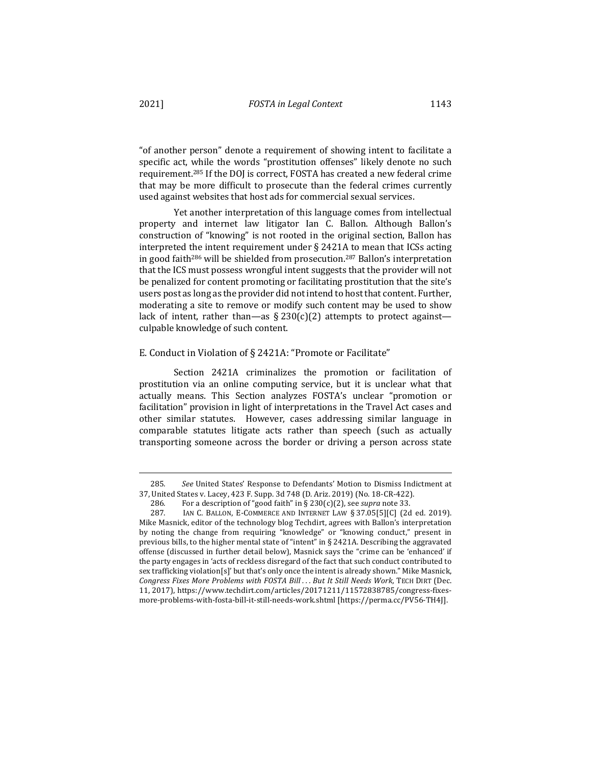"of another person" denote a requirement of showing intent to facilitate a specific act, while the words "prostitution offenses" likely denote no such requirement.[285] If the DOJ is correct, FOSTA has created a new federal crime that may be more difficult to prosecute than the federal crimes currently used against websites that host ads for commercial sexual services.

Yet another interpretation of this language comes from intellectual property and internet law litigator Ian C. Ballon. Although Ballon's construction of "knowing" is not rooted in the original section, Ballon has interpreted the intent requirement under § 2421A to mean that ICSs acting in good faith[286] will be shielded from prosecution.[287] Ballon's interpretation that the ICS must possess wrongful intent suggests that the provider will not be penalized for content promoting or facilitating prostitution that the site's users post as long as the provider did not intend to host that content. Further, moderating a site to remove or modify such content may be used to show lack of intent, rather than—as § 230(c)(2) attempts to protect against—culpable knowledge of such content.

## E. Conduct in Violation of § 2421A: "Promote or Facilitate"

Section 2421A criminalizes the promotion or facilitation of prostitution via an online computing service, but it is unclear what that actually means. This Section analyzes FOSTA's unclear "promotion or facilitation" provision in light of interpretations in the Travel Act cases and other similar statutes. However, cases addressing similar language in comparable statutes litigate acts rather than speech (such as actually transporting someone across the border or driving a person across state

---

285. *See* United States' Response to Defendants' Motion to Dismiss Indictment at 37, United States v. Lacey, 423 F. Supp. 3d 748 (D. Ariz. 2019) (No. 18-CR-422).

286. For a description of "good faith" in § 230(c)(2), see *supra* note 33.

287. IAN C. BALLON, E-COMMERCE AND INTERNET LAW § 37.05[5][C] (2d ed. 2019). Mike Masnick, editor of the technology blog Techdirt, agrees with Ballon's interpretation by noting the change from requiring "knowledge" or "knowing conduct," present in previous bills, to the higher mental state of "intent" in § 2421A. Describing the aggravated offense (discussed in further detail below), Masnick says the "crime can be 'enhanced' if the party engages in 'acts of reckless disregard of the fact that such conduct contributed to sex trafficking violation[s]' but that's only once the intent is already shown." Mike Masnick, *Congress Fixes More Problems with FOSTA Bill . . . But It Still Needs Work*, TECH DIRT (Dec. 11, 2017), https://www.techdirt.com/articles/20171211/11572838785/congress-fixes-more-problems-with-fosta-bill-it-still-needs-work.shtml [https://perma.cc/PV56-TH4J].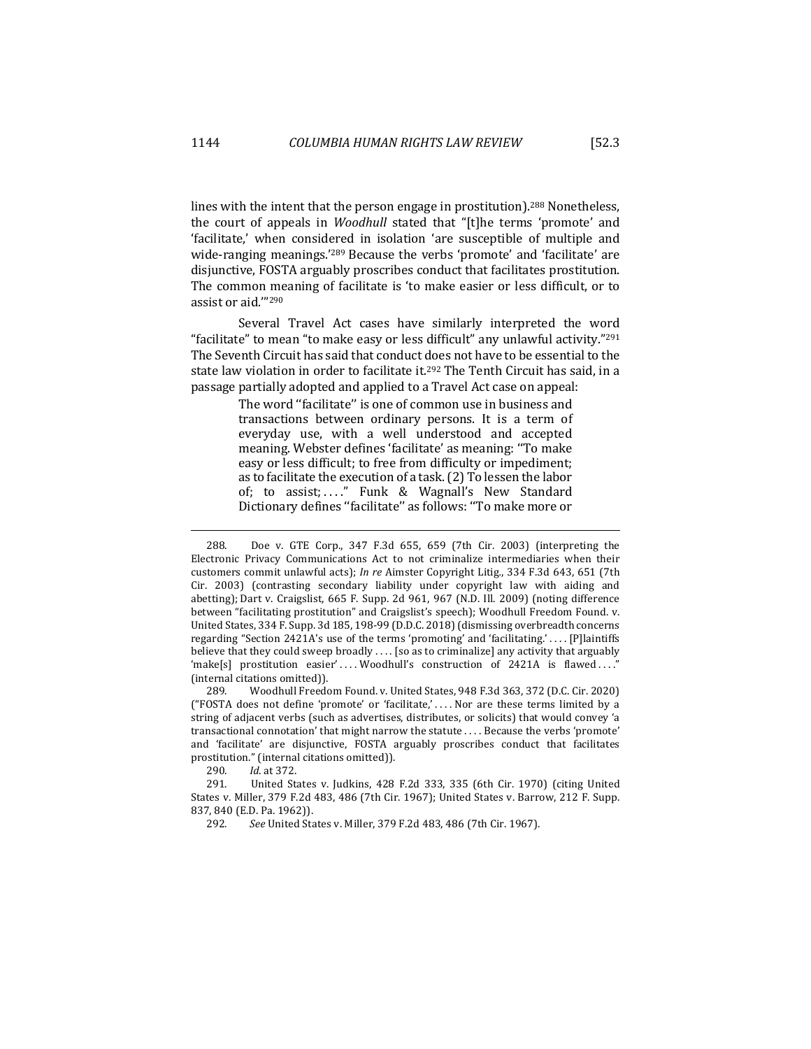lines with the intent that the person engage in prostitution).[288] Nonetheless, the court of appeals in *Woodhull* stated that "[t]he terms 'promote' and 'facilitate,' when considered in isolation 'are susceptible of multiple and wide-ranging meanings.'[289] Because the verbs 'promote' and 'facilitate' are disjunctive, FOSTA arguably proscribes conduct that facilitates prostitution. The common meaning of facilitate is 'to make easier or less difficult, or to assist or aid.'"[290]

Several Travel Act cases have similarly interpreted the word "facilitate" to mean "to make easy or less difficult" any unlawful activity."[291] The Seventh Circuit has said that conduct does not have to be essential to the state law violation in order to facilitate it.[292] The Tenth Circuit has said, in a passage partially adopted and applied to a Travel Act case on appeal:

> The word ''facilitate'' is one of common use in business and transactions between ordinary persons. It is a term of everyday use, with a well understood and accepted meaning. Webster defines 'facilitate' as meaning: ''To make easy or less difficult; to free from difficulty or impediment; as to facilitate the execution of a task. (2) To lessen the labor of; to assist; . . . ." Funk & Wagnall's New Standard Dictionary defines ''facilitate'' as follows: ''To make more or

---

288. Doe v. GTE Corp., 347 F.3d 655, 659 (7th Cir. 2003) (interpreting the Electronic Privacy Communications Act to not criminalize intermediaries when their customers commit unlawful acts); *In re* Aimster Copyright Litig., 334 F.3d 643, 651 (7th Cir. 2003) (contrasting secondary liability under copyright law with aiding and abetting); Dart v. Craigslist, 665 F. Supp. 2d 961, 967 (N.D. Ill. 2009) (noting difference between "facilitating prostitution" and Craigslist's speech); Woodhull Freedom Found. v. United States, 334 F. Supp. 3d 185, 198-99 (D.D.C. 2018) (dismissing overbreadth concerns regarding "Section 2421A's use of the terms 'promoting' and 'facilitating.' . . . . [P]laintiffs believe that they could sweep broadly . . . . [so as to criminalize] any activity that arguably 'make[s] prostitution easier' . . . . Woodhull's construction of 2421A is flawed . . . ." (internal citations omitted)).

289. Woodhull Freedom Found. v. United States, 948 F.3d 363, 372 (D.C. Cir. 2020) ("FOSTA does not define 'promote' or 'facilitate,' . . . . Nor are these terms limited by a string of adjacent verbs (such as advertises, distributes, or solicits) that would convey 'a transactional connotation' that might narrow the statute . . . . Because the verbs 'promote' and 'facilitate' are disjunctive, FOSTA arguably proscribes conduct that facilitates prostitution." (internal citations omitted)).

290. *Id.* at 372.

291. United States v. Judkins, 428 F.2d 333, 335 (6th Cir. 1970) (citing United States v. Miller, 379 F.2d 483, 486 (7th Cir. 1967); United States v. Barrow, 212 F. Supp. 837, 840 (E.D. Pa. 1962)).

292. *See* United States v. Miller, 379 F.2d 483, 486 (7th Cir. 1967).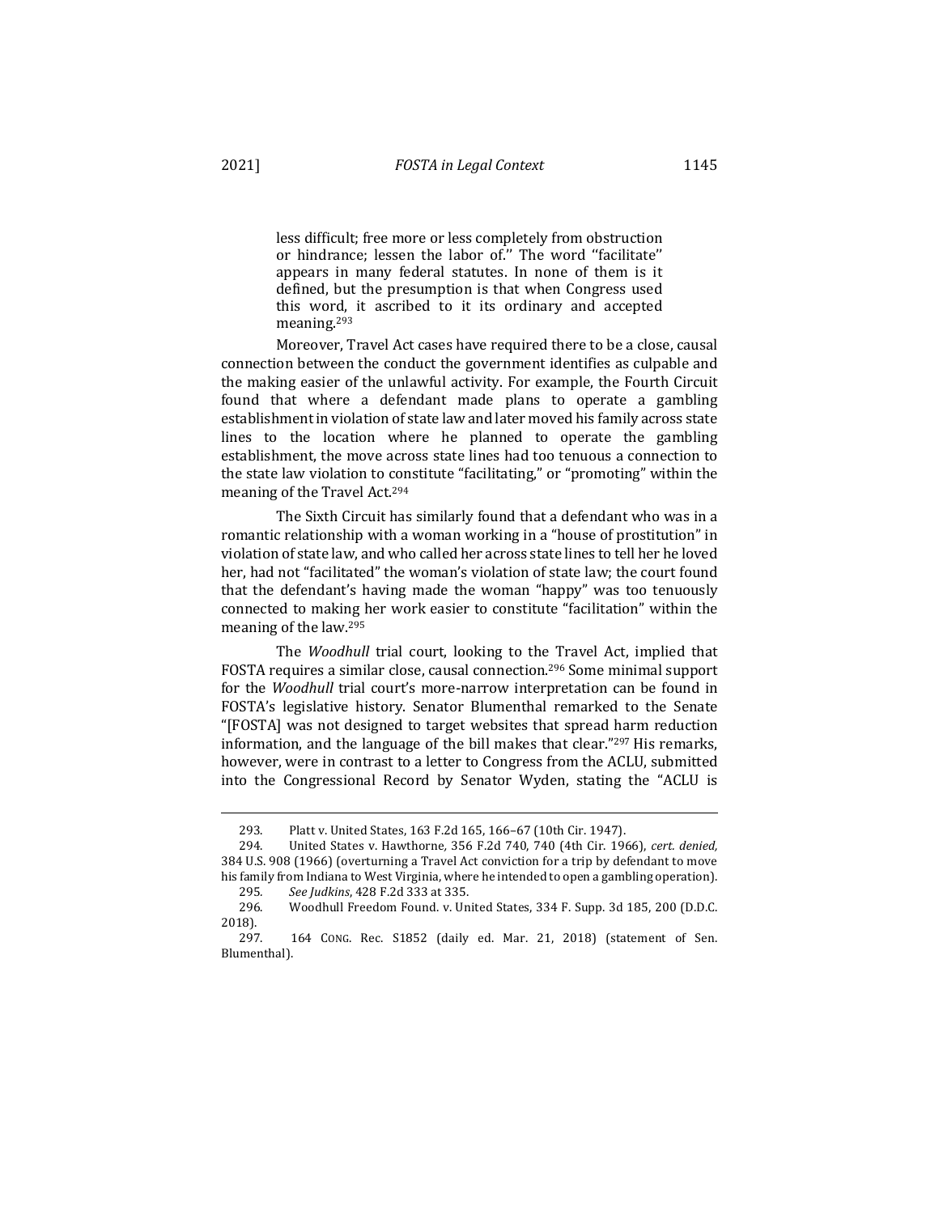> less difficult; free more or less completely from obstruction or hindrance; lessen the labor of.'' The word ''facilitate'' appears in many federal statutes. In none of them is it defined, but the presumption is that when Congress used this word, it ascribed to it its ordinary and accepted meaning.[293]

Moreover, Travel Act cases have required there to be a close, causal connection between the conduct the government identifies as culpable and the making easier of the unlawful activity. For example, the Fourth Circuit found that where a defendant made plans to operate a gambling establishment in violation of state law and later moved his family across state lines to the location where he planned to operate the gambling establishment, the move across state lines had too tenuous a connection to the state law violation to constitute "facilitating," or "promoting" within the meaning of the Travel Act.[294]

The Sixth Circuit has similarly found that a defendant who was in a romantic relationship with a woman working in a "house of prostitution" in violation of state law, and who called her across state lines to tell her he loved her, had not "facilitated" the woman's violation of state law; the court found that the defendant's having made the woman "happy" was too tenuously connected to making her work easier to constitute "facilitation" within the meaning of the law.[295]

The *Woodhull* trial court, looking to the Travel Act, implied that FOSTA requires a similar close, causal connection.[296] Some minimal support for the *Woodhull* trial court's more-narrow interpretation can be found in FOSTA's legislative history. Senator Blumenthal remarked to the Senate "[FOSTA] was not designed to target websites that spread harm reduction information, and the language of the bill makes that clear."[297] His remarks, however, were in contrast to a letter to Congress from the ACLU, submitted into the Congressional Record by Senator Wyden, stating the "ACLU is

---

293. Platt v. United States, 163 F.2d 165, 166–67 (10th Cir. 1947).

294. United States v. Hawthorne, 356 F.2d 740, 740 (4th Cir. 1966), *cert. denied,* 384 U.S. 908 (1966) (overturning a Travel Act conviction for a trip by defendant to move his family from Indiana to West Virginia, where he intended to open a gambling operation).

295. *See Judkins*, 428 F.2d 333 at 335.

296. Woodhull Freedom Found. v. United States, 334 F. Supp. 3d 185, 200 (D.D.C. 2018).

297. 164 CONG. Rec. S1852 (daily ed. Mar. 21, 2018) (statement of Sen. Blumenthal).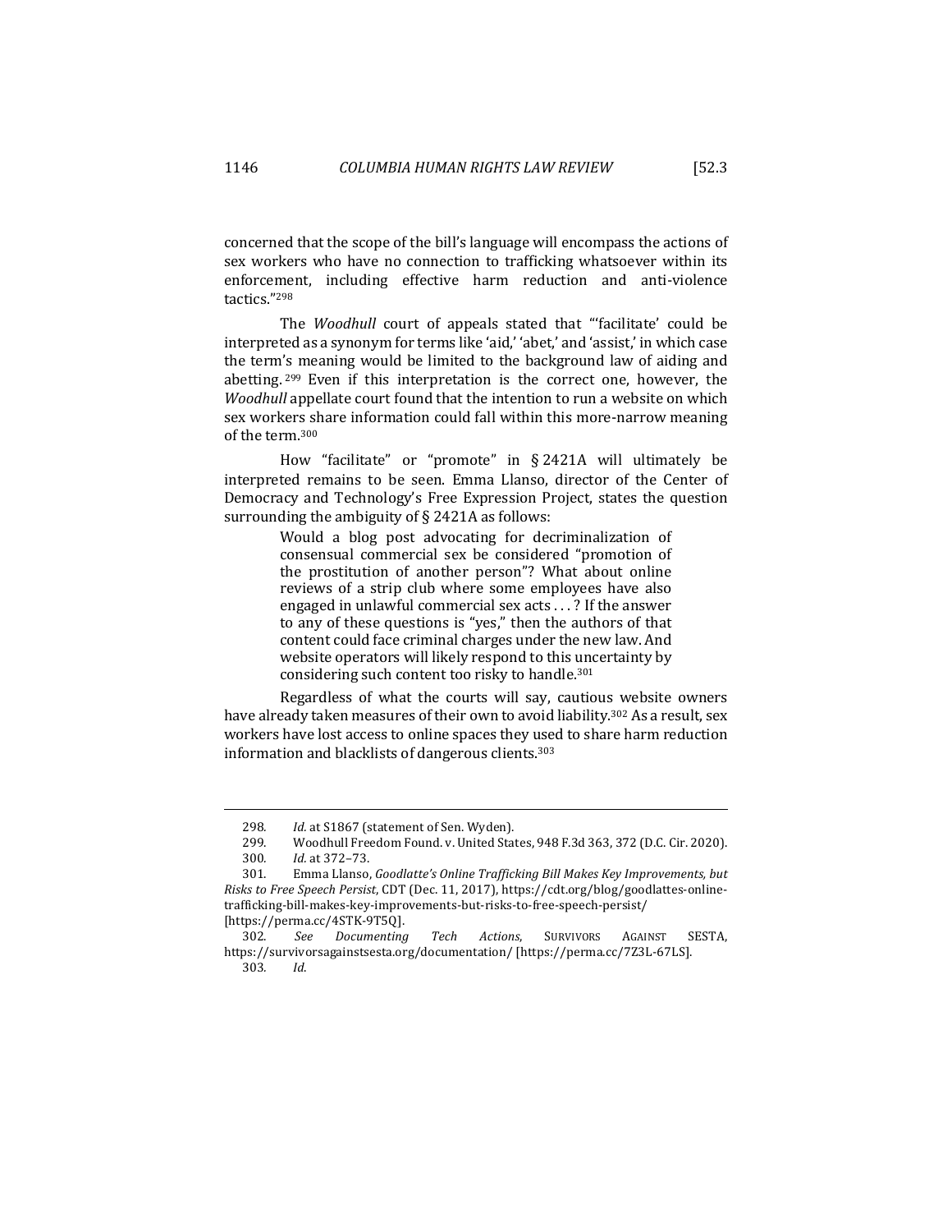concerned that the scope of the bill's language will encompass the actions of sex workers who have no connection to trafficking whatsoever within its enforcement, including effective harm reduction and anti-violence tactics."[298]

The *Woodhull* court of appeals stated that "'facilitate' could be interpreted as a synonym for terms like 'aid,' 'abet,' and 'assist,' in which case the term's meaning would be limited to the background law of aiding and abetting.[299] Even if this interpretation is the correct one, however, the *Woodhull* appellate court found that the intention to run a website on which sex workers share information could fall within this more-narrow meaning of the term.[300]

How "facilitate" or "promote" in § 2421A will ultimately be interpreted remains to be seen. Emma Llanso, director of the Center of Democracy and Technology's Free Expression Project, states the question surrounding the ambiguity of § 2421A as follows:

> Would a blog post advocating for decriminalization of consensual commercial sex be considered "promotion of the prostitution of another person"? What about online reviews of a strip club where some employees have also engaged in unlawful commercial sex acts . . . ? If the answer to any of these questions is "yes," then the authors of that content could face criminal charges under the new law. And website operators will likely respond to this uncertainty by considering such content too risky to handle.[301]

Regardless of what the courts will say, cautious website owners have already taken measures of their own to avoid liability.[302] As a result, sex workers have lost access to online spaces they used to share harm reduction information and blacklists of dangerous clients.[303]

---

298. *Id.* at S1867 (statement of Sen. Wyden).

299. Woodhull Freedom Found. v. United States, 948 F.3d 363, 372 (D.C. Cir. 2020).

300. *Id.* at 372–73.

301. Emma Llanso, *Goodlatte's Online Trafficking Bill Makes Key Improvements, but Risks to Free Speech Persist*, CDT (Dec. 11, 2017), https://cdt.org/blog/goodlattes-online-trafficking-bill-makes-key-improvements-but-risks-to-free-speech-persist/ [https://perma.cc/4STK-9T5Q].

302. *See Documenting Tech Actions*, SURVIVORS AGAINST SESTA, https://survivorsagainstsesta.org/documentation/ [https://perma.cc/7Z3L-67LS].

303. *Id.*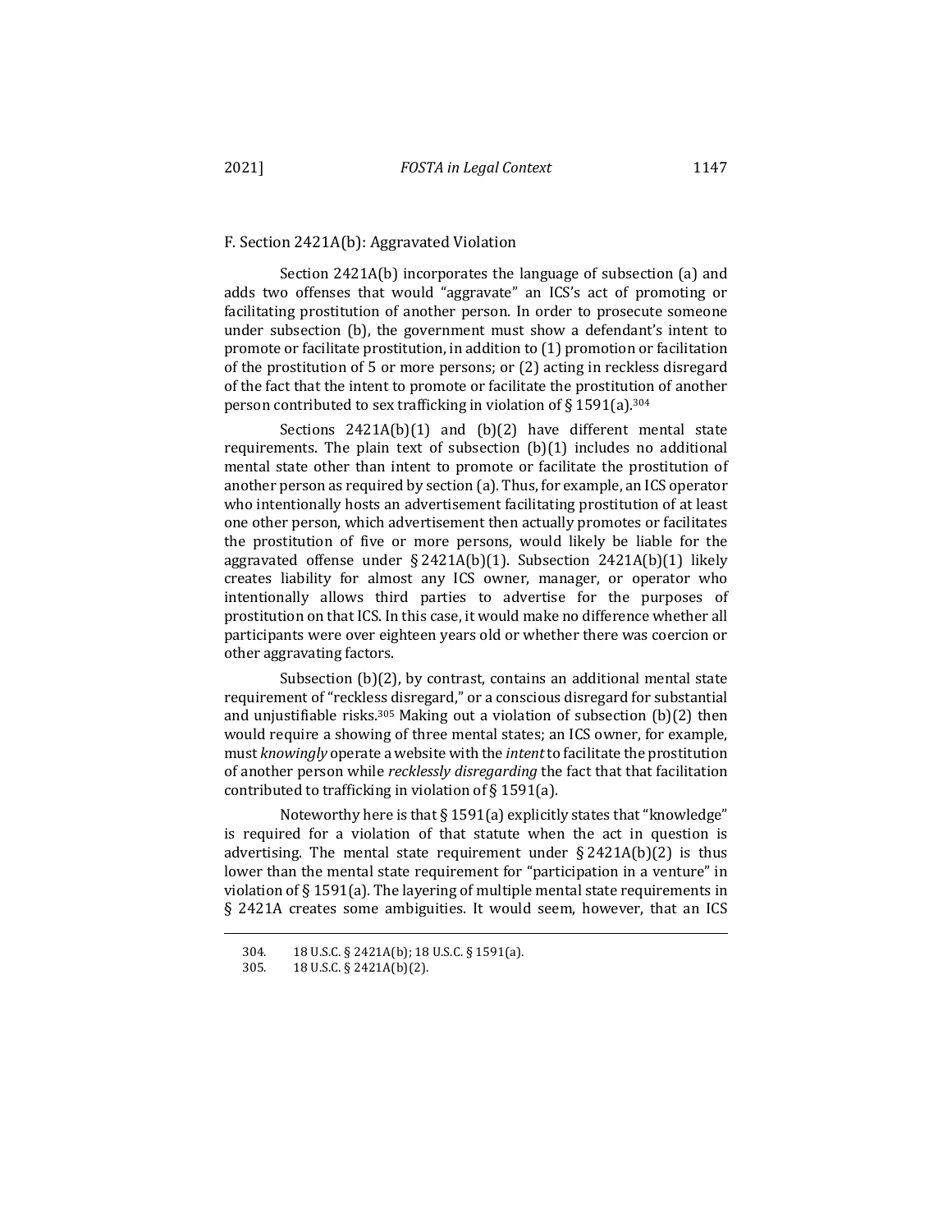### F. Section 2421A(b): Aggravated Violation

Section 2421A(b) incorporates the language of subsection (a) and adds two offenses that would "aggravate" an ICS's act of promoting or facilitating prostitution of another person. In order to prosecute someone under subsection (b), the government must show a defendant's intent to promote or facilitate prostitution, in addition to (1) promotion or facilitation of the prostitution of 5 or more persons; or (2) acting in reckless disregard of the fact that the intent to promote or facilitate the prostitution of another person contributed to sex trafficking in violation of § 1591(a).[304]

Sections 2421A(b)(1) and (b)(2) have different mental state requirements. The plain text of subsection (b)(1) includes no additional mental state other than intent to promote or facilitate the prostitution of another person as required by section (a). Thus, for example, an ICS operator who intentionally hosts an advertisement facilitating prostitution of at least one other person, which advertisement then actually promotes or facilitates the prostitution of five or more persons, would likely be liable for the aggravated offense under § 2421A(b)(1). Subsection 2421A(b)(1) likely creates liability for almost any ICS owner, manager, or operator who intentionally allows third parties to advertise for the purposes of prostitution on that ICS. In this case, it would make no difference whether all participants were over eighteen years old or whether there was coercion or other aggravating factors.

Subsection (b)(2), by contrast, contains an additional mental state requirement of "reckless disregard," or a conscious disregard for substantial and unjustifiable risks.[305] Making out a violation of subsection (b)(2) then would require a showing of three mental states; an ICS owner, for example, must *knowingly* operate a website with the *intent* to facilitate the prostitution of another person while *recklessly disregarding* the fact that that facilitation contributed to trafficking in violation of § 1591(a).

Noteworthy here is that § 1591(a) explicitly states that "knowledge" is required for a violation of that statute when the act in question is advertising. The mental state requirement under § 2421A(b)(2) is thus lower than the mental state requirement for "participation in a venture" in violation of § 1591(a). The layering of multiple mental state requirements in § 2421A creates some ambiguities. It would seem, however, that an ICS

---

304. 18 U.S.C. § 2421A(b); 18 U.S.C. § 1591(a).

305. 18 U.S.C. § 2421A(b)(2).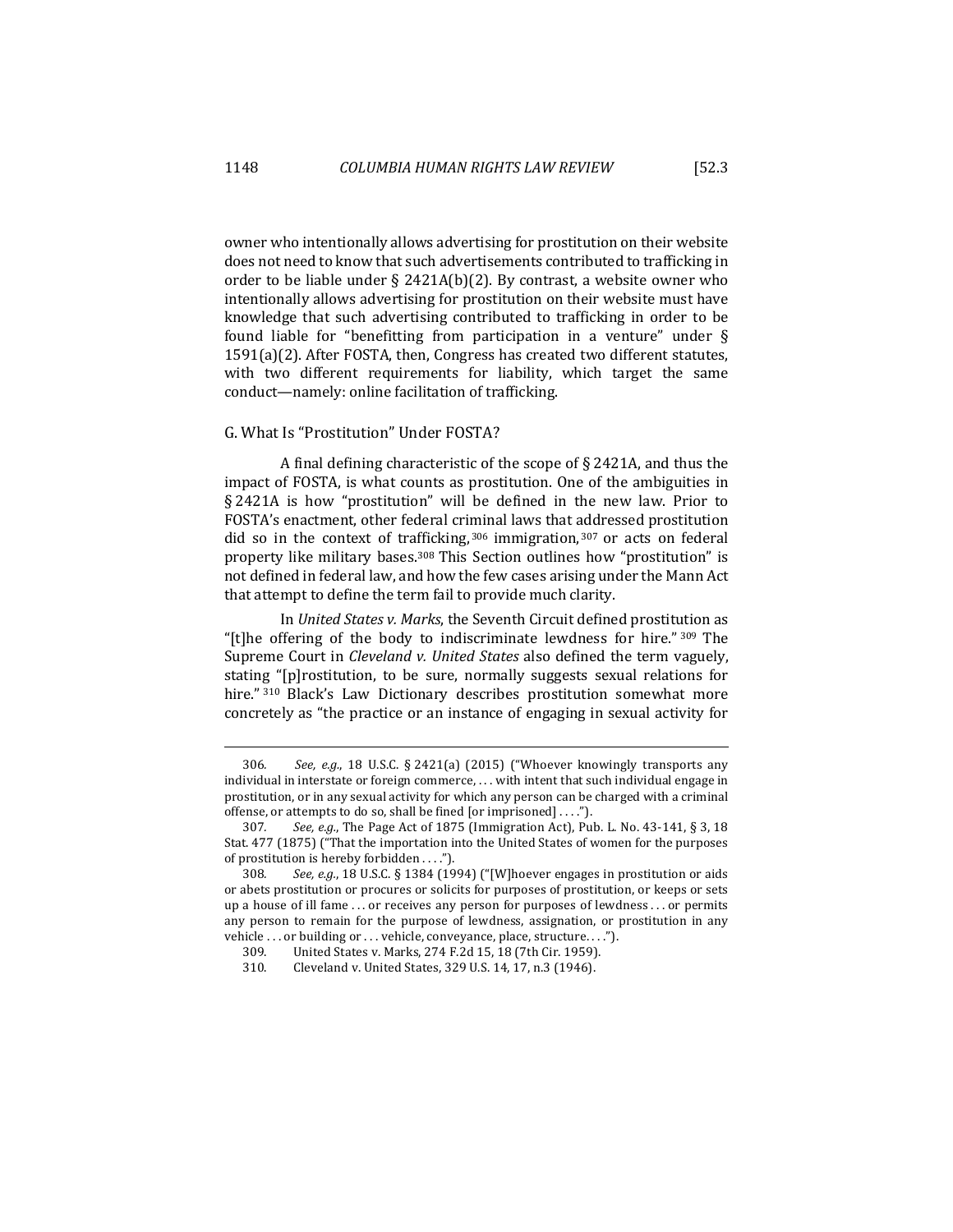owner who intentionally allows advertising for prostitution on their website does not need to know that such advertisements contributed to trafficking in order to be liable under § 2421A(b)(2). By contrast, a website owner who intentionally allows advertising for prostitution on their website must have knowledge that such advertising contributed to trafficking in order to be found liable for "benefitting from participation in a venture" under § 1591(a)(2). After FOSTA, then, Congress has created two different statutes, with two different requirements for liability, which target the same conduct—namely: online facilitation of trafficking.

### G. What Is "Prostitution" Under FOSTA?

A final defining characteristic of the scope of § 2421A, and thus the impact of FOSTA, is what counts as prostitution. One of the ambiguities in § 2421A is how "prostitution" will be defined in the new law. Prior to FOSTA's enactment, other federal criminal laws that addressed prostitution did so in the context of trafficking,[306] immigration,[307] or acts on federal property like military bases.[308] This Section outlines how "prostitution" is not defined in federal law, and how the few cases arising under the Mann Act that attempt to define the term fail to provide much clarity.

In *United States v. Marks*, the Seventh Circuit defined prostitution as "[t]he offering of the body to indiscriminate lewdness for hire."[309] The Supreme Court in *Cleveland v. United States* also defined the term vaguely, stating "[p]rostitution, to be sure, normally suggests sexual relations for hire."[310] Black's Law Dictionary describes prostitution somewhat more concretely as "the practice or an instance of engaging in sexual activity for

---

306. *See, e.g.*, 18 U.S.C. § 2421(a) (2015) ("Whoever knowingly transports any individual in interstate or foreign commerce, . . . with intent that such individual engage in prostitution, or in any sexual activity for which any person can be charged with a criminal offense, or attempts to do so, shall be fined [or imprisoned] . . . .").

307. *See, e.g.*, The Page Act of 1875 (Immigration Act), Pub. L. No. 43-141, § 3, 18 Stat. 477 (1875) ("That the importation into the United States of women for the purposes of prostitution is hereby forbidden . . . .").

308. *See, e.g.*, 18 U.S.C. § 1384 (1994) ("[W]hoever engages in prostitution or aids or abets prostitution or procures or solicits for purposes of prostitution, or keeps or sets up a house of ill fame . . . or receives any person for purposes of lewdness . . . or permits any person to remain for the purpose of lewdness, assignation, or prostitution in any vehicle . . . or building or . . . vehicle, conveyance, place, structure. . . .").

309. United States v. Marks, 274 F.2d 15, 18 (7th Cir. 1959).

310. Cleveland v. United States, 329 U.S. 14, 17, n.3 (1946).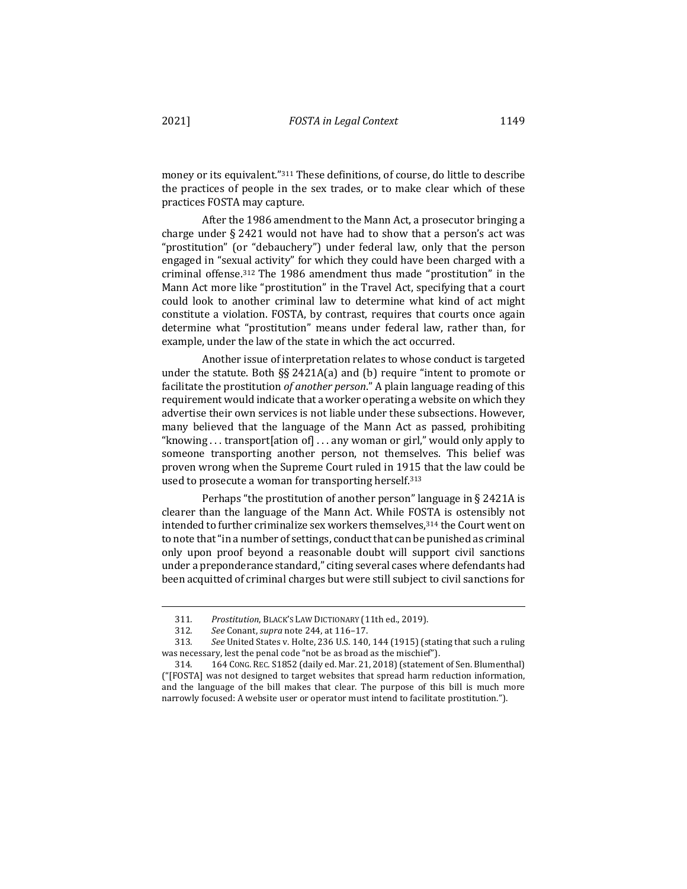money or its equivalent."[311] These definitions, of course, do little to describe the practices of people in the sex trades, or to make clear which of these practices FOSTA may capture.

After the 1986 amendment to the Mann Act, a prosecutor bringing a charge under § 2421 would not have had to show that a person's act was "prostitution" (or "debauchery") under federal law, only that the person engaged in "sexual activity" for which they could have been charged with a criminal offense.[312] The 1986 amendment thus made "prostitution" in the Mann Act more like "prostitution" in the Travel Act, specifying that a court could look to another criminal law to determine what kind of act might constitute a violation. FOSTA, by contrast, requires that courts once again determine what "prostitution" means under federal law, rather than, for example, under the law of the state in which the act occurred.

Another issue of interpretation relates to whose conduct is targeted under the statute. Both §§ 2421A(a) and (b) require "intent to promote or facilitate the prostitution *of another person*." A plain language reading of this requirement would indicate that a worker operating a website on which they advertise their own services is not liable under these subsections. However, many believed that the language of the Mann Act as passed, prohibiting "knowing . . . transport[ation of] . . . any woman or girl," would only apply to someone transporting another person, not themselves. This belief was proven wrong when the Supreme Court ruled in 1915 that the law could be used to prosecute a woman for transporting herself.[313]

Perhaps "the prostitution of another person" language in § 2421A is clearer than the language of the Mann Act. While FOSTA is ostensibly not intended to further criminalize sex workers themselves,[314] the Court went on to note that "in a number of settings, conduct that can be punished as criminal only upon proof beyond a reasonable doubt will support civil sanctions under a preponderance standard," citing several cases where defendants had been acquitted of criminal charges but were still subject to civil sanctions for

---

311. *Prostitution*, BLACK'S LAW DICTIONARY (11th ed., 2019).

312. *See* Conant, *supra* note 244, at 116–17.

313. *See* United States v. Holte, 236 U.S. 140, 144 (1915) (stating that such a ruling was necessary, lest the penal code "not be as broad as the mischief").

314. 164 CONG. REC. S1852 (daily ed. Mar. 21, 2018) (statement of Sen. Blumenthal) ("[FOSTA] was not designed to target websites that spread harm reduction information, and the language of the bill makes that clear. The purpose of this bill is much more narrowly focused: A website user or operator must intend to facilitate prostitution.").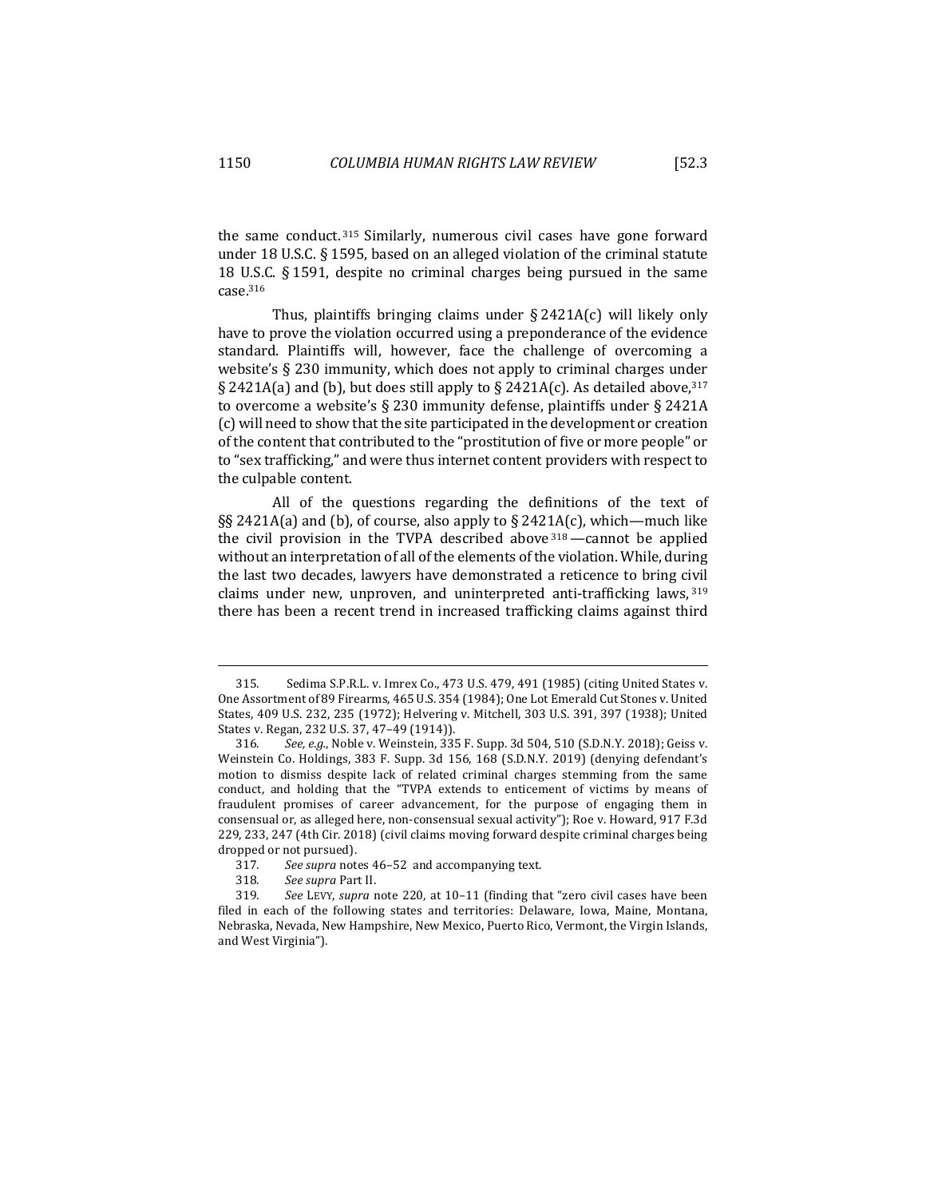the same conduct.[315] Similarly, numerous civil cases have gone forward under 18 U.S.C. § 1595, based on an alleged violation of the criminal statute 18 U.S.C. § 1591, despite no criminal charges being pursued in the same case.[316]

Thus, plaintiffs bringing claims under § 2421A(c) will likely only have to prove the violation occurred using a preponderance of the evidence standard. Plaintiffs will, however, face the challenge of overcoming a website's § 230 immunity, which does not apply to criminal charges under § 2421A(a) and (b), but does still apply to § 2421A(c). As detailed above,[317] to overcome a website's § 230 immunity defense, plaintiffs under § 2421A (c) will need to show that the site participated in the development or creation of the content that contributed to the "prostitution of five or more people" or to "sex trafficking," and were thus internet content providers with respect to the culpable content.

All of the questions regarding the definitions of the text of §§ 2421A(a) and (b), of course, also apply to § 2421A(c), which—much like the civil provision in the TVPA described above[318]—cannot be applied without an interpretation of all of the elements of the violation. While, during the last two decades, lawyers have demonstrated a reticence to bring civil claims under new, unproven, and uninterpreted anti-trafficking laws,[319] there has been a recent trend in increased trafficking claims against third

---

315. Sedima S.P.R.L. v. Imrex Co., 473 U.S. 479, 491 (1985) (citing United States v. One Assortment of 89 Firearms, 465 U.S. 354 (1984); One Lot Emerald Cut Stones v. United States, 409 U.S. 232, 235 (1972); Helvering v. Mitchell, 303 U.S. 391, 397 (1938); United States v. Regan, 232 U.S. 37, 47–49 (1914)).

316. *See, e.g.*, Noble v. Weinstein, 335 F. Supp. 3d 504, 510 (S.D.N.Y. 2018); Geiss v. Weinstein Co. Holdings, 383 F. Supp. 3d 156, 168 (S.D.N.Y. 2019) (denying defendant's motion to dismiss despite lack of related criminal charges stemming from the same conduct, and holding that the "TVPA extends to enticement of victims by means of fraudulent promises of career advancement, for the purpose of engaging them in consensual or, as alleged here, non-consensual sexual activity"); Roe v. Howard, 917 F.3d 229, 233, 247 (4th Cir. 2018) (civil claims moving forward despite criminal charges being dropped or not pursued).

317. *See supra* notes 46–52 and accompanying text.

318. *See supra* Part II.

319. *See* LEVY, *supra* note 220, at 10–11 (finding that "zero civil cases have been filed in each of the following states and territories: Delaware, Iowa, Maine, Montana, Nebraska, Nevada, New Hampshire, New Mexico, Puerto Rico, Vermont, the Virgin Islands, and West Virginia").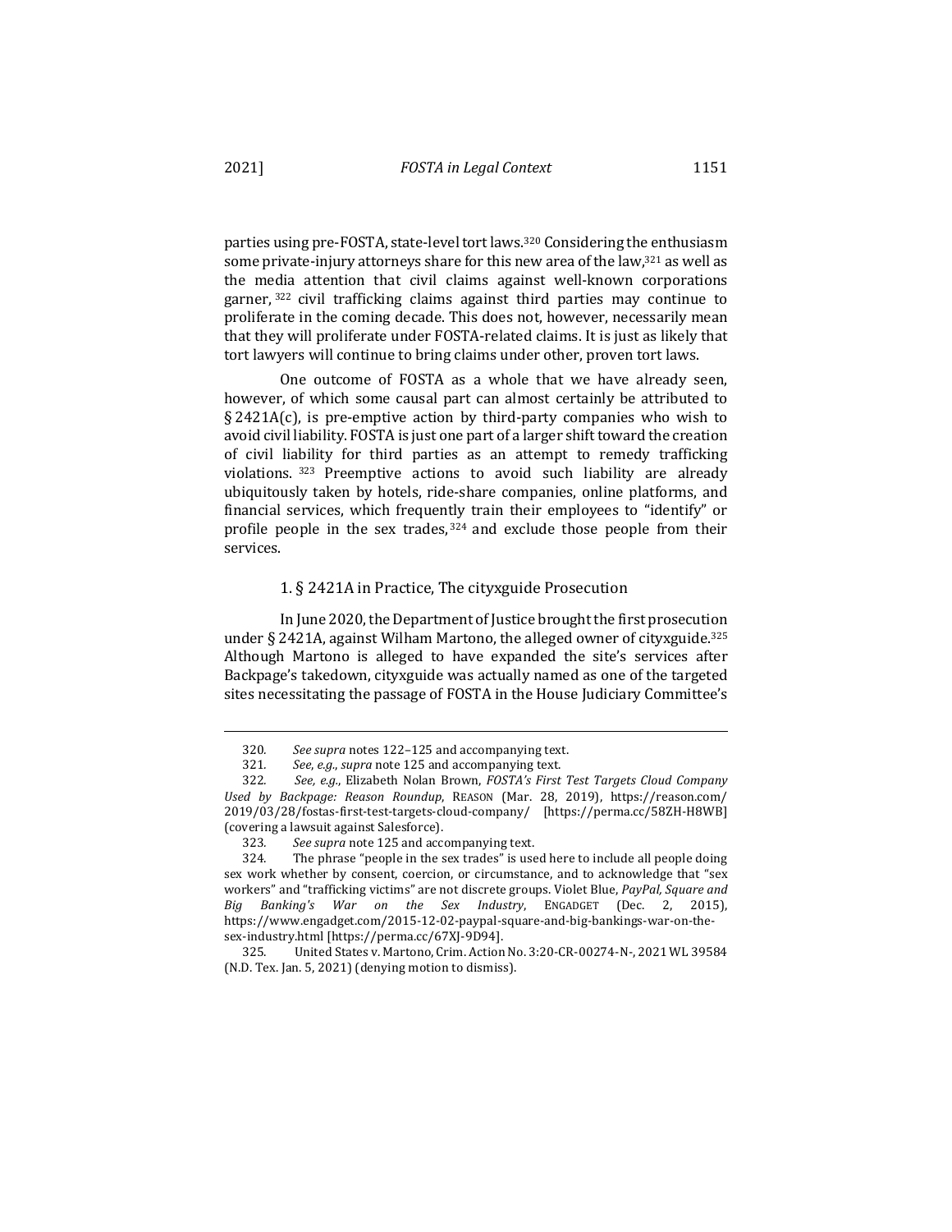parties using pre-FOSTA, state-level tort laws.[320] Considering the enthusiasm some private-injury attorneys share for this new area of the law,[321] as well as the media attention that civil claims against well-known corporations garner,[322] civil trafficking claims against third parties may continue to proliferate in the coming decade. This does not, however, necessarily mean that they will proliferate under FOSTA-related claims. It is just as likely that tort lawyers will continue to bring claims under other, proven tort laws.

One outcome of FOSTA as a whole that we have already seen, however, of which some causal part can almost certainly be attributed to § 2421A(c), is pre-emptive action by third-party companies who wish to avoid civil liability. FOSTA is just one part of a larger shift toward the creation of civil liability for third parties as an attempt to remedy trafficking violations.[323] Preemptive actions to avoid such liability are already ubiquitously taken by hotels, ride-share companies, online platforms, and financial services, which frequently train their employees to "identify" or profile people in the sex trades,[324] and exclude those people from their services.

### 1. § 2421A in Practice, The cityxguide Prosecution

In June 2020, the Department of Justice brought the first prosecution under § 2421A, against Wilham Martono, the alleged owner of cityxguide.[325] Although Martono is alleged to have expanded the site's services after Backpage's takedown, cityxguide was actually named as one of the targeted sites necessitating the passage of FOSTA in the House Judiciary Committee's

---

320. *See supra* notes 122–125 and accompanying text.

321. *See, e.g.*, *supra* note 125 and accompanying text.

322. *See, e.g.*, Elizabeth Nolan Brown, *FOSTA's First Test Targets Cloud Company Used by Backpage: Reason Roundup*, REASON (Mar. 28, 2019), https://reason.com/2019/03/28/fostas-first-test-targets-cloud-company/ [https://perma.cc/58ZH-H8WB] (covering a lawsuit against Salesforce).

323. *See supra* note 125 and accompanying text.

324. The phrase "people in the sex trades" is used here to include all people doing sex work whether by consent, coercion, or circumstance, and to acknowledge that "sex workers" and "trafficking victims" are not discrete groups. Violet Blue, *PayPal, Square and Big Banking's War on the Sex Industry*, ENGADGET (Dec. 2, 2015), https://www.engadget.com/2015-12-02-paypal-square-and-big-bankings-war-on-the-sex-industry.html [https://perma.cc/67XJ-9D94].

325. United States v. Martono, Crim. Action No. 3:20-CR-00274-N-, 2021 WL 39584 (N.D. Tex. Jan. 5, 2021) (denying motion to dismiss).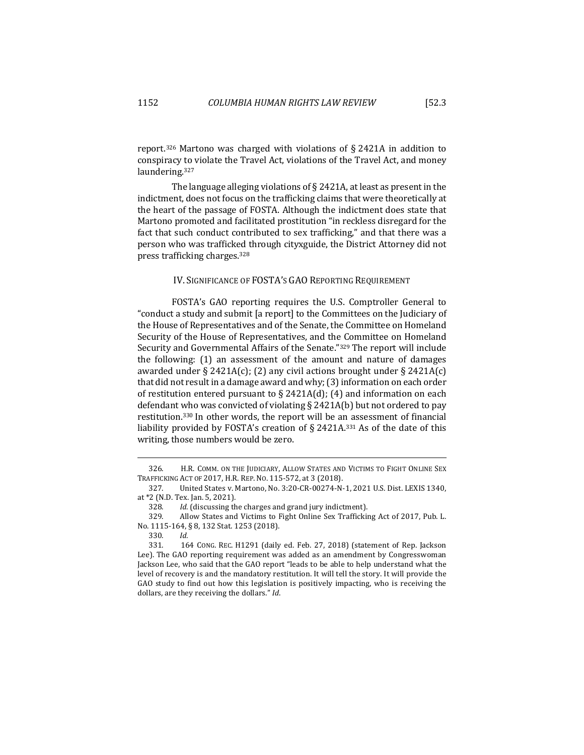report.[326] Martono was charged with violations of § 2421A in addition to conspiracy to violate the Travel Act, violations of the Travel Act, and money laundering.[327]

The language alleging violations of § 2421A, at least as present in the indictment, does not focus on the trafficking claims that were theoretically at the heart of the passage of FOSTA. Although the indictment does state that Martono promoted and facilitated prostitution "in reckless disregard for the fact that such conduct contributed to sex trafficking," and that there was a person who was trafficked through cityxguide, the District Attorney did not press trafficking charges.[328]

## IV. SIGNIFICANCE OF FOSTA'S GAO REPORTING REQUIREMENT

FOSTA's GAO reporting requires the U.S. Comptroller General to "conduct a study and submit [a report] to the Committees on the Judiciary of the House of Representatives and of the Senate, the Committee on Homeland Security of the House of Representatives, and the Committee on Homeland Security and Governmental Affairs of the Senate."[329] The report will include the following: (1) an assessment of the amount and nature of damages awarded under § 2421A(c); (2) any civil actions brought under § 2421A(c) that did not result in a damage award and why; (3) information on each order of restitution entered pursuant to § 2421A(d); (4) and information on each defendant who was convicted of violating § 2421A(b) but not ordered to pay restitution.[330] In other words, the report will be an assessment of financial liability provided by FOSTA's creation of § 2421A.[331] As of the date of this writing, those numbers would be zero.

---

326. H.R. COMM. ON THE JUDICIARY, ALLOW STATES AND VICTIMS TO FIGHT ONLINE SEX TRAFFICKING ACT OF 2017, H.R. REP. NO. 115-572, at 3 (2018).

327. United States v. Martono, No. 3:20-CR-00274-N-1, 2021 U.S. Dist. LEXIS 1340, at *2 (N.D. Tex. Jan. 5, 2021).

328. *Id.* (discussing the charges and grand jury indictment).

329. Allow States and Victims to Fight Online Sex Trafficking Act of 2017, Pub. L. No. 1115-164, § 8, 132 Stat. 1253 (2018).

330. *Id.*

331. 164 CONG. REC. H1291 (daily ed. Feb. 27, 2018) (statement of Rep. Jackson Lee). The GAO reporting requirement was added as an amendment by Congresswoman Jackson Lee, who said that the GAO report "leads to be able to help understand what the level of recovery is and the mandatory restitution. It will tell the story. It will provide the GAO study to find out how this legislation is positively impacting, who is receiving the dollars, are they receiving the dollars." *Id.*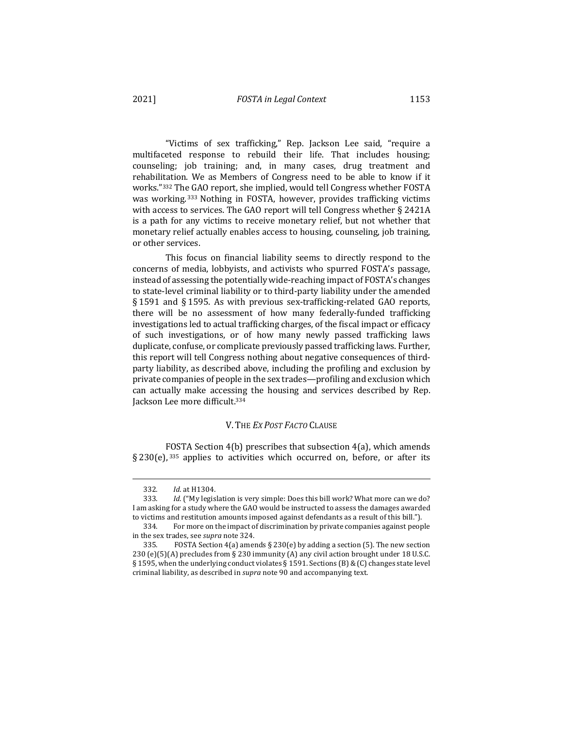"Victims of sex trafficking," Rep. Jackson Lee said, "require a multifaceted response to rebuild their life. That includes housing; counseling; job training; and, in many cases, drug treatment and rehabilitation. We as Members of Congress need to be able to know if it works."[332] The GAO report, she implied, would tell Congress whether FOSTA was working.[333] Nothing in FOSTA, however, provides trafficking victims with access to services. The GAO report will tell Congress whether § 2421A is a path for any victims to receive monetary relief, but not whether that monetary relief actually enables access to housing, counseling, job training, or other services.

This focus on financial liability seems to directly respond to the concerns of media, lobbyists, and activists who spurred FOSTA's passage, instead of assessing the potentially wide-reaching impact of FOSTA's changes to state-level criminal liability or to third-party liability under the amended § 1591 and § 1595. As with previous sex-trafficking-related GAO reports, there will be no assessment of how many federally-funded trafficking investigations led to actual trafficking charges, of the fiscal impact or efficacy of such investigations, or of how many newly passed trafficking laws duplicate, confuse, or complicate previously passed trafficking laws. Further, this report will tell Congress nothing about negative consequences of third-party liability, as described above, including the profiling and exclusion by private companies of people in the sex trades—profiling and exclusion which can actually make accessing the housing and services described by Rep. Jackson Lee more difficult.[334]

## V. The *Ex Post Facto* Clause

FOSTA Section 4(b) prescribes that subsection 4(a), which amends § 230(e),[335] applies to activities which occurred on, before, or after its

---

332. *Id.* at H1304.

333. *Id.* ("My legislation is very simple: Does this bill work? What more can we do? I am asking for a study where the GAO would be instructed to assess the damages awarded to victims and restitution amounts imposed against defendants as a result of this bill.").

334. For more on the impact of discrimination by private companies against people in the sex trades, see *supra* note 324.

335. FOSTA Section 4(a) amends § 230(e) by adding a section (5). The new section 230 (e)(5)(A) precludes from § 230 immunity (A) any civil action brought under 18 U.S.C. § 1595, when the underlying conduct violates § 1591. Sections (B) & (C) changes state level criminal liability, as described in *supra* note 90 and accompanying text.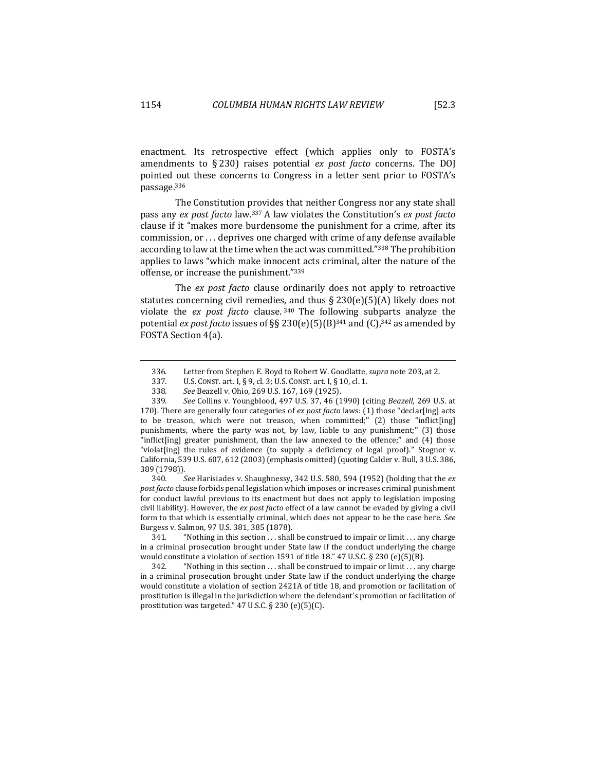enactment. Its retrospective effect (which applies only to FOSTA's amendments to § 230) raises potential *ex post facto* concerns. The DOJ pointed out these concerns to Congress in a letter sent prior to FOSTA's passage.[336]

The Constitution provides that neither Congress nor any state shall pass any *ex post facto* law.[337] A law violates the Constitution's *ex post facto* clause if it "makes more burdensome the punishment for a crime, after its commission, or . . . deprives one charged with crime of any defense available according to law at the time when the act was committed."[338] The prohibition applies to laws "which make innocent acts criminal, alter the nature of the offense, or increase the punishment."[339]

The *ex post facto* clause ordinarily does not apply to retroactive statutes concerning civil remedies, and thus § 230(e)(5)(A) likely does not violate the *ex post facto* clause.[340] The following subparts analyze the potential *ex post facto* issues of §§ 230(e)(5)(B)[341] and (C),[342] as amended by FOSTA Section 4(a).

---

336. Letter from Stephen E. Boyd to Robert W. Goodlatte, *supra* note 203, at 2.

337. U.S. CONST. art. I, § 9, cl. 3; U.S. CONST. art. I, § 10, cl. 1.

338. *See* Beazell v. Ohio, 269 U.S. 167, 169 (1925).

339. *See* Collins v. Youngblood, 497 U.S. 37, 46 (1990) (citing *Beazell*, 269 U.S. at 170). There are generally four categories of *ex post facto* laws: (1) those "declar[ing] acts to be treason, which were not treason, when committed;" (2) those "inflict[ing] punishments, where the party was not, by law, liable to any punishment;" (3) those "inflict[ing] greater punishment, than the law annexed to the offence;" and (4) those "violat[ing] the rules of evidence (to supply a deficiency of legal proof)." Stogner v. California, 539 U.S. 607, 612 (2003) (emphasis omitted) (quoting Calder v. Bull, 3 U.S. 386, 389 (1798)).

340. *See* Harisiades v. Shaughnessy, 342 U.S. 580, 594 (1952) (holding that the *ex post facto* clause forbids penal legislation which imposes or increases criminal punishment for conduct lawful previous to its enactment but does not apply to legislation imposing civil liability). However, the *ex post facto* effect of a law cannot be evaded by giving a civil form to that which is essentially criminal, which does not appear to be the case here. *See* Burgess v. Salmon, 97 U.S. 381, 385 (1878).

341. "Nothing in this section . . . shall be construed to impair or limit . . . any charge in a criminal prosecution brought under State law if the conduct underlying the charge would constitute a violation of section 1591 of title 18." 47 U.S.C. § 230 (e)(5)(B).

342. "Nothing in this section . . . shall be construed to impair or limit . . . any charge in a criminal prosecution brought under State law if the conduct underlying the charge would constitute a violation of section 2421A of title 18, and promotion or facilitation of prostitution is illegal in the jurisdiction where the defendant's promotion or facilitation of prostitution was targeted." 47 U.S.C. § 230 (e)(5)(C).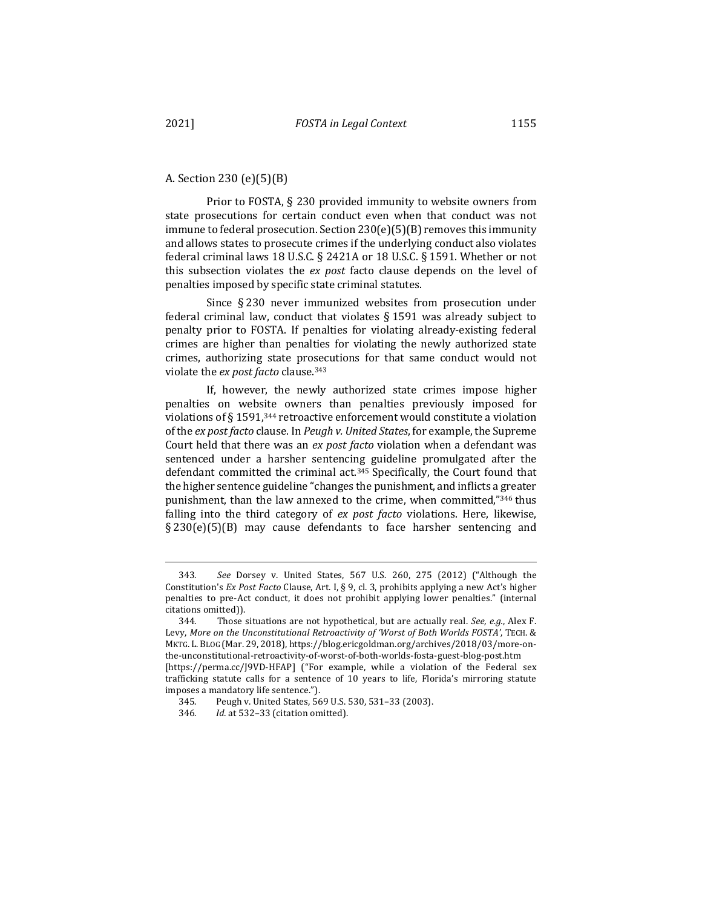### A. Section 230 (e)(5)(B)

Prior to FOSTA, § 230 provided immunity to website owners from state prosecutions for certain conduct even when that conduct was not immune to federal prosecution. Section 230(e)(5)(B) removes this immunity and allows states to prosecute crimes if the underlying conduct also violates federal criminal laws 18 U.S.C. § 2421A or 18 U.S.C. § 1591. Whether or not this subsection violates the *ex post* facto clause depends on the level of penalties imposed by specific state criminal statutes.

Since § 230 never immunized websites from prosecution under federal criminal law, conduct that violates § 1591 was already subject to penalty prior to FOSTA. If penalties for violating already-existing federal crimes are higher than penalties for violating the newly authorized state crimes, authorizing state prosecutions for that same conduct would not violate the *ex post facto* clause.[343]

If, however, the newly authorized state crimes impose higher penalties on website owners than penalties previously imposed for violations of § 1591,[344] retroactive enforcement would constitute a violation of the *ex post facto* clause. In *Peugh v. United States*, for example, the Supreme Court held that there was an *ex post facto* violation when a defendant was sentenced under a harsher sentencing guideline promulgated after the defendant committed the criminal act.[345] Specifically, the Court found that the higher sentence guideline "changes the punishment, and inflicts a greater punishment, than the law annexed to the crime, when committed,"[346] thus falling into the third category of *ex post facto* violations. Here, likewise, § 230(e)(5)(B) may cause defendants to face harsher sentencing and

---

343. *See* Dorsey v. United States, 567 U.S. 260, 275 (2012) ("Although the Constitution's *Ex Post Facto* Clause, Art. I, § 9, cl. 3, prohibits applying a new Act's higher penalties to pre-Act conduct, it does not prohibit applying lower penalties." (internal citations omitted)).

344. Those situations are not hypothetical, but are actually real. *See, e.g.*, Alex F. Levy, *More on the Unconstitutional Retroactivity of 'Worst of Both Worlds FOSTA'*, TECH. & MKTG. L. BLOG (Mar. 29, 2018), https://blog.ericgoldman.org/archives/2018/03/more-on-the-unconstitutional-retroactivity-of-worst-of-both-worlds-fosta-guest-blog-post.htm [https://perma.cc/J9VD-HFAP] ("For example, while a violation of the Federal sex trafficking statute calls for a sentence of 10 years to life, Florida's mirroring statute imposes a mandatory life sentence.").

345. Peugh v. United States, 569 U.S. 530, 531–33 (2003).

346. *Id.* at 532–33 (citation omitted).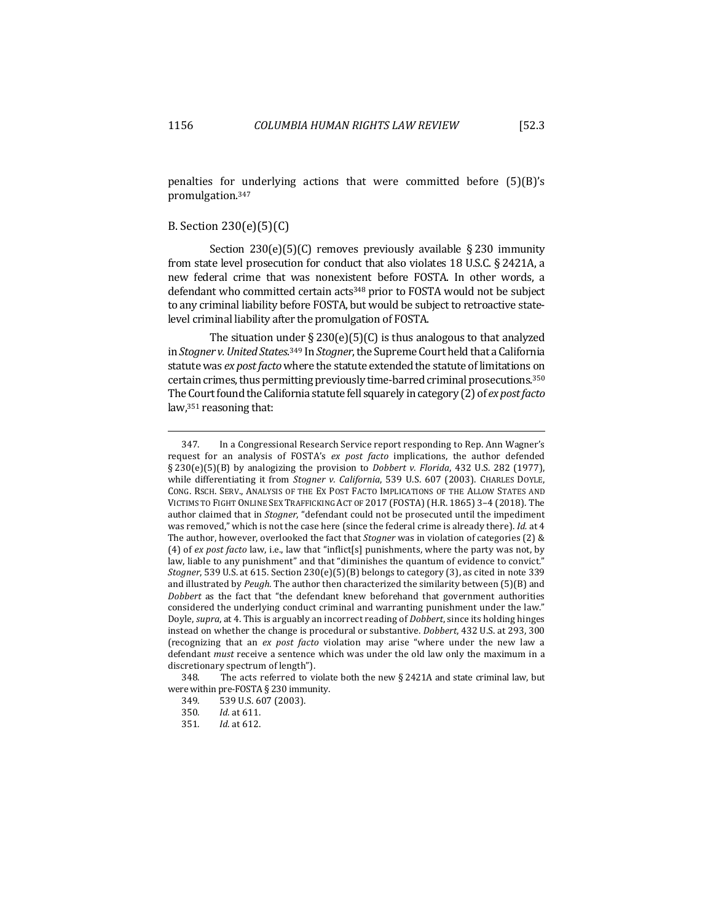penalties for underlying actions that were committed before (5)(B)'s promulgation.[347]

## B. Section 230(e)(5)(C)

Section 230(e)(5)(C) removes previously available § 230 immunity from state level prosecution for conduct that also violates 18 U.S.C. § 2421A, a new federal crime that was nonexistent before FOSTA. In other words, a defendant who committed certain acts[348] prior to FOSTA would not be subject to any criminal liability before FOSTA, but would be subject to retroactive state-level criminal liability after the promulgation of FOSTA.

The situation under § 230(e)(5)(C) is thus analogous to that analyzed in *Stogner v. United States*.[349] In *Stogner*, the Supreme Court held that a California statute was *ex post facto* where the statute extended the statute of limitations on certain crimes, thus permitting previously time-barred criminal prosecutions.[350] The Court found the California statute fell squarely in category (2) of *ex post facto* law,[351] reasoning that:

---

347. In a Congressional Research Service report responding to Rep. Ann Wagner's request for an analysis of FOSTA's *ex post facto* implications, the author defended § 230(e)(5)(B) by analogizing the provision to *Dobbert v. Florida*, 432 U.S. 282 (1977), while differentiating it from *Stogner v. California*, 539 U.S. 607 (2003). CHARLES DOYLE, CONG. RSCH. SERV., ANALYSIS OF THE EX POST FACTO IMPLICATIONS OF THE ALLOW STATES AND VICTIMS TO FIGHT ONLINE SEX TRAFFICKING ACT OF 2017 (FOSTA) (H.R. 1865) 3–4 (2018). The author claimed that in *Stogner*, "defendant could not be prosecuted until the impediment was removed," which is not the case here (since the federal crime is already there). *Id.* at 4 The author, however, overlooked the fact that *Stogner* was in violation of categories (2) & (4) of *ex post facto* law, i.e., law that "inflict[s] punishments, where the party was not, by law, liable to any punishment" and that "diminishes the quantum of evidence to convict." *Stogner*, 539 U.S. at 615. Section 230(e)(5)(B) belongs to category (3), as cited in note 339 and illustrated by *Peugh*. The author then characterized the similarity between (5)(B) and *Dobbert* as the fact that "the defendant knew beforehand that government authorities considered the underlying conduct criminal and warranting punishment under the law." Doyle, *supra*, at 4. This is arguably an incorrect reading of *Dobbert*, since its holding hinges instead on whether the change is procedural or substantive. *Dobbert*, 432 U.S. at 293, 300 (recognizing that an *ex post facto* violation may arise "where under the new law a defendant *must* receive a sentence which was under the old law only the maximum in a discretionary spectrum of length").

348. The acts referred to violate both the new § 2421A and state criminal law, but were within pre-FOSTA § 230 immunity.

349. 539 U.S. 607 (2003).

350. *Id.* at 611.

351. *Id.* at 612.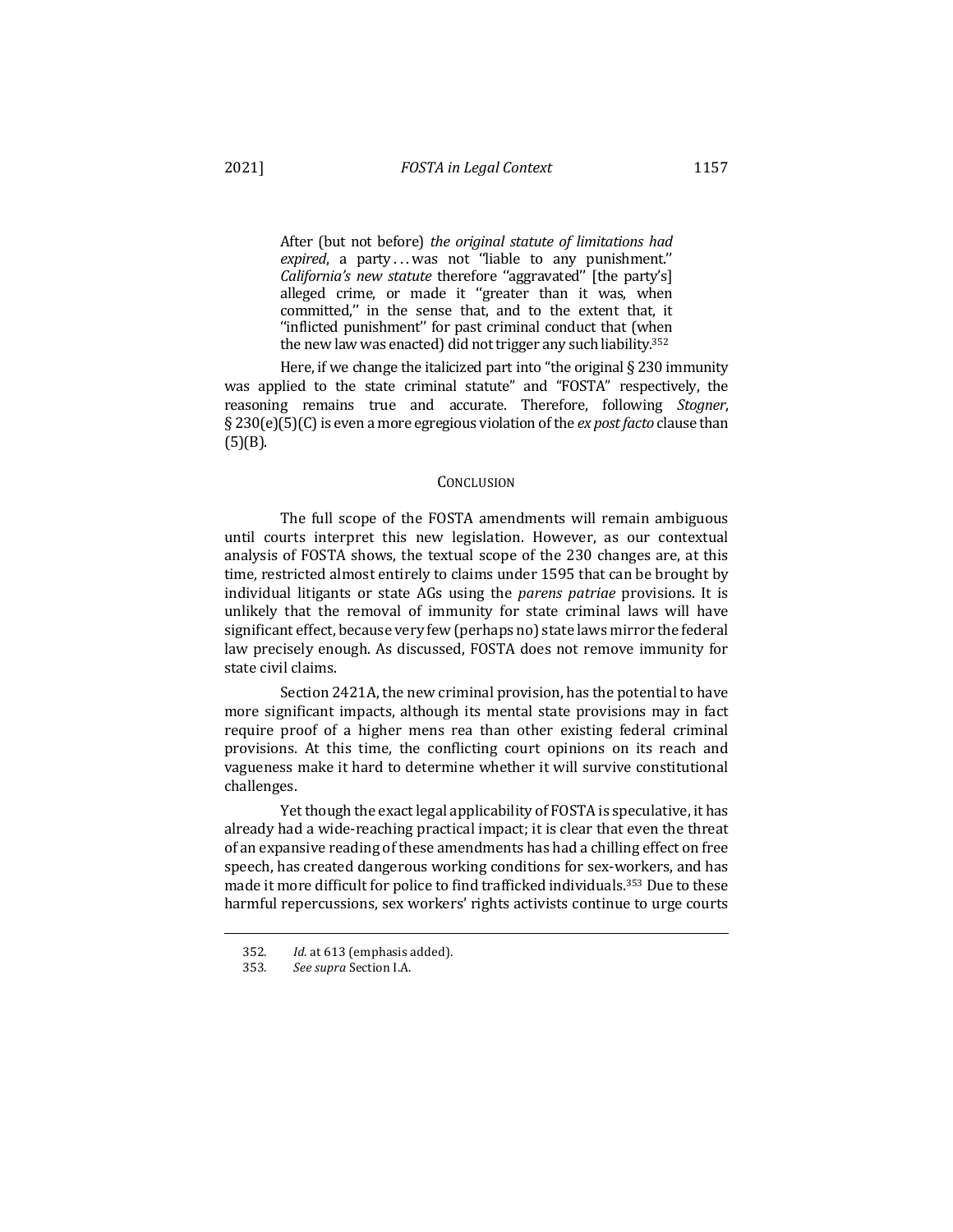> After (but not before) *the original statute of limitations had expired*, a party . . . was not ''liable to any punishment.'' *California's new statute* therefore ''aggravated'' [the party's] alleged crime, or made it ''greater than it was, when committed,'' in the sense that, and to the extent that, it ''inflicted punishment'' for past criminal conduct that (when the new law was enacted) did not trigger any such liability.[352]

Here, if we change the italicized part into "the original § 230 immunity was applied to the state criminal statute" and "FOSTA" respectively, the reasoning remains true and accurate. Therefore, following *Stogner*, § 230(e)(5)(C) is even a more egregious violation of the *ex post facto* clause than (5)(B).

## CONCLUSION

The full scope of the FOSTA amendments will remain ambiguous until courts interpret this new legislation. However, as our contextual analysis of FOSTA shows, the textual scope of the 230 changes are, at this time, restricted almost entirely to claims under 1595 that can be brought by individual litigants or state AGs using the *parens patriae* provisions. It is unlikely that the removal of immunity for state criminal laws will have significant effect, because very few (perhaps no) state laws mirror the federal law precisely enough. As discussed, FOSTA does not remove immunity for state civil claims.

Section 2421A, the new criminal provision, has the potential to have more significant impacts, although its mental state provisions may in fact require proof of a higher mens rea than other existing federal criminal provisions. At this time, the conflicting court opinions on its reach and vagueness make it hard to determine whether it will survive constitutional challenges.

Yet though the exact legal applicability of FOSTA is speculative, it has already had a wide-reaching practical impact; it is clear that even the threat of an expansive reading of these amendments has had a chilling effect on free speech, has created dangerous working conditions for sex-workers, and has made it more difficult for police to find trafficked individuals.[353] Due to these harmful repercussions, sex workers' rights activists continue to urge courts

---

352. *Id.* at 613 (emphasis added).

353. *See supra* Section I.A.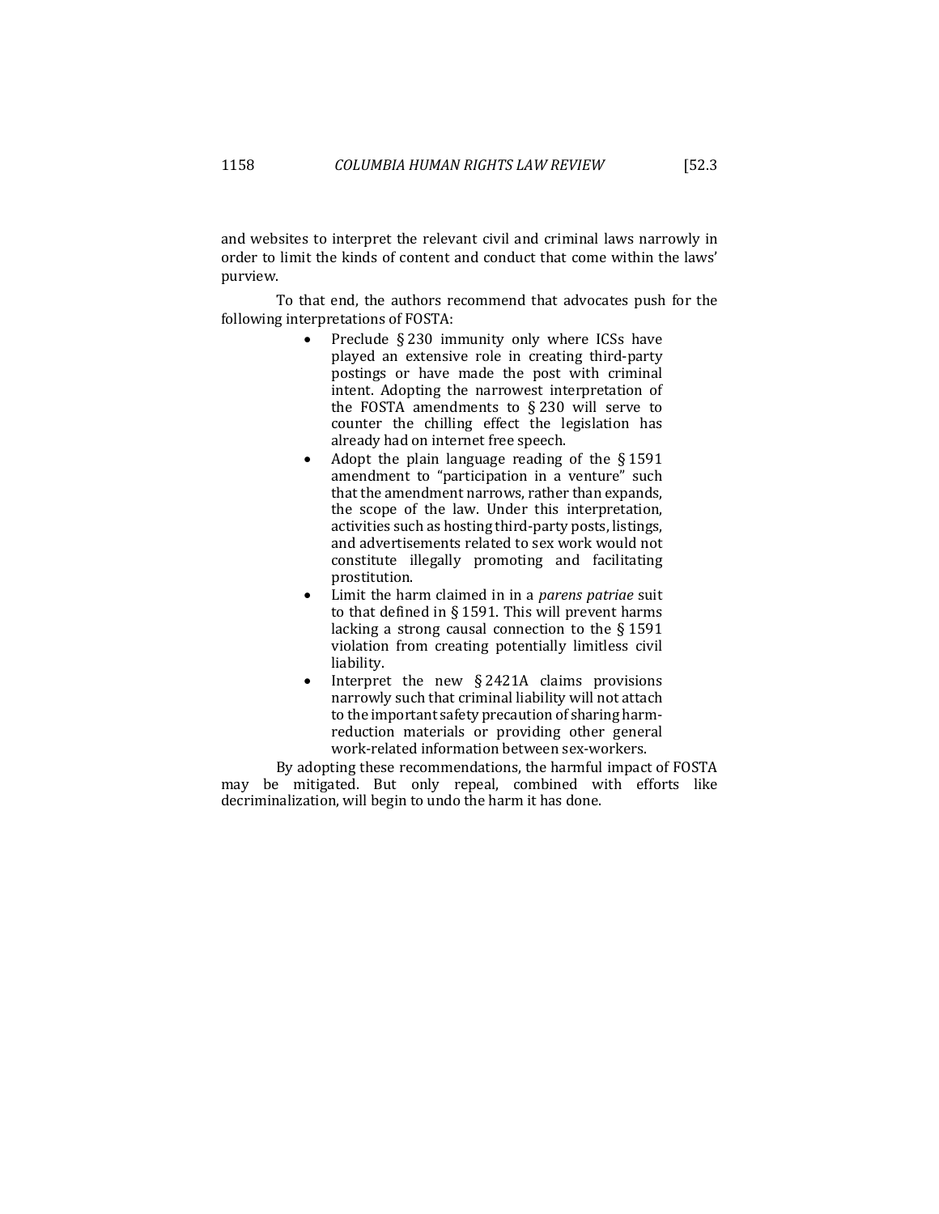and websites to interpret the relevant civil and criminal laws narrowly in order to limit the kinds of content and conduct that come within the laws' purview.

To that end, the authors recommend that advocates push for the following interpretations of FOSTA:

- Preclude § 230 immunity only where ICSs have played an extensive role in creating third-party postings or have made the post with criminal intent. Adopting the narrowest interpretation of the FOSTA amendments to § 230 will serve to counter the chilling effect the legislation has already had on internet free speech.
- Adopt the plain language reading of the § 1591 amendment to "participation in a venture" such that the amendment narrows, rather than expands, the scope of the law. Under this interpretation, activities such as hosting third-party posts, listings, and advertisements related to sex work would not constitute illegally promoting and facilitating prostitution.
- Limit the harm claimed in in a *parens patriae* suit to that defined in § 1591. This will prevent harms lacking a strong causal connection to the § 1591 violation from creating potentially limitless civil liability.
- Interpret the new § 2421A claims provisions narrowly such that criminal liability will not attach to the important safety precaution of sharing harm-reduction materials or providing other general work-related information between sex-workers.

By adopting these recommendations, the harmful impact of FOSTA may be mitigated. But only repeal, combined with efforts like decriminalization, will begin to undo the harm it has done.